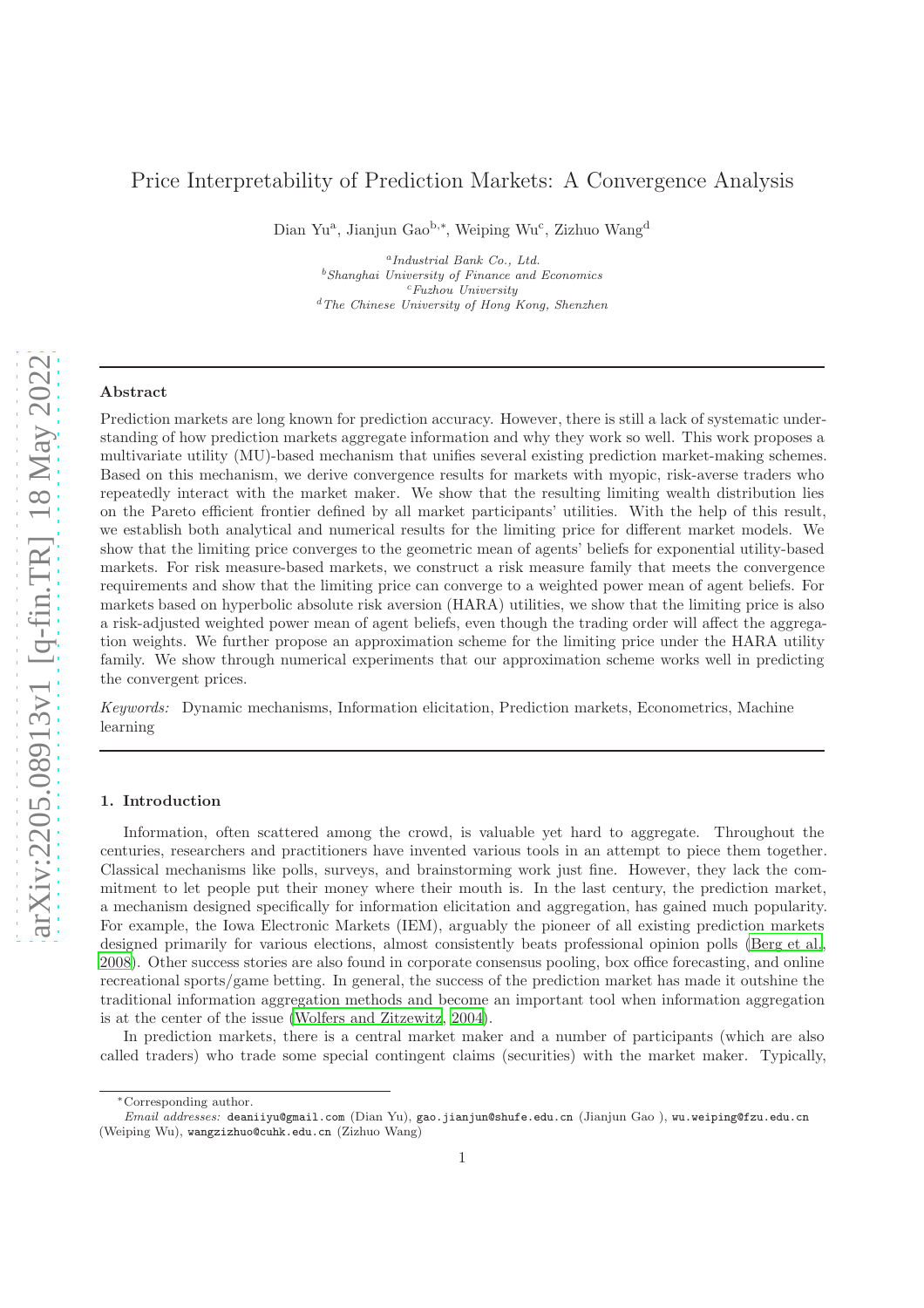# Price Interpretability of Prediction Markets: A Convergence Analysis

Dian Yu[a], Jianjun Gao[b,*], Weiping Wu[c], Zizhuo Wang[d]

[a] *Industrial Bank Co., Ltd.*
[b] *Shanghai University of Finance and Economics*
[c] *Fuzhou University*
[d] *The Chinese University of Hong Kong, Shenzhen*

---

**Abstract**

Prediction markets are long known for prediction accuracy. However, there is still a lack of systematic understanding of how prediction markets aggregate information and why they work so well. This work proposes a multivariate utility (MU)-based mechanism that unifies several existing prediction market-making schemes. Based on this mechanism, we derive convergence results for markets with myopic, risk-averse traders who repeatedly interact with the market maker. We show that the resulting limiting wealth distribution lies on the Pareto efficient frontier defined by all market participants' utilities. With the help of this result, we establish both analytical and numerical results for the limiting price for different market models. We show that the limiting price converges to the geometric mean of agents' beliefs for exponential utility-based markets. For risk measure-based markets, we construct a risk measure family that meets the convergence requirements and show that the limiting price can converge to a weighted power mean of agent beliefs. For markets based on hyperbolic absolute risk aversion (HARA) utilities, we show that the limiting price is also a risk-adjusted weighted power mean of agent beliefs, even though the trading order will affect the aggregation weights. We further propose an approximation scheme for the limiting price under the HARA utility family. We show through numerical experiments that our approximation scheme works well in predicting the convergent prices.

*Keywords:* Dynamic mechanisms, Information elicitation, Prediction markets, Econometrics, Machine learning

---

## 1. Introduction

Information, often scattered among the crowd, is valuable yet hard to aggregate. Throughout the centuries, researchers and practitioners have invented various tools in an attempt to piece them together. Classical mechanisms like polls, surveys, and brainstorming work just fine. However, they lack the commitment to let people put their money where their mouth is. In the last century, the prediction market, a mechanism designed specifically for information elicitation and aggregation, has gained much popularity. For example, the Iowa Electronic Markets (IEM), arguably the pioneer of all existing prediction markets designed primarily for various elections, almost consistently beats professional opinion polls (Berg et al., 2008). Other success stories are also found in corporate consensus pooling, box office forecasting, and online recreational sports/game betting. In general, the success of the prediction market has made it outshine the traditional information aggregation methods and become an important tool when information aggregation is at the center of the issue (Wolfers and Zitzewitz, 2004).

In prediction markets, there is a central market maker and a number of participants (which are also called traders) who trade some special contingent claims (securities) with the market maker. Typically,

---

*Corresponding author.
*Email addresses:* deaniiyu@gmail.com (Dian Yu), gao.jianjun@shufe.edu.cn (Jianjun Gao ), wu.weiping@fzu.edu.cn (Weiping Wu), wangzizhuo@cuhk.edu.cn (Zizhuo Wang)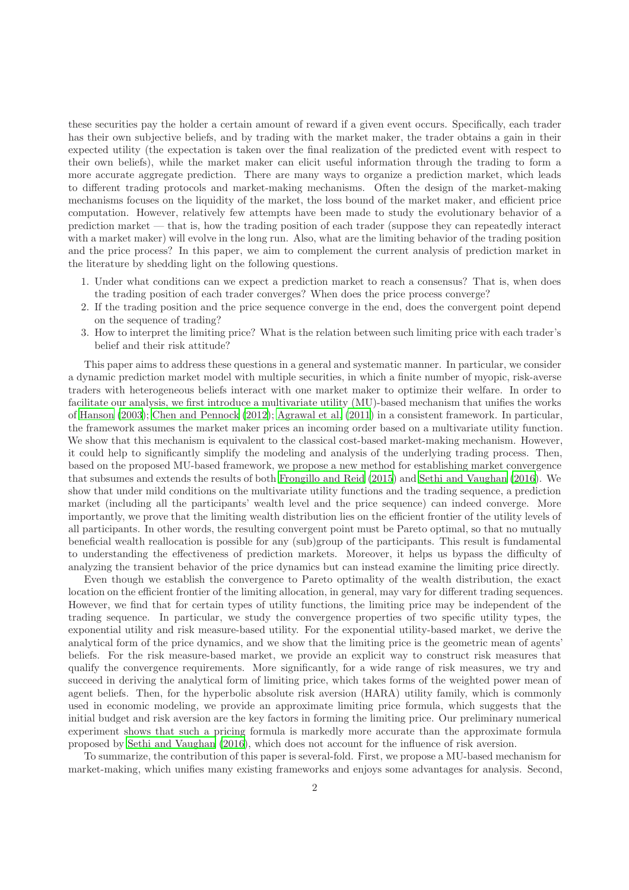these securities pay the holder a certain amount of reward if a given event occurs. Specifically, each trader has their own subjective beliefs, and by trading with the market maker, the trader obtains a gain in their expected utility (the expectation is taken over the final realization of the predicted event with respect to their own beliefs), while the market maker can elicit useful information through the trading to form a more accurate aggregate prediction. There are many ways to organize a prediction market, which leads to different trading protocols and market-making mechanisms. Often the design of the market-making mechanisms focuses on the liquidity of the market, the loss bound of the market maker, and efficient price computation. However, relatively few attempts have been made to study the evolutionary behavior of a prediction market — that is, how the trading position of each trader (suppose they can repeatedly interact with a market maker) will evolve in the long run. Also, what are the limiting behavior of the trading position and the price process? In this paper, we aim to complement the current analysis of prediction market in the literature by shedding light on the following questions.

1. Under what conditions can we expect a prediction market to reach a consensus? That is, when does the trading position of each trader converges? When does the price process converge?
2. If the trading position and the price sequence converge in the end, does the convergent point depend on the sequence of trading?
3. How to interpret the limiting price? What is the relation between such limiting price with each trader's belief and their risk attitude?

This paper aims to address these questions in a general and systematic manner. In particular, we consider a dynamic prediction market model with multiple securities, in which a finite number of myopic, risk-averse traders with heterogeneous beliefs interact with one market maker to optimize their welfare. In order to facilitate our analysis, we first introduce a multivariate utility (MU)-based mechanism that unifies the works of Hanson (2003); Chen and Pennock (2012); Agrawal et al. (2011) in a consistent framework. In particular, the framework assumes the market maker prices an incoming order based on a multivariate utility function. We show that this mechanism is equivalent to the classical cost-based market-making mechanism. However, it could help to significantly simplify the modeling and analysis of the underlying trading process. Then, based on the proposed MU-based framework, we propose a new method for establishing market convergence that subsumes and extends the results of both Frongillo and Reid (2015) and Sethi and Vaughan (2016). We show that under mild conditions on the multivariate utility functions and the trading sequence, a prediction market (including all the participants' wealth level and the price sequence) can indeed converge. More importantly, we prove that the limiting wealth distribution lies on the efficient frontier of the utility levels of all participants. In other words, the resulting convergent point must be Pareto optimal, so that no mutually beneficial wealth reallocation is possible for any (sub)group of the participants. This result is fundamental to understanding the effectiveness of prediction markets. Moreover, it helps us bypass the difficulty of analyzing the transient behavior of the price dynamics but can instead examine the limiting price directly.

Even though we establish the convergence to Pareto optimality of the wealth distribution, the exact location on the efficient frontier of the limiting allocation, in general, may vary for different trading sequences. However, we find that for certain types of utility functions, the limiting price may be independent of the trading sequence. In particular, we study the convergence properties of two specific utility types, the exponential utility and risk measure-based utility. For the exponential utility-based market, we derive the analytical form of the price dynamics, and we show that the limiting price is the geometric mean of agents' beliefs. For the risk measure-based market, we provide an explicit way to construct risk measures that qualify the convergence requirements. More significantly, for a wide range of risk measures, we try and succeed in deriving the analytical form of limiting price, which takes forms of the weighted power mean of agent beliefs. Then, for the hyperbolic absolute risk aversion (HARA) utility family, which is commonly used in economic modeling, we provide an approximate limiting price formula, which suggests that the initial budget and risk aversion are the key factors in forming the limiting price. Our preliminary numerical experiment shows that such a pricing formula is markedly more accurate than the approximate formula proposed by Sethi and Vaughan (2016), which does not account for the influence of risk aversion.

To summarize, the contribution of this paper is several-fold. First, we propose a MU-based mechanism for market-making, which unifies many existing frameworks and enjoys some advantages for analysis. Second,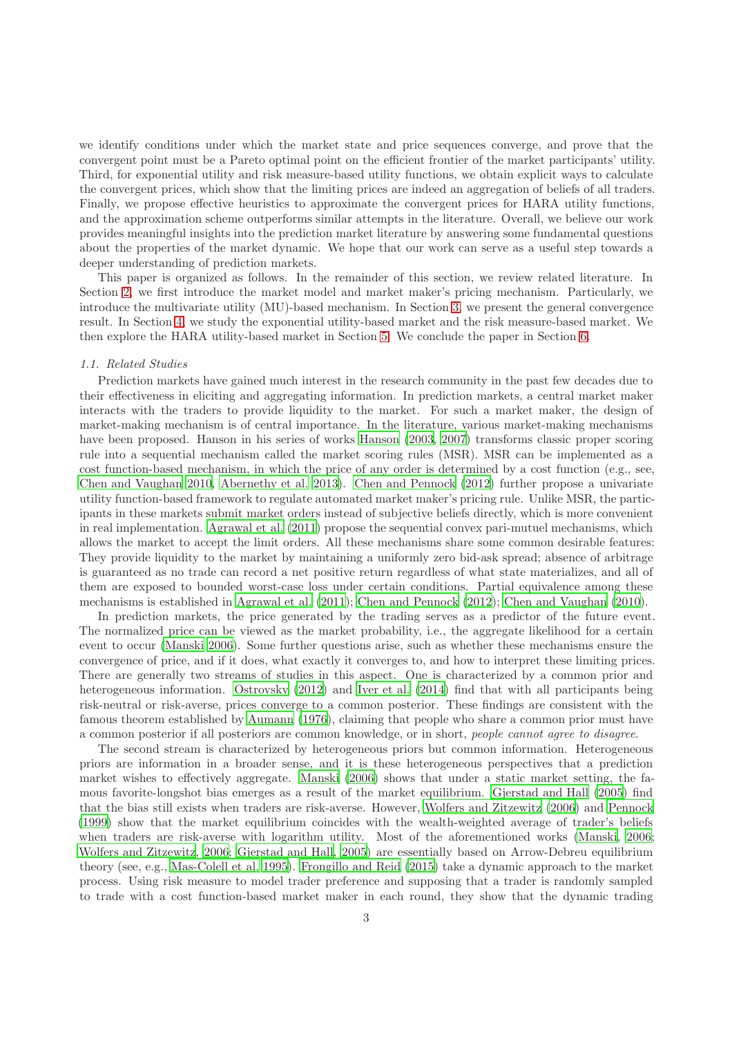we identify conditions under which the market state and price sequences converge, and prove that the convergent point must be a Pareto optimal point on the efficient frontier of the market participants' utility. Third, for exponential utility and risk measure-based utility functions, we obtain explicit ways to calculate the convergent prices, which show that the limiting prices are indeed an aggregation of beliefs of all traders. Finally, we propose effective heuristics to approximate the convergent prices for HARA utility functions, and the approximation scheme outperforms similar attempts in the literature. Overall, we believe our work provides meaningful insights into the prediction market literature by answering some fundamental questions about the properties of the market dynamic. We hope that our work can serve as a useful step towards a deeper understanding of prediction markets.

This paper is organized as follows. In the remainder of this section, we review related literature. In Section 2, we first introduce the market model and market maker's pricing mechanism. Particularly, we introduce the multivariate utility (MU)-based mechanism. In Section 3, we present the general convergence result. In Section 4, we study the exponential utility-based market and the risk measure-based market. We then explore the HARA utility-based market in Section 5. We conclude the paper in Section 6.

### *1.1. Related Studies*

Prediction markets have gained much interest in the research community in the past few decades due to their effectiveness in eliciting and aggregating information. In prediction markets, a central market maker interacts with the traders to provide liquidity to the market. For such a market maker, the design of market-making mechanism is of central importance. In the literature, various market-making mechanisms have been proposed. Hanson in his series of works Hanson (2003, 2007) transforms classic proper scoring rule into a sequential mechanism called the market scoring rules (MSR). MSR can be implemented as a cost function-based mechanism, in which the price of any order is determined by a cost function (e.g., see, Chen and Vaughan 2010, Abernethy et al. 2013). Chen and Pennock (2012) further propose a univariate utility function-based framework to regulate automated market maker's pricing rule. Unlike MSR, the participants in these markets submit market orders instead of subjective beliefs directly, which is more convenient in real implementation. Agrawal et al. (2011) propose the sequential convex pari-mutuel mechanisms, which allows the market to accept the limit orders. All these mechanisms share some common desirable features: They provide liquidity to the market by maintaining a uniformly zero bid-ask spread; absence of arbitrage is guaranteed as no trade can record a net positive return regardless of what state materializes, and all of them are exposed to bounded worst-case loss under certain conditions. Partial equivalence among these mechanisms is established in Agrawal et al. (2011); Chen and Pennock (2012); Chen and Vaughan (2010).

In prediction markets, the price generated by the trading serves as a predictor of the future event. The normalized price can be viewed as the market probability, i.e., the aggregate likelihood for a certain event to occur (Manski 2006). Some further questions arise, such as whether these mechanisms ensure the convergence of price, and if it does, what exactly it converges to, and how to interpret these limiting prices. There are generally two streams of studies in this aspect. One is characterized by a common prior and heterogeneous information. Ostrovsky (2012) and Iyer et al. (2014) find that with all participants being risk-neutral or risk-averse, prices converge to a common posterior. These findings are consistent with the famous theorem established by Aumann (1976), claiming that people who share a common prior must have a common posterior if all posteriors are common knowledge, or in short, *people cannot agree to disagree*.

The second stream is characterized by heterogeneous priors but common information. Heterogeneous priors are information in a broader sense, and it is these heterogeneous perspectives that a prediction market wishes to effectively aggregate. Manski (2006) shows that under a static market setting, the famous favorite-longshot bias emerges as a result of the market equilibrium. Gjerstad and Hall (2005) find that the bias still exists when traders are risk-averse. However, Wolfers and Zitzewitz (2006) and Pennock (1999) show that the market equilibrium coincides with the wealth-weighted average of trader's beliefs when traders are risk-averse with logarithm utility. Most of the aforementioned works (Manski, 2006; Wolfers and Zitzewitz, 2006; Gjerstad and Hall, 2005) are essentially based on Arrow-Debreu equilibrium theory (see, e.g., Mas-Colell et al. 1995). Frongillo and Reid (2015) take a dynamic approach to the market process. Using risk measure to model trader preference and supposing that a trader is randomly sampled to trade with a cost function-based market maker in each round, they show that the dynamic trading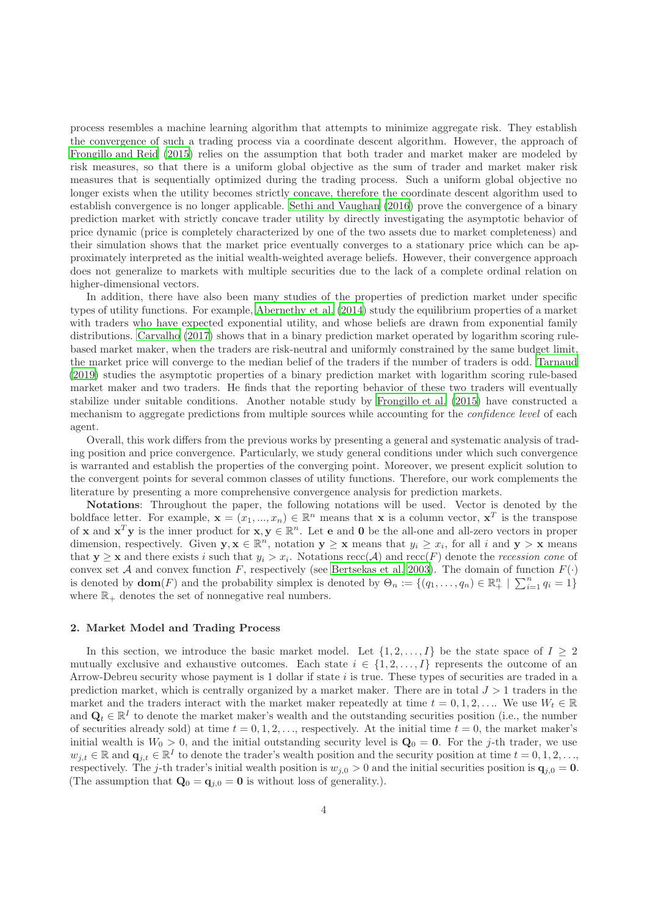process resembles a machine learning algorithm that attempts to minimize aggregate risk. They establish the convergence of such a trading process via a coordinate descent algorithm. However, the approach of Frongillo and Reid (2015) relies on the assumption that both trader and market maker are modeled by risk measures, so that there is a uniform global objective as the sum of trader and market maker risk measures that is sequentially optimized during the trading process. Such a uniform global objective no longer exists when the utility becomes strictly concave, therefore the coordinate descent algorithm used to establish convergence is no longer applicable. Sethi and Vaughan (2016) prove the convergence of a binary prediction market with strictly concave trader utility by directly investigating the asymptotic behavior of price dynamic (price is completely characterized by one of the two assets due to market completeness) and their simulation shows that the market price eventually converges to a stationary price which can be approximately interpreted as the initial wealth-weighted average beliefs. However, their convergence approach does not generalize to markets with multiple securities due to the lack of a complete ordinal relation on higher-dimensional vectors.

In addition, there have also been many studies of the properties of prediction market under specific types of utility functions. For example, Abernethy et al. (2014) study the equilibrium properties of a market with traders who have expected exponential utility, and whose beliefs are drawn from exponential family distributions. Carvalho (2017) shows that in a binary prediction market operated by logarithm scoring rule-based market maker, when the traders are risk-neutral and uniformly constrained by the same budget limit, the market price will converge to the median belief of the traders if the number of traders is odd. Tarnaud (2019) studies the asymptotic properties of a binary prediction market with logarithm scoring rule-based market maker and two traders. He finds that the reporting behavior of these two traders will eventually stabilize under suitable conditions. Another notable study by Frongillo et al. (2015) have constructed a mechanism to aggregate predictions from multiple sources while accounting for the *confidence level* of each agent.

Overall, this work differs from the previous works by presenting a general and systematic analysis of trading position and price convergence. Particularly, we study general conditions under which such convergence is warranted and establish the properties of the converging point. Moreover, we present explicit solution to the convergent points for several common classes of utility functions. Therefore, our work complements the literature by presenting a more comprehensive convergence analysis for prediction markets.

**Notations**: Throughout the paper, the following notations will be used. Vector is denoted by the boldface letter. For example, $\mathbf{x} = (x_1, ..., x_n) \in \mathbb{R}^n$ means that $\mathbf{x}$ is a column vector, $\mathbf{x}^T$ is the transpose of $\mathbf{x}$ and $\mathbf{x}^T\mathbf{y}$ is the inner product for $\mathbf{x}, \mathbf{y} \in \mathbb{R}^n$. Let $\mathbf{e}$ and $\mathbf{0}$ be the all-one and all-zero vectors in proper dimension, respectively. Given $\mathbf{y}, \mathbf{x} \in \mathbb{R}^n$, notation $\mathbf{y} \geq \mathbf{x}$ means that $y_i \geq x_i$, for all $i$ and $\mathbf{y} > \mathbf{x}$ means that $\mathbf{y} \geq \mathbf{x}$ and there exists $i$ such that $y_i > x_i$. Notations $\text{recc}(\mathcal{A})$ and $\text{recc}(F)$ denote the *recession cone* of convex set $\mathcal{A}$ and convex function $F$, respectively (see Bertsekas et al. 2003). The domain of function $F(\cdot)$ is denoted by $\mathbf{dom}(F)$ and the probability simplex is denoted by $\Theta_n := \{(q_1, \ldots, q_n) \in \mathbb{R}^n_+ \mid \sum_{i=1}^n q_i = 1\}$ where $\mathbb{R}_+$ denotes the set of nonnegative real numbers.

## 2. Market Model and Trading Process

In this section, we introduce the basic market model. Let $\{1, 2, \ldots, I\}$ be the state space of $I \geq 2$ mutually exclusive and exhaustive outcomes. Each state $i \in \{1, 2, \ldots, I\}$ represents the outcome of an Arrow-Debreu security whose payment is 1 dollar if state $i$ is true. These types of securities are traded in a prediction market, which is centrally organized by a market maker. There are in total $J > 1$ traders in the market and the traders interact with the market maker repeatedly at time $t = 0, 1, 2, \ldots$. We use $W_t \in \mathbb{R}$ and $\mathbf{Q}_t \in \mathbb{R}^I$ to denote the market maker's wealth and the outstanding securities position (i.e., the number of securities already sold) at time $t = 0, 1, 2, \ldots$, respectively. At the initial time $t = 0$, the market maker's initial wealth is $W_0 > 0$, and the initial outstanding security level is $\mathbf{Q}_0 = \mathbf{0}$. For the $j$-th trader, we use $w_{j,t} \in \mathbb{R}$ and $\mathbf{q}_{j,t} \in \mathbb{R}^I$ to denote the trader's wealth position and the security position at time $t = 0, 1, 2, \ldots$, respectively. The $j$-th trader's initial wealth position is $w_{j,0} > 0$ and the initial securities position is $\mathbf{q}_{j,0} = \mathbf{0}$. (The assumption that $\mathbf{Q}_0 = \mathbf{q}_{j,0} = \mathbf{0}$ is without loss of generality.).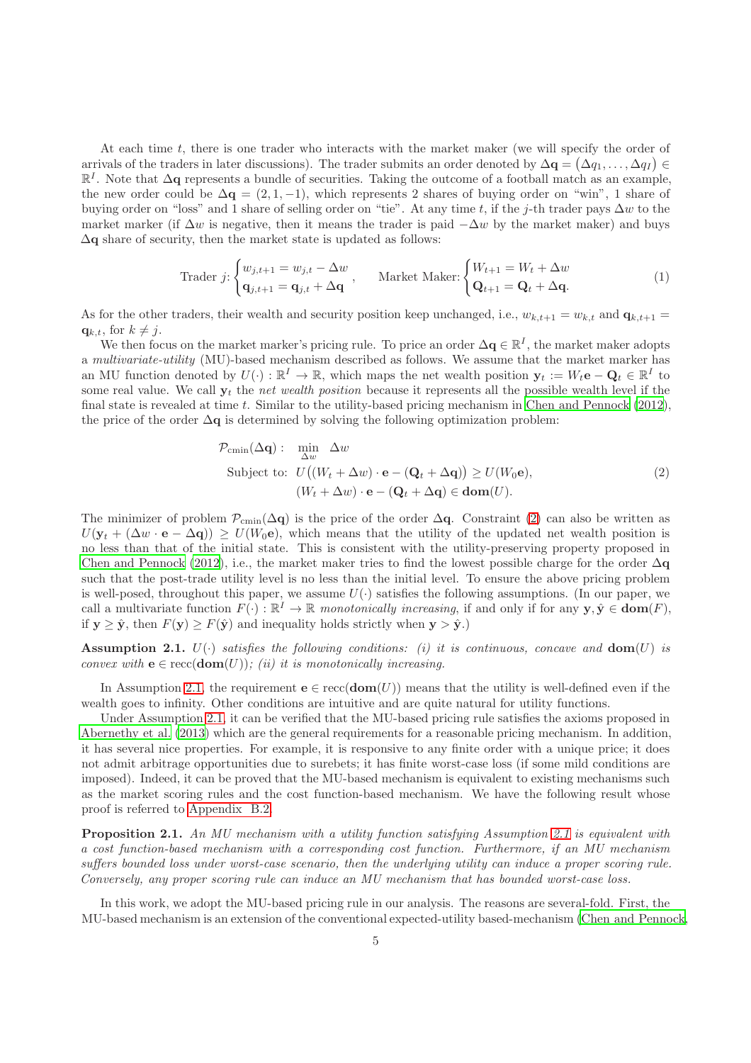At each time $t$, there is one trader who interacts with the market maker (we will specify the order of arrivals of the traders in later discussions). The trader submits an order denoted by $\Delta\mathbf{q} = (\Delta q_1, \ldots, \Delta q_I) \in \mathbb{R}^I$. Note that $\Delta\mathbf{q}$ represents a bundle of securities. Taking the outcome of a football match as an example, the new order could be $\Delta\mathbf{q} = (2, 1, -1)$, which represents 2 shares of buying order on "win", 1 share of buying order on "loss" and 1 share of selling order on "tie". At any time $t$, if the $j$-th trader pays $\Delta w$ to the market marker (if $\Delta w$ is negative, then it means the trader is paid $-\Delta w$ by the market maker) and buys $\Delta\mathbf{q}$ share of security, then the market state is updated as follows:

$$
\text{Trader } j\text{:} \begin{cases} w_{j,t+1} = w_{j,t} - \Delta w \\ \mathbf{q}_{j,t+1} = \mathbf{q}_{j,t} + \Delta\mathbf{q} \end{cases}, \qquad \text{Market Maker:} \begin{cases} W_{t+1} = W_t + \Delta w \\ \mathbf{Q}_{t+1} = \mathbf{Q}_t + \Delta\mathbf{q}. \end{cases} \tag{1}
$$

As for the other traders, their wealth and security position keep unchanged, i.e., $w_{k,t+1} = w_{k,t}$ and $\mathbf{q}_{k,t+1} = \mathbf{q}_{k,t}$, for $k \neq j$.

We then focus on the market marker's pricing rule. To price an order $\Delta\mathbf{q} \in \mathbb{R}^I$, the market maker adopts a *multivariate-utility* (MU)-based mechanism described as follows. We assume that the market marker has an MU function denoted by $U(\cdot) : \mathbb{R}^I \to \mathbb{R}$, which maps the net wealth position $\mathbf{y}_t := W_t\mathbf{e} - \mathbf{Q}_t \in \mathbb{R}^I$ to some real value. We call $\mathbf{y}_t$ the *net wealth position* because it represents all the possible wealth level if the final state is revealed at time $t$. Similar to the utility-based pricing mechanism in Chen and Pennock (2012), the price of the order $\Delta\mathbf{q}$ is determined by solving the following optimization problem:

$$
\begin{aligned}
\mathcal{P}_{\text{cmin}}(\Delta\mathbf{q}) : \quad & \min_{\Delta w} \quad \Delta w \\
\text{Subject to:} \quad & U\big((W_t + \Delta w) \cdot \mathbf{e} - (\mathbf{Q}_t + \Delta\mathbf{q})\big) \geq U(W_0\mathbf{e}), \\
& (W_t + \Delta w) \cdot \mathbf{e} - (\mathbf{Q}_t + \Delta\mathbf{q}) \in \mathbf{dom}(U).
\end{aligned} \tag{2}
$$

The minimizer of problem $\mathcal{P}_{\text{cmin}}(\Delta\mathbf{q})$ is the price of the order $\Delta\mathbf{q}$. Constraint (2) can also be written as $U(\mathbf{y}_t + (\Delta w \cdot \mathbf{e} - \Delta\mathbf{q})) \geq U(W_0\mathbf{e})$, which means that the utility of the updated net wealth position is no less than that of the initial state. This is consistent with the utility-preserving property proposed in Chen and Pennock (2012), i.e., the market maker tries to find the lowest possible charge for the order $\Delta\mathbf{q}$ such that the post-trade utility level is no less than the initial level. To ensure the above pricing problem is well-posed, throughout this paper, we assume $U(\cdot)$ satisfies the following assumptions. (In our paper, we call a multivariate function $F(\cdot) : \mathbb{R}^I \to \mathbb{R}$ *monotonically increasing*, if and only if for any $\mathbf{y}, \hat{\mathbf{y}} \in \mathbf{dom}(F)$, if $\mathbf{y} \geq \hat{\mathbf{y}}$, then $F(\mathbf{y}) \geq F(\hat{\mathbf{y}})$ and inequality holds strictly when $\mathbf{y} > \hat{\mathbf{y}}$.)

**Assumption 2.1.** *$U(\cdot)$ satisfies the following conditions: (i) it is continuous, concave and $\mathbf{dom}(U)$ is convex with $\mathbf{e} \in \text{recc}(\mathbf{dom}(U))$; (ii) it is monotonically increasing.*

In Assumption 2.1, the requirement $\mathbf{e} \in \text{recc}(\mathbf{dom}(U))$ means that the utility is well-defined even if the wealth goes to infinity. Other conditions are intuitive and are quite natural for utility functions.

Under Assumption 2.1, it can be verified that the MU-based pricing rule satisfies the axioms proposed in Abernethy et al. (2013) which are the general requirements for a reasonable pricing mechanism. In addition, it has several nice properties. For example, it is responsive to any finite order with a unique price; it does not admit arbitrage opportunities due to surebets; it has finite worst-case loss (if some mild conditions are imposed). Indeed, it can be proved that the MU-based mechanism is equivalent to existing mechanisms such as the market scoring rules and the cost function-based mechanism. We have the following result whose proof is referred to Appendix B.2.

**Proposition 2.1.** *An MU mechanism with a utility function satisfying Assumption 2.1 is equivalent with a cost function-based mechanism with a corresponding cost function. Furthermore, if an MU mechanism suffers bounded loss under worst-case scenario, then the underlying utility can induce a proper scoring rule. Conversely, any proper scoring rule can induce an MU mechanism that has bounded worst-case loss.*

In this work, we adopt the MU-based pricing rule in our analysis. The reasons are several-fold. First, the MU-based mechanism is an extension of the conventional expected-utility based-mechanism (Chen and Pennock,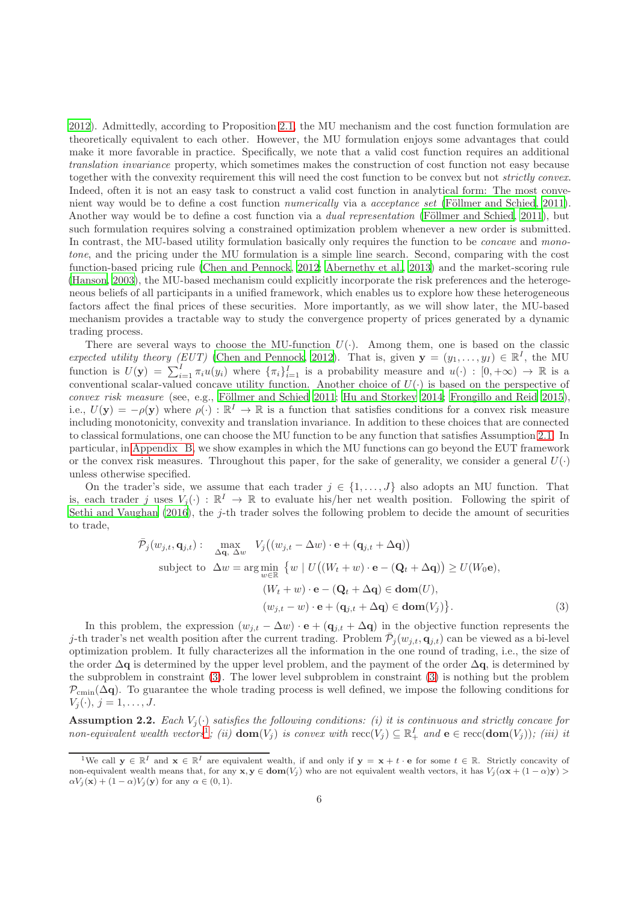2012). Admittedly, according to Proposition 2.1, the MU mechanism and the cost function formulation are theoretically equivalent to each other. However, the MU formulation enjoys some advantages that could make it more favorable in practice. Specifically, we note that a valid cost function requires an additional *translation invariance* property, which sometimes makes the construction of cost function not easy because together with the convexity requirement this will need the cost function to be convex but not *strictly convex*. Indeed, often it is not an easy task to construct a valid cost function in analytical form: The most convenient way would be to define a cost function *numerically* via a *acceptance set* (Föllmer and Schied, 2011). Another way would be to define a cost function via a *dual representation* (Föllmer and Schied, 2011), but such formulation requires solving a constrained optimization problem whenever a new order is submitted. In contrast, the MU-based utility formulation basically only requires the function to be *concave* and *monotone*, and the pricing under the MU formulation is a simple line search. Second, comparing with the cost function-based pricing rule (Chen and Pennock, 2012; Abernethy et al., 2013) and the market-scoring rule (Hanson, 2003), the MU-based mechanism could explicitly incorporate the risk preferences and the heterogeneous beliefs of all participants in a unified framework, which enables us to explore how these heterogeneous factors affect the final prices of these securities. More importantly, as we will show later, the MU-based mechanism provides a tractable way to study the convergence property of prices generated by a dynamic trading process.

There are several ways to choose the MU-function $U(\cdot)$. Among them, one is based on the classic *expected utility theory (EUT)* (Chen and Pennock, 2012). That is, given $\mathbf{y} = (y_1, \ldots, y_I) \in \mathbb{R}^I$, the MU function is $U(\mathbf{y}) = \sum_{i=1}^{I} \pi_i u(y_i)$ where $\{\pi_i\}_{i=1}^I$ is a probability measure and $u(\cdot) : [0, +\infty) \to \mathbb{R}$ is a conventional scalar-valued concave utility function. Another choice of $U(\cdot)$ is based on the perspective of *convex risk measure* (see, e.g., Föllmer and Schied 2011; Hu and Storkey 2014; Frongillo and Reid 2015), i.e., $U(\mathbf{y}) = -\rho(\mathbf{y})$ where $\rho(\cdot) : \mathbb{R}^I \to \mathbb{R}$ is a function that satisfies conditions for a convex risk measure including monotonicity, convexity and translation invariance. In addition to these choices that are connected to classical formulations, one can choose the MU function to be any function that satisfies Assumption 2.1. In particular, in Appendix B, we show examples in which the MU functions can go beyond the EUT framework or the convex risk measures. Throughout this paper, for the sake of generality, we consider a general $U(\cdot)$ unless otherwise specified.

On the trader's side, we assume that each trader $j \in \{1, \ldots, J\}$ also adopts an MU function. That is, each trader $j$ uses $V_j(\cdot) : \mathbb{R}^I \to \mathbb{R}$ to evaluate his/her net wealth position. Following the spirit of Sethi and Vaughan (2016), the $j$-th trader solves the following problem to decide the amount of securities to trade,

$$
\begin{aligned}
\bar{\mathcal{P}}_j(w_{j,t}, \mathbf{q}_{j,t}) : \quad & \max_{\Delta \mathbf{q},\, \Delta w} \quad V_j\big((w_{j,t} - \Delta w) \cdot \mathbf{e} + (\mathbf{q}_{j,t} + \Delta \mathbf{q})\big) \\
& \text{subject to} \;\; \Delta w = \arg\min_{w \in \mathbb{R}} \; \big\{ w \mid U\big((W_t + w) \cdot \mathbf{e} - (\mathbf{Q}_t + \Delta \mathbf{q})\big) \ge U(W_0 \mathbf{e}), \\
& \qquad\qquad (W_t + w) \cdot \mathbf{e} - (\mathbf{Q}_t + \Delta \mathbf{q}) \in \mathbf{dom}(U), \\
& \qquad\qquad (w_{j,t} - w) \cdot \mathbf{e} + (\mathbf{q}_{j,t} + \Delta \mathbf{q}) \in \mathbf{dom}(V_j) \big\}. \qquad (3)
\end{aligned}
$$

In this problem, the expression $(w_{j,t} - \Delta w) \cdot \mathbf{e} + (\mathbf{q}_{j,t} + \Delta \mathbf{q})$ in the objective function represents the $j$-th trader's net wealth position after the current trading. Problem $\bar{\mathcal{P}}_j(w_{j,t}, \mathbf{q}_{j,t})$ can be viewed as a bi-level optimization problem. It fully characterizes all the information in the one round of trading, i.e., the size of the order $\Delta \mathbf{q}$ is determined by the upper level problem, and the payment of the order $\Delta \mathbf{q}$, is determined by the subproblem in constraint (3). The lower level subproblem in constraint (3) is nothing but the problem $\mathcal{P}_{\text{cmin}}(\Delta \mathbf{q})$. To guarantee the whole trading process is well defined, we impose the following conditions for $V_j(\cdot)$, $j = 1, \ldots, J$.

**Assumption 2.2.** *Each $V_j(\cdot)$ satisfies the following conditions: (i) it is continuous and strictly concave for non-equivalent wealth vectors*[1]*; (ii) $\mathbf{dom}(V_j)$ is convex with $\text{recc}(V_j) \subseteq \mathbb{R}_+^I$ and $\mathbf{e} \in \text{recc}(\mathbf{dom}(V_j))$; (iii) it*

[1]We call $\mathbf{y} \in \mathbb{R}^I$ and $\mathbf{x} \in \mathbb{R}^I$ are equivalent wealth, if and only if $\mathbf{y} = \mathbf{x} + t \cdot \mathbf{e}$ for some $t \in \mathbb{R}$. Strictly concavity of non-equivalent wealth means that, for any $\mathbf{x}, \mathbf{y} \in \mathbf{dom}(V_j)$ who are not equivalent wealth vectors, it has $V_j(\alpha \mathbf{x} + (1 - \alpha)\mathbf{y}) > \alpha V_j(\mathbf{x}) + (1 - \alpha) V_j(\mathbf{y})$ for any $\alpha \in (0, 1)$.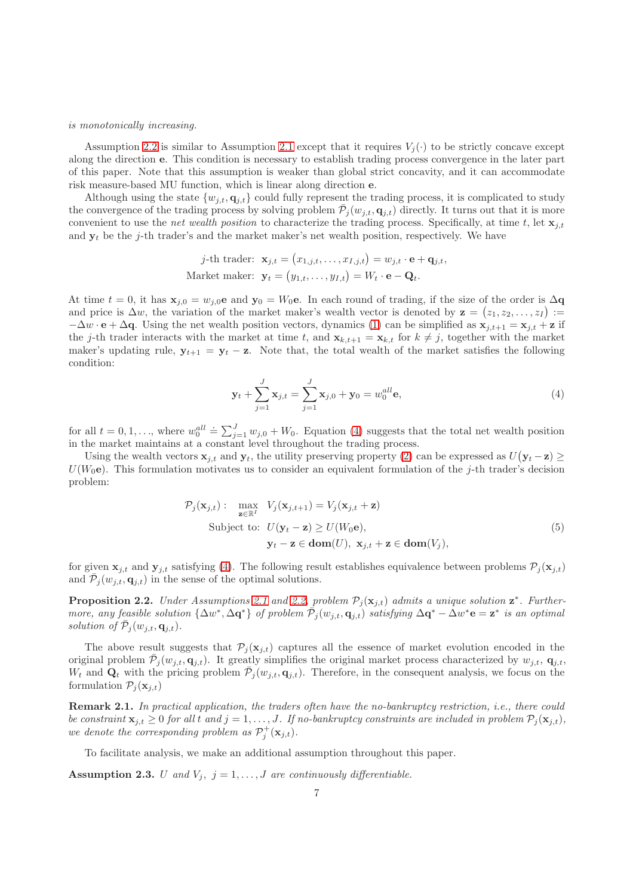*is monotonically increasing.*

Assumption 2.2 is similar to Assumption 2.1 except that it requires $V_j(\cdot)$ to be strictly concave except along the direction $\mathbf{e}$. This condition is necessary to establish trading process convergence in the later part of this paper. Note that this assumption is weaker than global strict concavity, and it can accommodate risk measure-based MU function, which is linear along direction $\mathbf{e}$.

Although using the state $\{w_{j,t}, \mathbf{q}_{j,t}\}$ could fully represent the trading process, it is complicated to study the convergence of the trading process by solving problem $\bar{\mathcal{P}}_j(w_{j,t}, \mathbf{q}_{j,t})$ directly. It turns out that it is more convenient to use the *net wealth position* to characterize the trading process. Specifically, at time $t$, let $\mathbf{x}_{j,t}$ and $\mathbf{y}_t$ be the $j$-th trader's and the market maker's net wealth position, respectively. We have

$$
\begin{aligned}
j\text{-th trader: } \ \mathbf{x}_{j,t} &= \big(x_{1,j,t}, \ldots, x_{I,j,t}\big) = w_{j,t} \cdot \mathbf{e} + \mathbf{q}_{j,t}, \\
\text{Market maker: } \ \mathbf{y}_t &= \big(y_{1,t}, \ldots, y_{I,t}\big) = W_t \cdot \mathbf{e} - \mathbf{Q}_t.
\end{aligned}
$$

At time $t = 0$, it has $\mathbf{x}_{j,0} = w_{j,0}\mathbf{e}$ and $\mathbf{y}_0 = W_0\mathbf{e}$. In each round of trading, if the size of the order is $\Delta\mathbf{q}$ and price is $\Delta w$, the variation of the market maker's wealth vector is denoted by $\mathbf{z} = \big(z_1, z_2, \ldots, z_I\big) := -\Delta w \cdot \mathbf{e} + \Delta\mathbf{q}$. Using the net wealth position vectors, dynamics (1) can be simplified as $\mathbf{x}_{j,t+1} = \mathbf{x}_{j,t} + \mathbf{z}$ if the $j$-th trader interacts with the market at time $t$, and $\mathbf{x}_{k,t+1} = \mathbf{x}_{k,t}$ for $k \neq j$, together with the market maker's updating rule, $\mathbf{y}_{t+1} = \mathbf{y}_t - \mathbf{z}$. Note that, the total wealth of the market satisfies the following condition:

$$
\mathbf{y}_t + \sum_{j=1}^{J} \mathbf{x}_{j,t} = \sum_{j=1}^{J} \mathbf{x}_{j,0} + \mathbf{y}_0 = w_0^{all}\mathbf{e}, \tag{4}
$$

for all $t = 0, 1, \ldots$, where $w_0^{all} \doteq \sum_{j=1}^{J} w_{j,0} + W_0$. Equation (4) suggests that the total net wealth position in the market maintains at a constant level throughout the trading process.

Using the wealth vectors $\mathbf{x}_{j,t}$ and $\mathbf{y}_t$, the utility preserving property (2) can be expressed as $U\big(\mathbf{y}_t - \mathbf{z}\big) \geq U(W_0\mathbf{e})$. This formulation motivates us to consider an equivalent formulation of the $j$-th trader's decision problem:

$$
\begin{aligned}
\mathcal{P}_j(\mathbf{x}_{j,t}) : \quad & \max_{\mathbf{z} \in \mathbb{R}^I} \ V_j(\mathbf{x}_{j,t+1}) = V_j(\mathbf{x}_{j,t} + \mathbf{z}) \\
& \text{Subject to: } \ U(\mathbf{y}_t - \mathbf{z}) \geq U(W_0\mathbf{e}), \\
& \qquad\qquad\quad \mathbf{y}_t - \mathbf{z} \in \mathbf{dom}(U), \ \mathbf{x}_{j,t} + \mathbf{z} \in \mathbf{dom}(V_j),
\end{aligned} \tag{5}
$$

for given $\mathbf{x}_{j,t}$ and $\mathbf{y}_{j,t}$ satisfying (4). The following result establishes equivalence between problems $\mathcal{P}_j(\mathbf{x}_{j,t})$ and $\bar{\mathcal{P}}_j(w_{j,t}, \mathbf{q}_{j,t})$ in the sense of the optimal solutions.

**Proposition 2.2.** *Under Assumptions 2.1 and 2.2, problem $\mathcal{P}_j(\mathbf{x}_{j,t})$ admits a unique solution $\mathbf{z}^*$. Furthermore, any feasible solution $\{\Delta w^*, \Delta\mathbf{q}^*\}$ of problem $\bar{\mathcal{P}}_j(w_{j,t}, \mathbf{q}_{j,t})$ satisfying $\Delta\mathbf{q}^* - \Delta w^*\mathbf{e} = \mathbf{z}^*$ is an optimal solution of $\bar{\mathcal{P}}_j(w_{j,t}, \mathbf{q}_{j,t})$.*

The above result suggests that $\mathcal{P}_j(\mathbf{x}_{j,t})$ captures all the essence of market evolution encoded in the original problem $\bar{\mathcal{P}}_j(w_{j,t}, \mathbf{q}_{j,t})$. It greatly simplifies the original market process characterized by $w_{j,t}$, $\mathbf{q}_{j,t}$, $W_t$ and $\mathbf{Q}_t$ with the pricing problem $\bar{\mathcal{P}}_j(w_{j,t}, \mathbf{q}_{j,t})$. Therefore, in the consequent analysis, we focus on the formulation $\mathcal{P}_j(\mathbf{x}_{j,t})$

**Remark 2.1.** *In practical application, the traders often have the no-bankruptcy restriction, i.e., there could be constraint $\mathbf{x}_{j,t} \geq 0$ for all $t$ and $j = 1, \ldots, J$. If no-bankruptcy constraints are included in problem $\mathcal{P}_j(\mathbf{x}_{j,t})$, we denote the corresponding problem as $\mathcal{P}_j^+(\mathbf{x}_{j,t})$.*

To facilitate analysis, we make an additional assumption throughout this paper.

**Assumption 2.3.** *$U$ and $V_j$, $j = 1, \ldots, J$ are continuously differentiable.*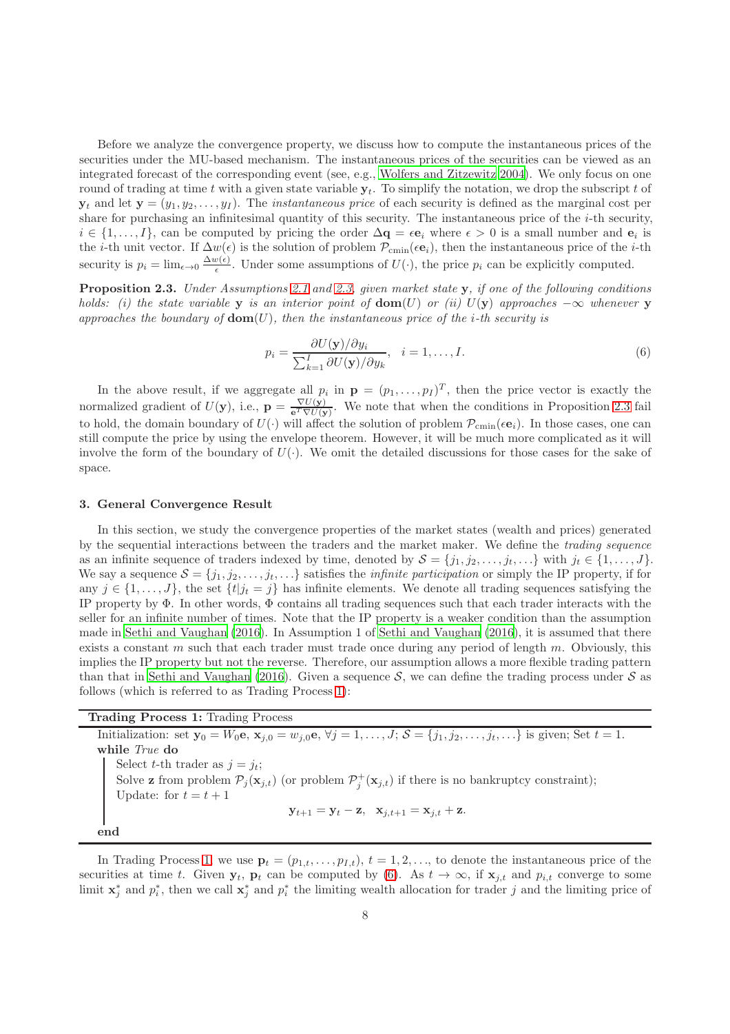Before we analyze the convergence property, we discuss how to compute the instantaneous prices of the securities under the MU-based mechanism. The instantaneous prices of the securities can be viewed as an integrated forecast of the corresponding event (see, e.g., Wolfers and Zitzewitz 2004). We only focus on one round of trading at time $t$ with a given state variable $\mathbf{y}_t$. To simplify the notation, we drop the subscript $t$ of $\mathbf{y}_t$ and let $\mathbf{y} = (y_1, y_2, \ldots, y_I)$. The *instantaneous price* of each security is defined as the marginal cost per share for purchasing an infinitesimal quantity of this security. The instantaneous price of the $i$-th security, $i \in \{1, \ldots, I\}$, can be computed by pricing the order $\Delta\mathbf{q} = \epsilon\mathbf{e}_i$ where $\epsilon > 0$ is a small number and $\mathbf{e}_i$ is the $i$-th unit vector. If $\Delta w(\epsilon)$ is the solution of problem $\mathcal{P}_{\text{cmin}}(\epsilon\mathbf{e}_i)$, then the instantaneous price of the $i$-th security is $p_i = \lim_{\epsilon \to 0} \frac{\Delta w(\epsilon)}{\epsilon}$. Under some assumptions of $U(\cdot)$, the price $p_i$ can be explicitly computed.

**Proposition 2.3.** *Under Assumptions 2.1 and 2.3, given market state $\mathbf{y}$, if one of the following conditions holds: (i) the state variable $\mathbf{y}$ is an interior point of $\mathbf{dom}(U)$ or (ii) $U(\mathbf{y})$ approaches $-\infty$ whenever $\mathbf{y}$ approaches the boundary of $\mathbf{dom}(U)$, then the instantaneous price of the $i$-th security is*

$$p_i = \frac{\partial U(\mathbf{y})/\partial y_i}{\sum_{k=1}^{I} \partial U(\mathbf{y})/\partial y_k}, \quad i = 1, \ldots, I. \tag{6}$$

In the above result, if we aggregate all $p_i$ in $\mathbf{p} = (p_1, \ldots, p_I)^T$, then the price vector is exactly the normalized gradient of $U(\mathbf{y})$, i.e., $\mathbf{p} = \frac{\nabla U(\mathbf{y})}{\mathbf{e}^T \nabla U(\mathbf{y})}$. We note that when the conditions in Proposition 2.3 fail to hold, the domain boundary of $U(\cdot)$ will affect the solution of problem $\mathcal{P}_{\text{cmin}}(\epsilon\mathbf{e}_i)$. In those cases, one can still compute the price by using the envelope theorem. However, it will be much more complicated as it will involve the form of the boundary of $U(\cdot)$. We omit the detailed discussions for those cases for the sake of space.

## 3. General Convergence Result

In this section, we study the convergence properties of the market states (wealth and prices) generated by the sequential interactions between the traders and the market maker. We define the *trading sequence* as an infinite sequence of traders indexed by time, denoted by $\mathcal{S} = \{j_1, j_2, \ldots, j_t, \ldots\}$ with $j_t \in \{1, \ldots, J\}$. We say a sequence $\mathcal{S} = \{j_1, j_2, \ldots, j_t, \ldots\}$ satisfies the *infinite participation* or simply the IP property, if for any $j \in \{1, \ldots, J\}$, the set $\{t | j_t = j\}$ has infinite elements. We denote all trading sequences satisfying the IP property by $\Phi$. In other words, $\Phi$ contains all trading sequences such that each trader interacts with the seller for an infinite number of times. Note that the IP property is a weaker condition than the assumption made in Sethi and Vaughan (2016). In Assumption 1 of Sethi and Vaughan (2016), it is assumed that there exists a constant $m$ such that each trader must trade once during any period of length $m$. Obviously, this implies the IP property but not the reverse. Therefore, our assumption allows a more flexible trading pattern than that in Sethi and Vaughan (2016). Given a sequence $\mathcal{S}$, we can define the trading process under $\mathcal{S}$ as follows (which is referred to as Trading Process 1):

```
Trading Process 1: Trading Process
Initialization: set y_0 = W_0 e, x_{j,0} = w_{j,0} e, ∀j = 1,...,J; S = {j_1, j_2, ..., j_t, ...} is given; Set t = 1.
while True do
    Select t-th trader as j = j_t;
    Solve z from problem P_j(x_{j,t}) (or problem P_j^+(x_{j,t}) if there is no bankruptcy constraint);
    Update: for t = t + 1
        y_{t+1} = y_t − z,   x_{j,t+1} = x_{j,t} + z.
end
```

In Trading Process 1, we use $\mathbf{p}_t = (p_{1,t}, \ldots, p_{I,t})$, $t = 1, 2, \ldots$, to denote the instantaneous price of the securities at time $t$. Given $\mathbf{y}_t$, $\mathbf{p}_t$ can be computed by (6). As $t \to \infty$, if $\mathbf{x}_{j,t}$ and $p_{i,t}$ converge to some limit $\mathbf{x}_j^*$ and $p_i^*$, then we call $\mathbf{x}_j^*$ and $p_i^*$ the limiting wealth allocation for trader $j$ and the limiting price of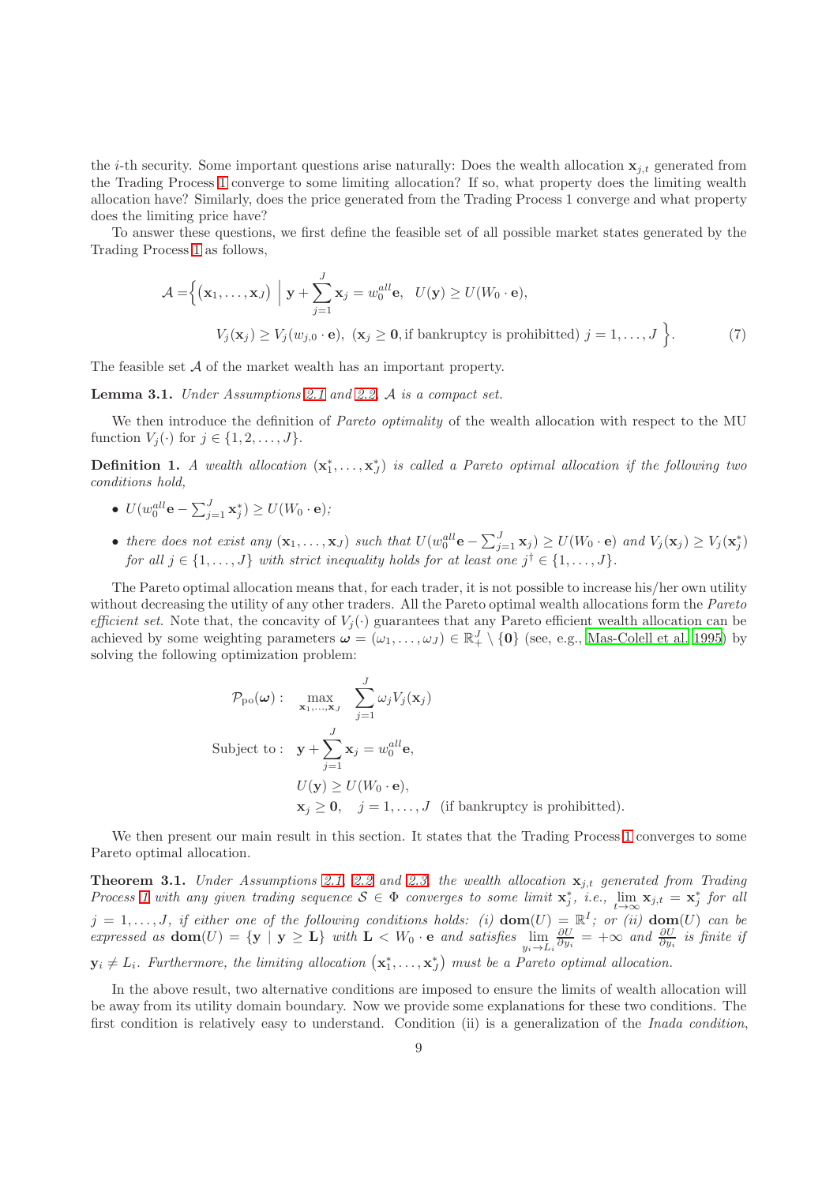the $i$-th security. Some important questions arise naturally: Does the wealth allocation $\mathbf{x}_{j,t}$ generated from the Trading Process 1 converge to some limiting allocation? If so, what property does the limiting wealth allocation have? Similarly, does the price generated from the Trading Process 1 converge and what property does the limiting price have?

To answer these questions, we first define the feasible set of all possible market states generated by the Trading Process 1 as follows,

$$
\begin{aligned}
\mathcal{A} =\Big\{(\mathbf{x}_1,\dots,\mathbf{x}_J) \ \Big|\ & \mathbf{y}+\sum_{j=1}^{J}\mathbf{x}_j = w_0^{all}\mathbf{e},\ \ U(\mathbf{y})\geq U(W_0\cdot\mathbf{e}),\\
& V_j(\mathbf{x}_j)\geq V_j(w_{j,0}\cdot\mathbf{e}),\ (\mathbf{x}_j\geq \mathbf{0}, \text{if bankruptcy is prohibitted})\ j=1,\dots,J\Big\}.
\end{aligned}
\tag{7}
$$

The feasible set $\mathcal{A}$ of the market wealth has an important property.

**Lemma 3.1.** *Under Assumptions 2.1 and 2.2, $\mathcal{A}$ is a compact set.*

We then introduce the definition of *Pareto optimality* of the wealth allocation with respect to the MU function $V_j(\cdot)$ for $j\in\{1,2,\dots,J\}$.

**Definition 1.** *A wealth allocation $(\mathbf{x}_1^*,\dots,\mathbf{x}_J^*)$ is called a Pareto optimal allocation if the following two conditions hold,*

- $U(w_0^{all}\mathbf{e}-\sum_{j=1}^{J}\mathbf{x}_j^*)\geq U(W_0\cdot\mathbf{e})$;
- *there does not exist any $(\mathbf{x}_1,\dots,\mathbf{x}_J)$ such that $U(w_0^{all}\mathbf{e}-\sum_{j=1}^{J}\mathbf{x}_j)\geq U(W_0\cdot\mathbf{e})$ and $V_j(\mathbf{x}_j)\geq V_j(\mathbf{x}_j^*)$ for all $j\in\{1,\dots,J\}$ with strict inequality holds for at least one $j^\dagger\in\{1,\dots,J\}$.*

The Pareto optimal allocation means that, for each trader, it is not possible to increase his/her own utility without decreasing the utility of any other traders. All the Pareto optimal wealth allocations form the *Pareto efficient set*. Note that, the concavity of $V_j(\cdot)$ guarantees that any Pareto efficient wealth allocation can be achieved by some weighting parameters $\boldsymbol{\omega}=(\omega_1,\dots,\omega_J)\in\mathbb{R}_+^J\setminus\{\mathbf{0}\}$ (see, e.g., Mas-Colell et al. 1995) by solving the following optimization problem:

$$
\begin{aligned}
\mathcal{P}_{\rm po}(\boldsymbol{\omega}):\quad & \max_{\mathbf{x}_1,\dots,\mathbf{x}_J}\ \sum_{j=1}^{J}\omega_j V_j(\mathbf{x}_j)\\
\text{Subject to}:\quad & \mathbf{y}+\sum_{j=1}^{J}\mathbf{x}_j = w_0^{all}\mathbf{e},\\
& U(\mathbf{y})\geq U(W_0\cdot\mathbf{e}),\\
& \mathbf{x}_j\geq\mathbf{0},\quad j=1,\dots,J\ \ \text{(if bankruptcy is prohibitted)}.
\end{aligned}
$$

We then present our main result in this section. It states that the Trading Process 1 converges to some Pareto optimal allocation.

**Theorem 3.1.** *Under Assumptions 2.1, 2.2 and 2.3, the wealth allocation $\mathbf{x}_{j,t}$ generated from Trading Process 1 with any given trading sequence $\mathcal{S}\in\Phi$ converges to some limit $\mathbf{x}_j^*$, i.e., $\lim_{t\to\infty}\mathbf{x}_{j,t}=\mathbf{x}_j^*$ for all $j=1,\dots,J$, if either one of the following conditions holds: (i) $\mathbf{dom}(U)=\mathbb{R}^I$; or (ii) $\mathbf{dom}(U)$ can be expressed as $\mathbf{dom}(U)=\{\mathbf{y}\mid\mathbf{y}\geq\mathbf{L}\}$ with $\mathbf{L}<W_0\cdot\mathbf{e}$ and satisfies $\lim_{y_i\to L_i}\frac{\partial U}{\partial y_i}=+\infty$ and $\frac{\partial U}{\partial y_i}$ is finite if $\mathbf{y}_i\neq L_i$. Furthermore, the limiting allocation $(\mathbf{x}_1^*,\dots,\mathbf{x}_J^*)$ must be a Pareto optimal allocation.*

In the above result, two alternative conditions are imposed to ensure the limits of wealth allocation will be away from its utility domain boundary. Now we provide some explanations for these two conditions. The first condition is relatively easy to understand. Condition (ii) is a generalization of the *Inada condition*,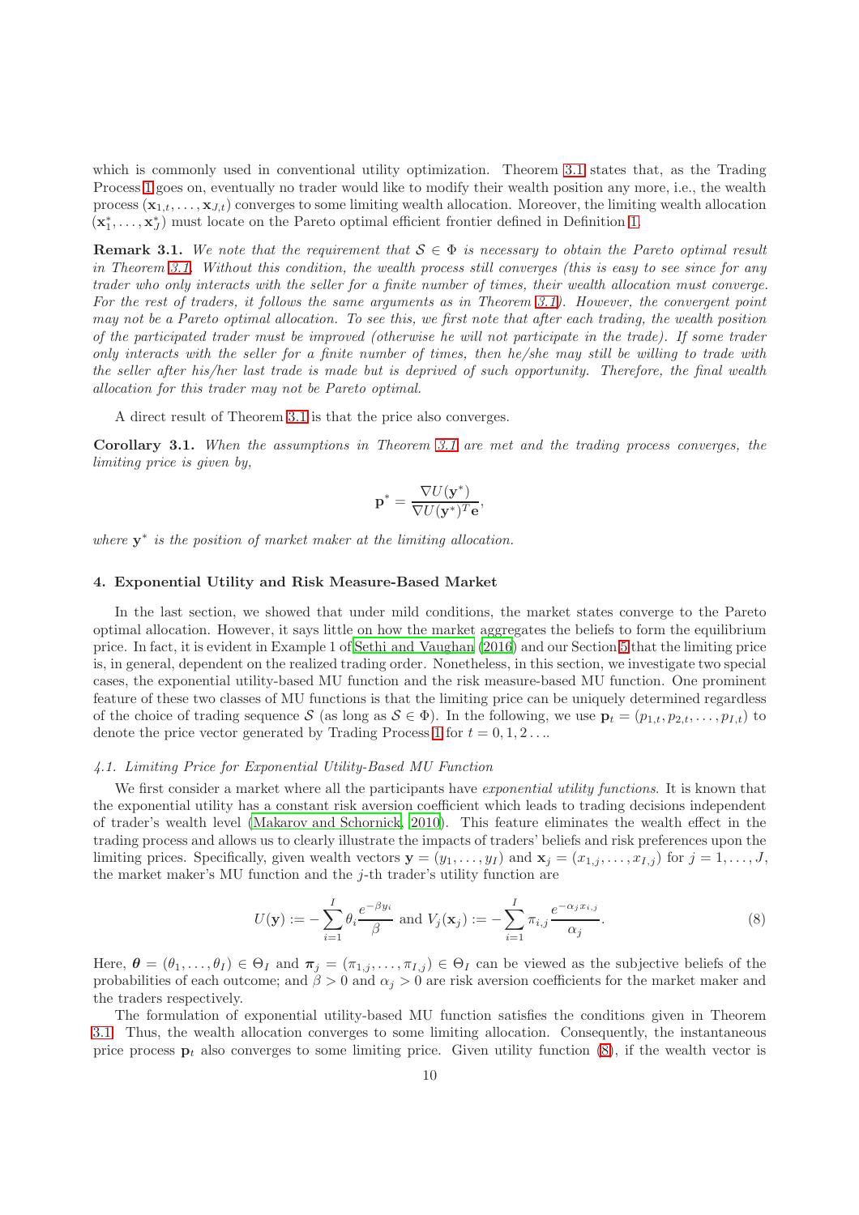which is commonly used in conventional utility optimization. Theorem 3.1 states that, as the Trading Process 1 goes on, eventually no trader would like to modify their wealth position any more, i.e., the wealth process $(\mathbf{x}_{1,t}, \ldots, \mathbf{x}_{J,t})$ converges to some limiting wealth allocation. Moreover, the limiting wealth allocation $(\mathbf{x}_1^*, \ldots, \mathbf{x}_J^*)$ must locate on the Pareto optimal efficient frontier defined in Definition 1.

**Remark 3.1.** *We note that the requirement that $\mathcal{S} \in \Phi$ is necessary to obtain the Pareto optimal result in Theorem 3.1. Without this condition, the wealth process still converges (this is easy to see since for any trader who only interacts with the seller for a finite number of times, their wealth allocation must converge. For the rest of traders, it follows the same arguments as in Theorem 3.1). However, the convergent point may not be a Pareto optimal allocation. To see this, we first note that after each trading, the wealth position of the participated trader must be improved (otherwise he will not participate in the trade). If some trader only interacts with the seller for a finite number of times, then he/she may still be willing to trade with the seller after his/her last trade is made but is deprived of such opportunity. Therefore, the final wealth allocation for this trader may not be Pareto optimal.*

A direct result of Theorem 3.1 is that the price also converges.

**Corollary 3.1.** *When the assumptions in Theorem 3.1 are met and the trading process converges, the limiting price is given by,*

$$\mathbf{p}^* = \frac{\nabla U(\mathbf{y}^*)}{\nabla U(\mathbf{y}^*)^T \mathbf{e}},$$

*where $\mathbf{y}^*$ is the position of market maker at the limiting allocation.*

## 4. Exponential Utility and Risk Measure-Based Market

In the last section, we showed that under mild conditions, the market states converge to the Pareto optimal allocation. However, it says little on how the market aggregates the beliefs to form the equilibrium price. In fact, it is evident in Example 1 of Sethi and Vaughan (2016) and our Section 5 that the limiting price is, in general, dependent on the realized trading order. Nonetheless, in this section, we investigate two special cases, the exponential utility-based MU function and the risk measure-based MU function. One prominent feature of these two classes of MU functions is that the limiting price can be uniquely determined regardless of the choice of trading sequence $\mathcal{S}$ (as long as $\mathcal{S} \in \Phi$). In the following, we use $\mathbf{p}_t = (p_{1,t}, p_{2,t}, \ldots, p_{I,t})$ to denote the price vector generated by Trading Process 1 for $t = 0, 1, 2 \ldots$.

### 4.1. Limiting Price for Exponential Utility-Based MU Function

We first consider a market where all the participants have *exponential utility functions*. It is known that the exponential utility has a constant risk aversion coefficient which leads to trading decisions independent of trader's wealth level (Makarov and Schornick, 2010). This feature eliminates the wealth effect in the trading process and allows us to clearly illustrate the impacts of traders' beliefs and risk preferences upon the limiting prices. Specifically, given wealth vectors $\mathbf{y} = (y_1, \ldots, y_I)$ and $\mathbf{x}_j = (x_{1,j}, \ldots, x_{I,j})$ for $j = 1, \ldots, J$, the market maker's MU function and the $j$-th trader's utility function are

$$U(\mathbf{y}) := -\sum_{i=1}^{I} \theta_i \frac{e^{-\beta y_i}}{\beta} \text{ and } V_j(\mathbf{x}_j) := -\sum_{i=1}^{I} \pi_{i,j} \frac{e^{-\alpha_j x_{i,j}}}{\alpha_j}. \tag{8}$$

Here, $\boldsymbol{\theta} = (\theta_1, \ldots, \theta_I) \in \Theta_I$ and $\boldsymbol{\pi}_j = (\pi_{1,j}, \ldots, \pi_{I,j}) \in \Theta_I$ can be viewed as the subjective beliefs of the probabilities of each outcome; and $\beta > 0$ and $\alpha_j > 0$ are risk aversion coefficients for the market maker and the traders respectively.

The formulation of exponential utility-based MU function satisfies the conditions given in Theorem 3.1. Thus, the wealth allocation converges to some limiting allocation. Consequently, the instantaneous price process $\mathbf{p}_t$ also converges to some limiting price. Given utility function (8), if the wealth vector is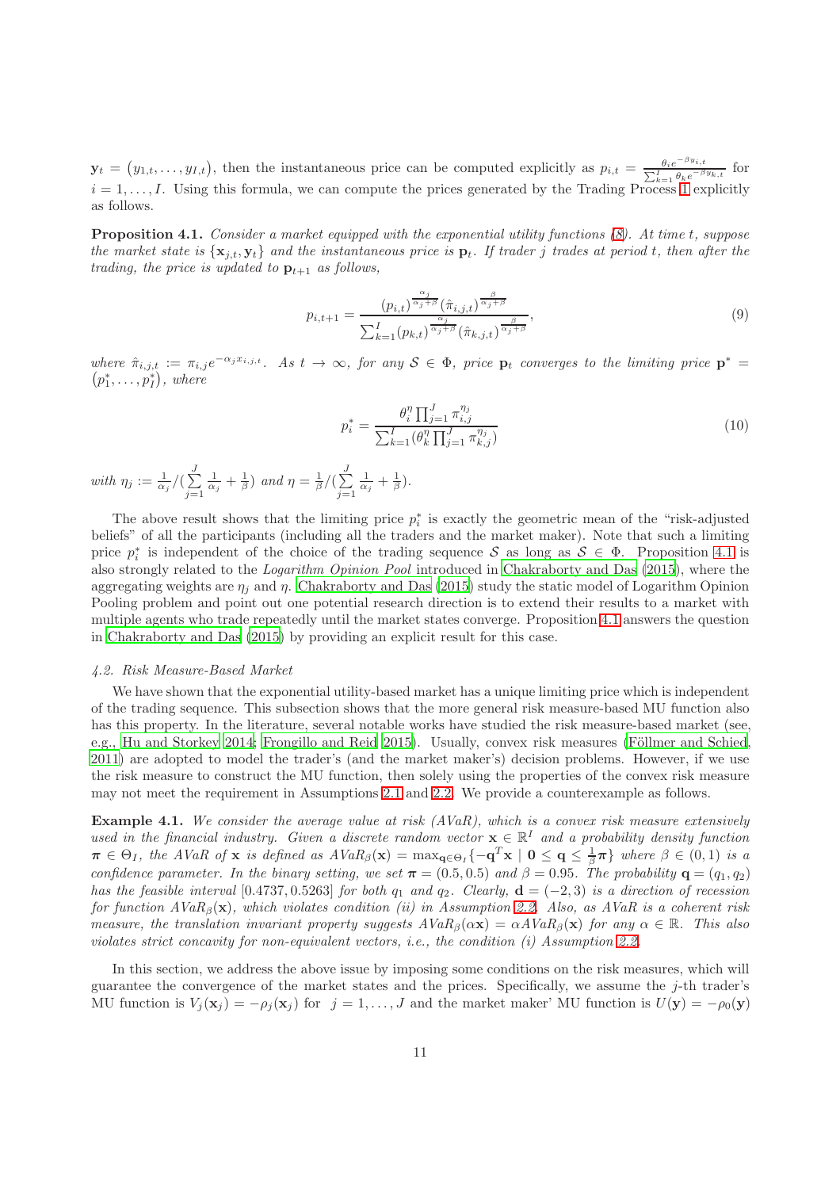$\mathbf{y}_t = (y_{1,t}, \ldots, y_{I,t})$, then the instantaneous price can be computed explicitly as $p_{i,t} = \frac{\theta_i e^{-\beta y_{i,t}}}{\sum_{k=1}^{I} \theta_k e^{-\beta y_{k,t}}}$ for $i = 1, \ldots, I$. Using this formula, we can compute the prices generated by the Trading Process 1 explicitly as follows.

**Proposition 4.1.** *Consider a market equipped with the exponential utility functions (8). At time $t$, suppose the market state is $\{\mathbf{x}_{j,t}, \mathbf{y}_t\}$ and the instantaneous price is $\mathbf{p}_t$. If trader $j$ trades at period $t$, then after the trading, the price is updated to $\mathbf{p}_{t+1}$ as follows,*

$$p_{i,t+1} = \frac{(p_{i,t})^{\frac{\alpha_j}{\alpha_j+\beta}} (\hat{\pi}_{i,j,t})^{\frac{\beta}{\alpha_j+\beta}}}{\sum_{k=1}^{I} (p_{k,t})^{\frac{\alpha_j}{\alpha_j+\beta}} (\hat{\pi}_{k,j,t})^{\frac{\beta}{\alpha_j+\beta}}}, \tag{9}$$

*where $\hat{\pi}_{i,j,t} := \pi_{i,j} e^{-\alpha_j x_{i,j,t}}$. As $t \to \infty$, for any $\mathcal{S} \in \Phi$, price $\mathbf{p}_t$ converges to the limiting price $\mathbf{p}^* = (p_1^*, \ldots, p_I^*)$, where*

$$p_i^* = \frac{\theta_i^{\eta} \prod_{j=1}^{J} \pi_{i,j}^{\eta_j}}{\sum_{k=1}^{I} (\theta_k^{\eta} \prod_{j=1}^{J} \pi_{k,j}^{\eta_j})} \tag{10}$$

*with $\eta_j := \frac{1}{\alpha_j} / (\sum_{j=1}^{J} \frac{1}{\alpha_j} + \frac{1}{\beta})$ and $\eta = \frac{1}{\beta} / (\sum_{j=1}^{J} \frac{1}{\alpha_j} + \frac{1}{\beta})$.*

The above result shows that the limiting price $p_i^*$ is exactly the geometric mean of the "risk-adjusted beliefs" of all the participants (including all the traders and the market maker). Note that such a limiting price $p_i^*$ is independent of the choice of the trading sequence $\mathcal{S}$ as long as $\mathcal{S} \in \Phi$. Proposition 4.1 is also strongly related to the *Logarithm Opinion Pool* introduced in Chakraborty and Das (2015), where the aggregating weights are $\eta_j$ and $\eta$. Chakraborty and Das (2015) study the static model of Logarithm Opinion Pooling problem and point out one potential research direction is to extend their results to a market with multiple agents who trade repeatedly until the market states converge. Proposition 4.1 answers the question in Chakraborty and Das (2015) by providing an explicit result for this case.

### 4.2. Risk Measure-Based Market

We have shown that the exponential utility-based market has a unique limiting price which is independent of the trading sequence. This subsection shows that the more general risk measure-based MU function also has this property. In the literature, several notable works have studied the risk measure-based market (see, e.g., Hu and Storkey 2014; Frongillo and Reid 2015). Usually, convex risk measures (Föllmer and Schied, 2011) are adopted to model the trader's (and the market maker's) decision problems. However, if we use the risk measure to construct the MU function, then solely using the properties of the convex risk measure may not meet the requirement in Assumptions 2.1 and 2.2. We provide a counterexample as follows.

**Example 4.1.** *We consider the average value at risk (AVaR), which is a convex risk measure extensively used in the financial industry. Given a discrete random vector $\mathbf{x} \in \mathbb{R}^I$ and a probability density function $\boldsymbol{\pi} \in \Theta_I$, the AVaR of $\mathbf{x}$ is defined as $AVaR_\beta(\mathbf{x}) = \max_{\mathbf{q} \in \Theta_I} \{-\mathbf{q}^T \mathbf{x} \mid \mathbf{0} \leq \mathbf{q} \leq \frac{1}{\beta} \boldsymbol{\pi}\}$ where $\beta \in (0, 1)$ is a confidence parameter. In the binary setting, we set $\boldsymbol{\pi} = (0.5, 0.5)$ and $\beta = 0.95$. The probability $\mathbf{q} = (q_1, q_2)$ has the feasible interval $[0.4737, 0.5263]$ for both $q_1$ and $q_2$. Clearly, $\mathbf{d} = (-2, 3)$ is a direction of recession for function $AVaR_\beta(\mathbf{x})$, which violates condition (ii) in Assumption 2.2. Also, as AVaR is a coherent risk measure, the translation invariant property suggests $AVaR_\beta(\alpha \mathbf{x}) = \alpha AVaR_\beta(\mathbf{x})$ for any $\alpha \in \mathbb{R}$. This also violates strict concavity for non-equivalent vectors, i.e., the condition (i) Assumption 2.2.*

In this section, we address the above issue by imposing some conditions on the risk measures, which will guarantee the convergence of the market states and the prices. Specifically, we assume the $j$-th trader's MU function is $V_j(\mathbf{x}_j) = -\rho_j(\mathbf{x}_j)$ for $j = 1, \ldots, J$ and the market maker' MU function is $U(\mathbf{y}) = -\rho_0(\mathbf{y})$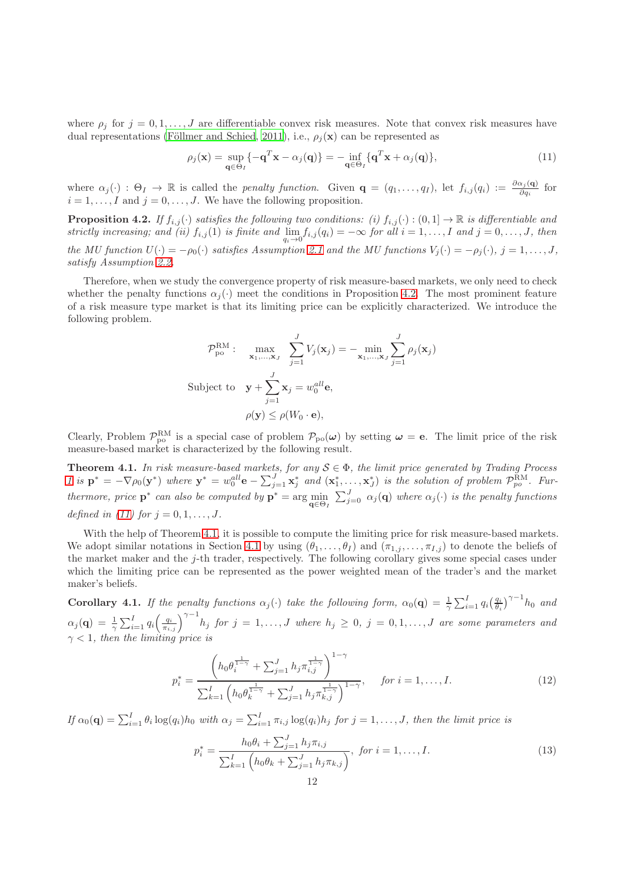where $\rho_j$ for $j = 0, 1, \ldots, J$ are differentiable convex risk measures. Note that convex risk measures have dual representations (Föllmer and Schied, 2011), i.e., $\rho_j(\mathbf{x})$ can be represented as

$$\rho_j(\mathbf{x}) = \sup_{\mathbf{q}\in\Theta_I} \{-\mathbf{q}^T\mathbf{x} - \alpha_j(\mathbf{q})\} = -\inf_{\mathbf{q}\in\Theta_I} \{\mathbf{q}^T\mathbf{x} + \alpha_j(\mathbf{q})\}, \tag{11}$$

where $\alpha_j(\cdot) : \Theta_I \to \mathbb{R}$ is called the *penalty function*. Given $\mathbf{q} = (q_1, \ldots, q_I)$, let $f_{i,j}(q_i) := \frac{\partial \alpha_j(\mathbf{q})}{\partial q_i}$ for $i = 1, \ldots, I$ and $j = 0, \ldots, J$. We have the following proposition.

**Proposition 4.2.** *If $f_{i,j}(\cdot)$ satisfies the following two conditions: (i) $f_{i,j}(\cdot) : (0, 1] \to \mathbb{R}$ is differentiable and strictly increasing; and (ii) $f_{i,j}(1)$ is finite and $\lim_{q_i\to 0} f_{i,j}(q_i) = -\infty$ for all $i = 1, \ldots, I$ and $j = 0, \ldots, J$, then the MU function $U(\cdot) = -\rho_0(\cdot)$ satisfies Assumption 2.1 and the MU functions $V_j(\cdot) = -\rho_j(\cdot)$, $j = 1, \ldots, J$, satisfy Assumption 2.2.*

Therefore, when we study the convergence property of risk measure-based markets, we only need to check whether the penalty functions $\alpha_j(\cdot)$ meet the conditions in Proposition 4.2. The most prominent feature of a risk measure type market is that its limiting price can be explicitly characterized. We introduce the following problem.

$$\mathcal{P}_{\rm po}^{\rm RM}: \quad \max_{\mathbf{x}_1,\ldots,\mathbf{x}_J} \sum_{j=1}^{J} V_j(\mathbf{x}_j) = -\min_{\mathbf{x}_1,\ldots,\mathbf{x}_J} \sum_{j=1}^{J} \rho_j(\mathbf{x}_j)$$

$$\text{Subject to} \quad \mathbf{y} + \sum_{j=1}^{J} \mathbf{x}_j = w_0^{all}\mathbf{e},$$

$$\rho(\mathbf{y}) \leq \rho(W_0 \cdot \mathbf{e}),$$

Clearly, Problem $\mathcal{P}_{\rm po}^{\rm RM}$ is a special case of problem $\mathcal{P}_{\rm po}(\boldsymbol{\omega})$ by setting $\boldsymbol{\omega} = \mathbf{e}$. The limit price of the risk measure-based market is characterized by the following result.

**Theorem 4.1.** *In risk measure-based markets, for any $\mathcal{S} \in \Phi$, the limit price generated by Trading Process 1 is $\mathbf{p}^* = -\nabla\rho_0(\mathbf{y}^*)$ where $\mathbf{y}^* = w_0^{all}\mathbf{e} - \sum_{j=1}^{J} \mathbf{x}_j^*$ and $(\mathbf{x}_1^*, \ldots, \mathbf{x}_J^*)$ is the solution of problem $\mathcal{P}_{po}^{\rm RM}$. Furthermore, price $\mathbf{p}^*$ can also be computed by $\mathbf{p}^* = \arg\min_{\mathbf{q}\in\Theta_I} \sum_{j=0}^{J} \alpha_j(\mathbf{q})$ where $\alpha_j(\cdot)$ is the penalty functions defined in (11) for $j = 0, \ldots, J$.*

With the help of Theorem 4.1, it is possible to compute the limiting price for risk measure-based markets. We adopt similar notations in Section 4.1 by using $(\theta_1, \ldots, \theta_I)$ and $(\pi_{1,j}, \ldots, \pi_{I,j})$ to denote the beliefs of the market maker and the $j$-th trader, respectively. The following corollary gives some special cases under which the limiting price can be represented as the power weighted mean of the trader's and the market maker's beliefs.

**Corollary 4.1.** *If the penalty functions $\alpha_j(\cdot)$ take the following form, $\alpha_0(\mathbf{q}) = \frac{1}{\gamma}\sum_{i=1}^{I} q_i\left(\frac{q_i}{\theta_i}\right)^{\gamma-1} h_0$ and $\alpha_j(\mathbf{q}) = \frac{1}{\gamma}\sum_{i=1}^{I} q_i\left(\frac{q_i}{\pi_{i,j}}\right)^{\gamma-1} h_j$ for $j = 1, \ldots, J$ where $h_j \geq 0$, $j = 0, 1, \ldots, J$ are some parameters and $\gamma < 1$, then the limiting price is*

$$p_i^* = \frac{\left(h_0\theta_i^{\frac{1}{1-\gamma}} + \sum_{j=1}^{J} h_j\pi_{i,j}^{\frac{1}{1-\gamma}}\right)^{1-\gamma}}{\sum_{k=1}^{I}\left(h_0\theta_k^{\frac{1}{1-\gamma}} + \sum_{j=1}^{J} h_j\pi_{k,j}^{\frac{1}{1-\gamma}}\right)^{1-\gamma}}, \quad \text{for } i = 1, \ldots, I. \tag{12}$$

*If $\alpha_0(\mathbf{q}) = \sum_{i=1}^{I}\theta_i\log(q_i)h_0$ with $\alpha_j = \sum_{i=1}^{I}\pi_{i,j}\log(q_i)h_j$ for $j = 1, \ldots, J$, then the limit price is*

$$p_i^* = \frac{h_0\theta_i + \sum_{j=1}^{J} h_j\pi_{i,j}}{\sum_{k=1}^{I}\left(h_0\theta_k + \sum_{j=1}^{J} h_j\pi_{k,j}\right)}, \text{ for } i = 1, \ldots, I. \tag{13}$$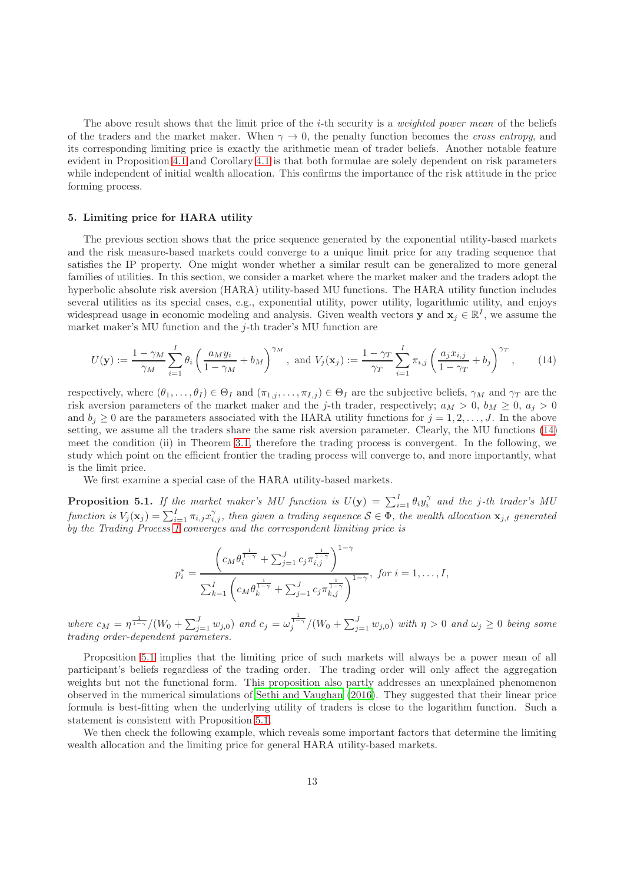The above result shows that the limit price of the $i$-th security is a *weighted power mean* of the beliefs of the traders and the market maker. When $\gamma \to 0$, the penalty function becomes the *cross entropy*, and its corresponding limiting price is exactly the arithmetic mean of trader beliefs. Another notable feature evident in Proposition 4.1 and Corollary 4.1 is that both formulae are solely dependent on risk parameters while independent of initial wealth allocation. This confirms the importance of the risk attitude in the price forming process.

## 5. Limiting price for HARA utility

The previous section shows that the price sequence generated by the exponential utility-based markets and the risk measure-based markets could converge to a unique limit price for any trading sequence that satisfies the IP property. One might wonder whether a similar result can be generalized to more general families of utilities. In this section, we consider a market where the market maker and the traders adopt the hyperbolic absolute risk aversion (HARA) utility-based MU functions. The HARA utility function includes several utilities as its special cases, e.g., exponential utility, power utility, logarithmic utility, and enjoys widespread usage in economic modeling and analysis. Given wealth vectors $\mathbf{y}$ and $\mathbf{x}_j \in \mathbb{R}^I$, we assume the market maker's MU function and the $j$-th trader's MU function are

$$U(\mathbf{y}) := \frac{1-\gamma_M}{\gamma_M}\sum_{i=1}^{I}\theta_i\left(\frac{a_M y_i}{1-\gamma_M}+b_M\right)^{\gamma_M}, \text{ and } V_j(\mathbf{x}_j) := \frac{1-\gamma_T}{\gamma_T}\sum_{i=1}^{I}\pi_{i,j}\left(\frac{a_j x_{i,j}}{1-\gamma_T}+b_j\right)^{\gamma_T}, \tag{14}$$

respectively, where $(\theta_1,\dots,\theta_I) \in \Theta_I$ and $(\pi_{1,j},\dots,\pi_{I,j}) \in \Theta_I$ are the subjective beliefs, $\gamma_M$ and $\gamma_T$ are the risk aversion parameters of the market maker and the $j$-th trader, respectively; $a_M > 0$, $b_M \geq 0$, $a_j > 0$ and $b_j \geq 0$ are the parameters associated with the HARA utility functions for $j = 1, 2, \dots, J$. In the above setting, we assume all the traders share the same risk aversion parameter. Clearly, the MU functions (14) meet the condition (ii) in Theorem 3.1, therefore the trading process is convergent. In the following, we study which point on the efficient frontier the trading process will converge to, and more importantly, what is the limit price.

We first examine a special case of the HARA utility-based markets.

**Proposition 5.1.** *If the market maker's MU function is $U(\mathbf{y}) = \sum_{i=1}^{I}\theta_i y_i^{\gamma}$ and the $j$-th trader's MU function is $V_j(\mathbf{x}_j) = \sum_{i=1}^{I}\pi_{i,j}x_{i,j}^{\gamma}$, then given a trading sequence $\mathcal{S} \in \Phi$, the wealth allocation $\mathbf{x}_{j,t}$ generated by the Trading Process 1 converges and the correspondent limiting price is*

$$p_i^* = \frac{\left(c_M\theta_i^{\frac{1}{1-\gamma}} + \sum_{j=1}^{J}c_j\pi_{i,j}^{\frac{1}{1-\gamma}}\right)^{1-\gamma}}{\sum_{k=1}^{I}\left(c_M\theta_k^{\frac{1}{1-\gamma}} + \sum_{j=1}^{J}c_j\pi_{k,j}^{\frac{1}{1-\gamma}}\right)^{1-\gamma}}, \text{ for } i = 1,\dots,I,$$

*where $c_M = \eta^{\frac{1}{1-\gamma}}/(W_0 + \sum_{j=1}^{J}w_{j,0})$ and $c_j = \omega_j^{\frac{1}{1-\gamma}}/(W_0 + \sum_{j=1}^{J}w_{j,0})$ with $\eta > 0$ and $\omega_j \geq 0$ being some trading order-dependent parameters.*

Proposition 5.1 implies that the limiting price of such markets will always be a power mean of all participant's beliefs regardless of the trading order. The trading order will only affect the aggregation weights but not the functional form. This proposition also partly addresses an unexplained phenomenon observed in the numerical simulations of Sethi and Vaughan (2016). They suggested that their linear price formula is best-fitting when the underlying utility of traders is close to the logarithm function. Such a statement is consistent with Proposition 5.1.

We then check the following example, which reveals some important factors that determine the limiting wealth allocation and the limiting price for general HARA utility-based markets.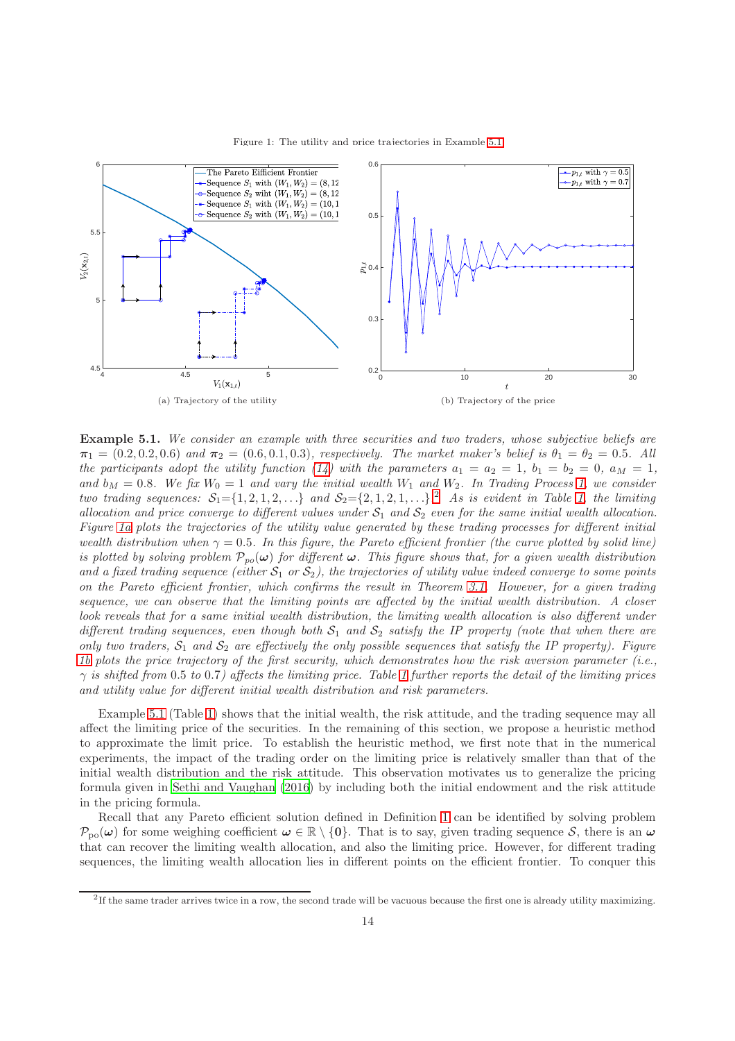Figure 1: The utility and price trajectories in Example 5.1

(a) Trajectory of the utility

(b) Trajectory of the price

**Example 5.1.** *We consider an example with three securities and two traders, whose subjective beliefs are $\pi_1 = (0.2, 0.2, 0.6)$ and $\pi_2 = (0.6, 0.1, 0.3)$, respectively. The market maker's belief is $\theta_1 = \theta_2 = 0.5$. All the participants adopt the utility function (14) with the parameters $a_1 = a_2 = 1$, $b_1 = b_2 = 0$, $a_M = 1$, and $b_M = 0.8$. We fix $W_0 = 1$ and vary the initial wealth $W_1$ and $W_2$. In Trading Process 1, we consider two trading sequences: $\mathcal{S}_1$=$\{1, 2, 1, 2, \ldots\}$ and $\mathcal{S}_2$=$\{2, 1, 2, 1, \ldots\}$.*[2] *As is evident in Table 1, the limiting allocation and price converge to different values under $\mathcal{S}_1$ and $\mathcal{S}_2$ even for the same initial wealth allocation. Figure 1a plots the trajectories of the utility value generated by these trading processes for different initial wealth distribution when $\gamma = 0.5$. In this figure, the Pareto efficient frontier (the curve plotted by solid line) is plotted by solving problem $\mathcal{P}_{po}(\boldsymbol{\omega})$ for different $\boldsymbol{\omega}$. This figure shows that, for a given wealth distribution and a fixed trading sequence (either $\mathcal{S}_1$ or $\mathcal{S}_2$), the trajectories of utility value indeed converge to some points on the Pareto efficient frontier, which confirms the result in Theorem 3.1. However, for a given trading sequence, we can observe that the limiting points are affected by the initial wealth distribution. A closer look reveals that for a same initial wealth distribution, the limiting wealth allocation is also different under different trading sequences, even though both $\mathcal{S}_1$ and $\mathcal{S}_2$ satisfy the IP property (note that when there are only two traders, $\mathcal{S}_1$ and $\mathcal{S}_2$ are effectively the only possible sequences that satisfy the IP property). Figure 1b plots the price trajectory of the first security, which demonstrates how the risk aversion parameter (i.e., $\gamma$ is shifted from 0.5 to 0.7) affects the limiting price. Table 1 further reports the detail of the limiting prices and utility value for different initial wealth distribution and risk parameters.*

Example 5.1 (Table 1) shows that the initial wealth, the risk attitude, and the trading sequence may all affect the limiting price of the securities. In the remaining of this section, we propose a heuristic method to approximate the limit price. To establish the heuristic method, we first note that in the numerical experiments, the impact of the trading order on the limiting price is relatively smaller than that of the initial wealth distribution and the risk attitude. This observation motivates us to generalize the pricing formula given in Sethi and Vaughan (2016) by including both the initial endowment and the risk attitude in the pricing formula.

Recall that any Pareto efficient solution defined in Definition 1 can be identified by solving problem $\mathcal{P}_{\text{po}}(\boldsymbol{\omega})$ for some weighing coefficient $\boldsymbol{\omega} \in \mathbb{R} \setminus \{\mathbf{0}\}$. That is to say, given trading sequence $\mathcal{S}$, there is an $\boldsymbol{\omega}$ that can recover the limiting wealth allocation, and also the limiting price. However, for different trading sequences, the limiting wealth allocation lies in different points on the efficient frontier. To conquer this

[2] If the same trader arrives twice in a row, the second trade will be vacuous because the first one is already utility maximizing.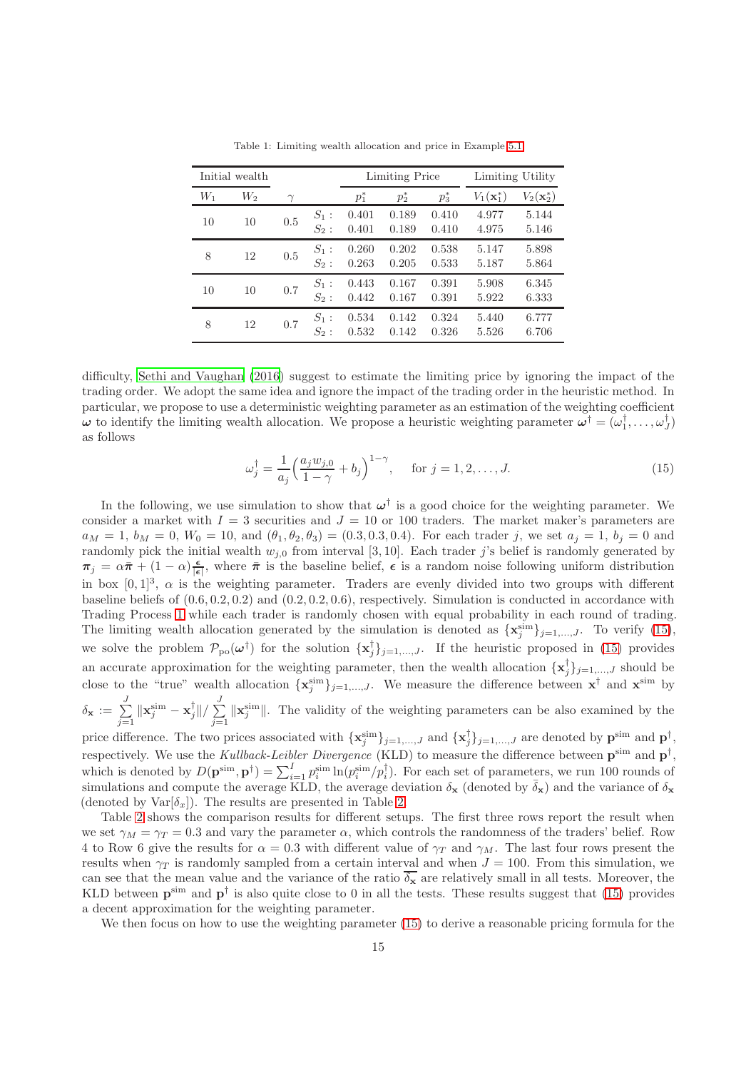Table 1: Limiting wealth allocation and price in Example 5.1

| Initial wealth | | | | Limiting Price | | | Limiting Utility | |
|---|---|---|---|---|---|---|---|---|
| $W_1$ | $W_2$ | $\gamma$ | | $p_1^*$ | $p_2^*$ | $p_3^*$ | $V_1(\mathbf{x}_1^*)$ | $V_2(\mathbf{x}_2^*)$ |
| 10 | 10 | 0.5 | $S_1$ : | 0.401 | 0.189 | 0.410 | 4.977 | 5.144 |
| | | | $S_2$ : | 0.401 | 0.189 | 0.410 | 4.975 | 5.146 |
| 8 | 12 | 0.5 | $S_1$ : | 0.260 | 0.202 | 0.538 | 5.147 | 5.898 |
| | | | $S_2$ : | 0.263 | 0.205 | 0.533 | 5.187 | 5.864 |
| 10 | 10 | 0.7 | $S_1$ : | 0.443 | 0.167 | 0.391 | 5.908 | 6.345 |
| | | | $S_2$ : | 0.442 | 0.167 | 0.391 | 5.922 | 6.333 |
| 8 | 12 | 0.7 | $S_1$ : | 0.534 | 0.142 | 0.324 | 5.440 | 6.777 |
| | | | $S_2$ : | 0.532 | 0.142 | 0.326 | 5.526 | 6.706 |

difficulty, Sethi and Vaughan (2016) suggest to estimate the limiting price by ignoring the impact of the trading order. We adopt the same idea and ignore the impact of the trading order in the heuristic method. In particular, we propose to use a deterministic weighting parameter as an estimation of the weighting coefficient $\boldsymbol{\omega}$ to identify the limiting wealth allocation. We propose a heuristic weighting parameter $\boldsymbol{\omega}^\dagger = (\omega_1^\dagger, \ldots, \omega_J^\dagger)$ as follows

$$\omega_j^\dagger = \frac{1}{a_j}\Big(\frac{a_j w_{j,0}}{1-\gamma} + b_j\Big)^{1-\gamma}, \quad \text{for } j = 1, 2, \ldots, J. \tag{15}$$

In the following, we use simulation to show that $\boldsymbol{\omega}^\dagger$ is a good choice for the weighting parameter. We consider a market with $I = 3$ securities and $J = 10$ or 100 traders. The market maker's parameters are $a_M = 1$, $b_M = 0$, $W_0 = 10$, and $(\theta_1, \theta_2, \theta_3) = (0.3, 0.3, 0.4)$. For each trader $j$, we set $a_j = 1$, $b_j = 0$ and randomly pick the initial wealth $w_{j,0}$ from interval $[3, 10]$. Each trader $j$'s belief is randomly generated by $\boldsymbol{\pi}_j = \alpha\bar{\boldsymbol{\pi}} + (1-\alpha)\frac{\boldsymbol{\epsilon}}{|\boldsymbol{\epsilon}|}$, where $\bar{\boldsymbol{\pi}}$ is the baseline belief, $\boldsymbol{\epsilon}$ is a random noise following uniform distribution in box $[0, 1]^3$, $\alpha$ is the weighting parameter. Traders are evenly divided into two groups with different baseline beliefs of $(0.6, 0.2, 0.2)$ and $(0.2, 0.2, 0.6)$, respectively. Simulation is conducted in accordance with Trading Process 1 while each trader is randomly chosen with equal probability in each round of trading. The limiting wealth allocation generated by the simulation is denoted as $\{\mathbf{x}_j^{\rm sim}\}_{j=1,\ldots,J}$. To verify (15), we solve the problem $\mathcal{P}_{\rm po}(\boldsymbol{\omega}^\dagger)$ for the solution $\{\mathbf{x}_j^\dagger\}_{j=1,\ldots,J}$. If the heuristic proposed in (15) provides an accurate approximation for the weighting parameter, then the wealth allocation $\{\mathbf{x}_j^\dagger\}_{j=1,\ldots,J}$ should be close to the "true" wealth allocation $\{\mathbf{x}_j^{\rm sim}\}_{j=1,\ldots,J}$. We measure the difference between $\mathbf{x}^\dagger$ and $\mathbf{x}^{\rm sim}$ by $\delta_{\mathbf{x}} := \sum_{j=1}^J \|\mathbf{x}_j^{\rm sim} - \mathbf{x}_j^\dagger\| / \sum_{j=1}^J \|\mathbf{x}_j^{\rm sim}\|$. The validity of the weighting parameters can be also examined by the price difference. The two prices associated with $\{\mathbf{x}_j^{\rm sim}\}_{j=1,\ldots,J}$ and $\{\mathbf{x}_j^\dagger\}_{j=1,\ldots,J}$ are denoted by $\mathbf{p}^{\rm sim}$ and $\mathbf{p}^\dagger$, respectively. We use the *Kullback-Leibler Divergence* (KLD) to measure the difference between $\mathbf{p}^{\rm sim}$ and $\mathbf{p}^\dagger$, which is denoted by $D(\mathbf{p}^{\rm sim}, \mathbf{p}^\dagger) = \sum_{i=1}^I p_i^{\rm sim} \ln(p_i^{\rm sim}/p_i^\dagger)$. For each set of parameters, we run 100 rounds of simulations and compute the average KLD, the average deviation $\delta_{\mathbf{x}}$ (denoted by $\bar{\delta}_{\mathbf{x}}$) and the variance of $\delta_{\mathbf{x}}$ (denoted by $\mathrm{Var}[\delta_x]$). The results are presented in Table 2.

Table 2 shows the comparison results for different setups. The first three rows report the result when we set $\gamma_M = \gamma_T = 0.3$ and vary the parameter $\alpha$, which controls the randomness of the traders' belief. Row 4 to Row 6 give the results for $\alpha = 0.3$ with different value of $\gamma_T$ and $\gamma_M$. The last four rows present the results when $\gamma_T$ is randomly sampled from a certain interval and when $J = 100$. From this simulation, we can see that the mean value and the variance of the ratio $\overline{\delta_{\mathbf{x}}}$ are relatively small in all tests. Moreover, the KLD between $\mathbf{p}^{\rm sim}$ and $\mathbf{p}^\dagger$ is also quite close to 0 in all the tests. These results suggest that (15) provides a decent approximation for the weighting parameter.

We then focus on how to use the weighting parameter (15) to derive a reasonable pricing formula for the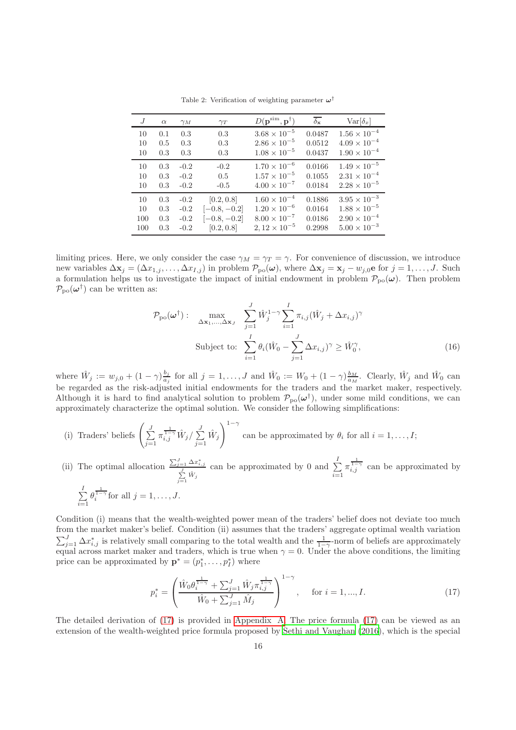Table 2: Verification of weighting parameter $\boldsymbol{\omega}^\dagger$

| $J$ | $\alpha$ | $\gamma_M$ | $\gamma_T$ | $D(\mathbf{p}^{\text{sim}}, \mathbf{p}^\dagger)$ | $\overline{\delta_{\mathbf{x}}}$ | $\text{Var}[\delta_x]$ |
|---|---|---|---|---|---|---|
| 10 | 0.1 | 0.3 | 0.3 | $3.68 \times 10^{-5}$ | 0.0487 | $1.56 \times 10^{-4}$ |
| 10 | 0.5 | 0.3 | 0.3 | $2.86 \times 10^{-5}$ | 0.0512 | $4.09 \times 10^{-4}$ |
| 10 | 0.3 | 0.3 | 0.3 | $1.08 \times 10^{-5}$ | 0.0437 | $1.90 \times 10^{-4}$ |
| 10 | 0.3 | -0.2 | -0.2 | $1.70 \times 10^{-6}$ | 0.0166 | $1.49 \times 10^{-5}$ |
| 10 | 0.3 | -0.2 | 0.5 | $1.57 \times 10^{-5}$ | 0.1055 | $2.31 \times 10^{-4}$ |
| 10 | 0.3 | -0.2 | -0.5 | $4.00 \times 10^{-7}$ | 0.0184 | $2.28 \times 10^{-5}$ |
| 10 | 0.3 | -0.2 | $[0.2, 0.8]$ | $1.60 \times 10^{-4}$ | 0.1886 | $3.95 \times 10^{-3}$ |
| 10 | 0.3 | -0.2 | $[-0.8, -0.2]$ | $1.20 \times 10^{-6}$ | 0.0164 | $1.88 \times 10^{-5}$ |
| 100 | 0.3 | -0.2 | $[-0.8, -0.2]$ | $8.00 \times 10^{-7}$ | 0.0186 | $2.90 \times 10^{-4}$ |
| 100 | 0.3 | -0.2 | $[0.2, 0.8]$ | $2,12 \times 10^{-5}$ | 0.2998 | $5.00 \times 10^{-3}$ |

limiting prices. Here, we only consider the case $\gamma_M = \gamma_T = \gamma$. For convenience of discussion, we introduce new variables $\Delta\mathbf{x}_j = (\Delta x_{1,j}, \ldots, \Delta x_{I,j})$ in problem $\mathcal{P}_{\text{po}}(\boldsymbol{\omega})$, where $\Delta\mathbf{x}_j = \mathbf{x}_j - w_{j,0}\mathbf{e}$ for $j = 1, \ldots, J$. Such a formulation helps us to investigate the impact of initial endowment in problem $\mathcal{P}_{\text{po}}(\boldsymbol{\omega})$. Then problem $\mathcal{P}_{\text{po}}(\boldsymbol{\omega}^\dagger)$ can be written as:

$$
\begin{aligned}
\mathcal{P}_{\text{po}}(\boldsymbol{\omega}^\dagger): \quad & \max_{\Delta\mathbf{x}_1, \ldots, \Delta\mathbf{x}_J} \quad \sum_{j=1}^{J} \hat{W}_j^{1-\gamma} \sum_{i=1}^{I} \pi_{i,j} (\hat{W}_j + \Delta x_{i,j})^\gamma \\
& \text{Subject to: } \sum_{i=1}^{I} \theta_i (\hat{W}_0 - \sum_{j=1}^{J} \Delta x_{i,j})^\gamma \geq \hat{W}_0^\gamma,
\end{aligned} \tag{16}
$$

where $\hat{W}_j := w_{j,0} + (1-\gamma)\frac{b_j}{a_j}$ for all $j = 1, \ldots, J$ and $\hat{W}_0 := W_0 + (1-\gamma)\frac{b_M}{a_M}$. Clearly, $\hat{W}_j$ and $\hat{W}_0$ can be regarded as the risk-adjusted initial endowments for the traders and the market maker, respectively. Although it is hard to find analytical solution to problem $\mathcal{P}_{\text{po}}(\boldsymbol{\omega}^\dagger)$, under some mild conditions, we can approximately characterize the optimal solution. We consider the following simplifications:

(i) Traders' beliefs $\left( \sum_{j=1}^{J} \pi_{i,j}^{\frac{1}{1-\gamma}} \hat{W}_j / \sum_{j=1}^{J} \hat{W}_j \right)^{1-\gamma}$ can be approximated by $\theta_i$ for all $i = 1, \ldots, I$;

(ii) The optimal allocation $\frac{\sum_{j=1}^{J} \Delta x_{i,j}^*}{\sum_{j=1}^{J} \hat{W}_j}$ can be approximated by 0 and $\sum_{i=1}^{I} \pi_{i,j}^{\frac{1}{1-\gamma}}$ can be approximated by $\sum_{i=1}^{I} \theta_i^{\frac{1}{1-\gamma}}$ for all $j = 1, \ldots, J$.

Condition (i) means that the wealth-weighted power mean of the traders' belief does not deviate too much from the market maker's belief. Condition (ii) assumes that the traders' aggregate optimal wealth variation $\sum_{j=1}^{J} \Delta x_{i,j}^*$ is relatively small comparing to the total wealth and the $\frac{1}{1-\gamma}$-norm of beliefs are approximately equal across market maker and traders, which is true when $\gamma = 0$. Under the above conditions, the limiting price can be approximated by $\mathbf{p}^* = (p_1^*, \ldots, p_I^*)$ where

$$
p_i^* = \left( \frac{\hat{W}_0 \theta_i^{\frac{1}{1-\gamma}} + \sum_{j=1}^{J} \hat{W}_j \pi_{i,j}^{\frac{1}{1-\gamma}}}{\hat{W}_0 + \sum_{j=1}^{J} \hat{M}_j} \right)^{1-\gamma}, \quad \text{for } i = 1, ..., I. \tag{17}
$$

The detailed derivation of (17) is provided in Appendix A. The price formula (17) can be viewed as an extension of the wealth-weighted price formula proposed by Sethi and Vaughan (2016), which is the special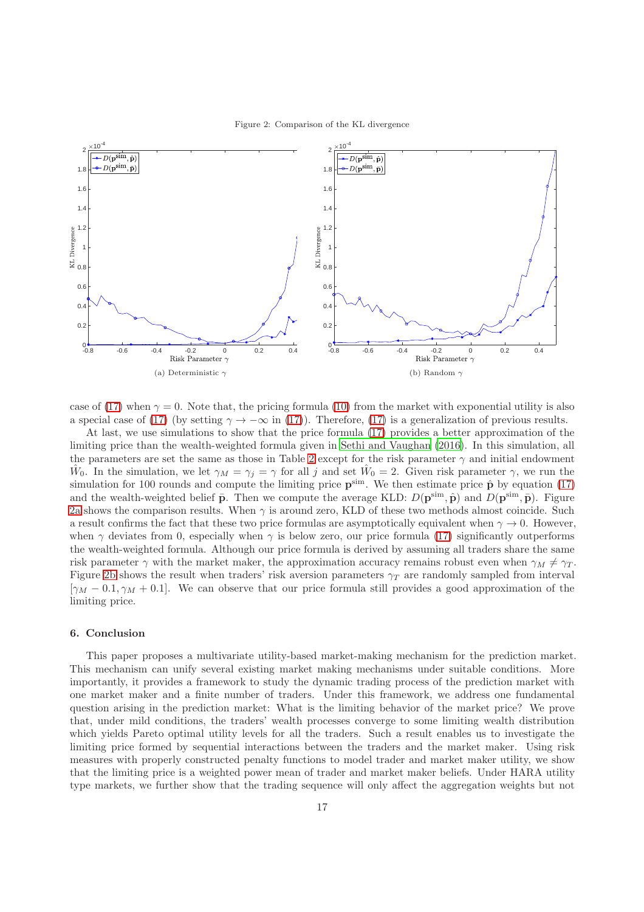Figure 2: Comparison of the KL divergence

(a) Deterministic $\gamma$

(b) Random $\gamma$

case of (17) when $\gamma = 0$. Note that, the pricing formula (10) from the market with exponential utility is also a special case of (17) (by setting $\gamma \to -\infty$ in (17)). Therefore, (17) is a generalization of previous results.

At last, we use simulations to show that the price formula (17) provides a better approximation of the limiting price than the wealth-weighted formula given in Sethi and Vaughan (2016). In this simulation, all the parameters are set the same as those in Table 2 except for the risk parameter $\gamma$ and initial endowment $\hat{W}_0$. In the simulation, we let $\gamma_M = \gamma_j = \gamma$ for all $j$ and set $\hat{W}_0 = 2$. Given risk parameter $\gamma$, we run the simulation for 100 rounds and compute the limiting price $\mathbf{p}^{\text{sim}}$. We then estimate price $\hat{\mathbf{p}}$ by equation (17) and the wealth-weighted belief $\bar{\mathbf{p}}$. Then we compute the average KLD: $D(\mathbf{p}^{\text{sim}}, \hat{\mathbf{p}})$ and $D(\mathbf{p}^{\text{sim}}, \bar{\mathbf{p}})$. Figure 2a shows the comparison results. When $\gamma$ is around zero, KLD of these two methods almost coincide. Such a result confirms the fact that these two price formulas are asymptotically equivalent when $\gamma \to 0$. However, when $\gamma$ deviates from 0, especially when $\gamma$ is below zero, our price formula (17) significantly outperforms the wealth-weighted formula. Although our price formula is derived by assuming all traders share the same risk parameter $\gamma$ with the market maker, the approximation accuracy remains robust even when $\gamma_M \neq \gamma_T$. Figure 2b shows the result when traders' risk aversion parameters $\gamma_T$ are randomly sampled from interval $[\gamma_M - 0.1, \gamma_M + 0.1]$. We can observe that our price formula still provides a good approximation of the limiting price.

## 6. Conclusion

This paper proposes a multivariate utility-based market-making mechanism for the prediction market. This mechanism can unify several existing market making mechanisms under suitable conditions. More importantly, it provides a framework to study the dynamic trading process of the prediction market with one market maker and a finite number of traders. Under this framework, we address one fundamental question arising in the prediction market: What is the limiting behavior of the market price? We prove that, under mild conditions, the traders' wealth processes converge to some limiting wealth distribution which yields Pareto optimal utility levels for all the traders. Such a result enables us to investigate the limiting price formed by sequential interactions between the traders and the market maker. Using risk measures with properly constructed penalty functions to model trader and market maker utility, we show that the limiting price is a weighted power mean of trader and market maker beliefs. Under HARA utility type markets, we further show that the trading sequence will only affect the aggregation weights but not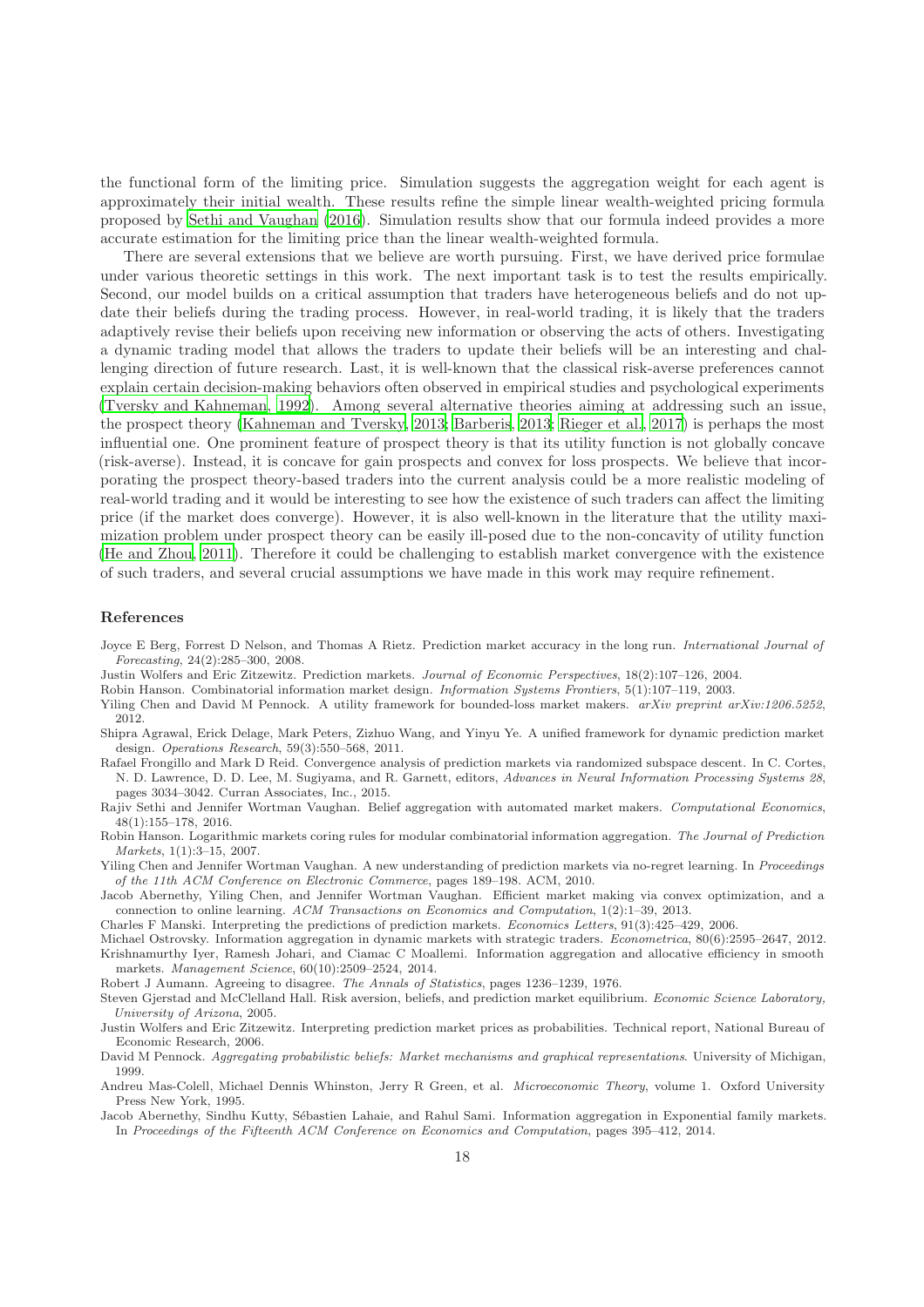the functional form of the limiting price. Simulation suggests the aggregation weight for each agent is approximately their initial wealth. These results refine the simple linear wealth-weighted pricing formula proposed by Sethi and Vaughan (2016). Simulation results show that our formula indeed provides a more accurate estimation for the limiting price than the linear wealth-weighted formula.

There are several extensions that we believe are worth pursuing. First, we have derived price formulae under various theoretic settings in this work. The next important task is to test the results empirically. Second, our model builds on a critical assumption that traders have heterogeneous beliefs and do not update their beliefs during the trading process. However, in real-world trading, it is likely that the traders adaptively revise their beliefs upon receiving new information or observing the acts of others. Investigating a dynamic trading model that allows the traders to update their beliefs will be an interesting and challenging direction of future research. Last, it is well-known that the classical risk-averse preferences cannot explain certain decision-making behaviors often observed in empirical studies and psychological experiments (Tversky and Kahneman, 1992). Among several alternative theories aiming at addressing such an issue, the prospect theory (Kahneman and Tversky, 2013; Barberis, 2013; Rieger et al., 2017) is perhaps the most influential one. One prominent feature of prospect theory is that its utility function is not globally concave (risk-averse). Instead, it is concave for gain prospects and convex for loss prospects. We believe that incorporating the prospect theory-based traders into the current analysis could be a more realistic modeling of real-world trading and it would be interesting to see how the existence of such traders can affect the limiting price (if the market does converge). However, it is also well-known in the literature that the utility maximization problem under prospect theory can be easily ill-posed due to the non-concavity of utility function (He and Zhou, 2011). Therefore it could be challenging to establish market convergence with the existence of such traders, and several crucial assumptions we have made in this work may require refinement.

## References

Joyce E Berg, Forrest D Nelson, and Thomas A Rietz. Prediction market accuracy in the long run. *International Journal of Forecasting*, 24(2):285–300, 2008.

Justin Wolfers and Eric Zitzewitz. Prediction markets. *Journal of Economic Perspectives*, 18(2):107–126, 2004.

Robin Hanson. Combinatorial information market design. *Information Systems Frontiers*, 5(1):107–119, 2003.

Yiling Chen and David M Pennock. A utility framework for bounded-loss market makers. *arXiv preprint arXiv:1206.5252*, 2012.

Shipra Agrawal, Erick Delage, Mark Peters, Zizhuo Wang, and Yinyu Ye. A unified framework for dynamic prediction market design. *Operations Research*, 59(3):550–568, 2011.

Rafael Frongillo and Mark D Reid. Convergence analysis of prediction markets via randomized subspace descent. In C. Cortes, N. D. Lawrence, D. D. Lee, M. Sugiyama, and R. Garnett, editors, *Advances in Neural Information Processing Systems 28*, pages 3034–3042. Curran Associates, Inc., 2015.

Rajiv Sethi and Jennifer Wortman Vaughan. Belief aggregation with automated market makers. *Computational Economics*, 48(1):155–178, 2016.

Robin Hanson. Logarithmic markets coring rules for modular combinatorial information aggregation. *The Journal of Prediction Markets*, 1(1):3–15, 2007.

Yiling Chen and Jennifer Wortman Vaughan. A new understanding of prediction markets via no-regret learning. In *Proceedings of the 11th ACM Conference on Electronic Commerce*, pages 189–198. ACM, 2010.

Jacob Abernethy, Yiling Chen, and Jennifer Wortman Vaughan. Efficient market making via convex optimization, and a connection to online learning. *ACM Transactions on Economics and Computation*, 1(2):1–39, 2013.

Charles F Manski. Interpreting the predictions of prediction markets. *Economics Letters*, 91(3):425–429, 2006.

Michael Ostrovsky. Information aggregation in dynamic markets with strategic traders. *Econometrica*, 80(6):2595–2647, 2012.

Krishnamurthy Iyer, Ramesh Johari, and Ciamac C Moallemi. Information aggregation and allocative efficiency in smooth markets. *Management Science*, 60(10):2509–2524, 2014.

Robert J Aumann. Agreeing to disagree. *The Annals of Statistics*, pages 1236–1239, 1976.

Steven Gjerstad and McClelland Hall. Risk aversion, beliefs, and prediction market equilibrium. *Economic Science Laboratory, University of Arizona*, 2005.

Justin Wolfers and Eric Zitzewitz. Interpreting prediction market prices as probabilities. Technical report, National Bureau of Economic Research, 2006.

David M Pennock. *Aggregating probabilistic beliefs: Market mechanisms and graphical representations*. University of Michigan, 1999.

Andreu Mas-Colell, Michael Dennis Whinston, Jerry R Green, et al. *Microeconomic Theory*, volume 1. Oxford University Press New York, 1995.

Jacob Abernethy, Sindhu Kutty, Sébastien Lahaie, and Rahul Sami. Information aggregation in Exponential family markets. In *Proceedings of the Fifteenth ACM Conference on Economics and Computation*, pages 395–412, 2014.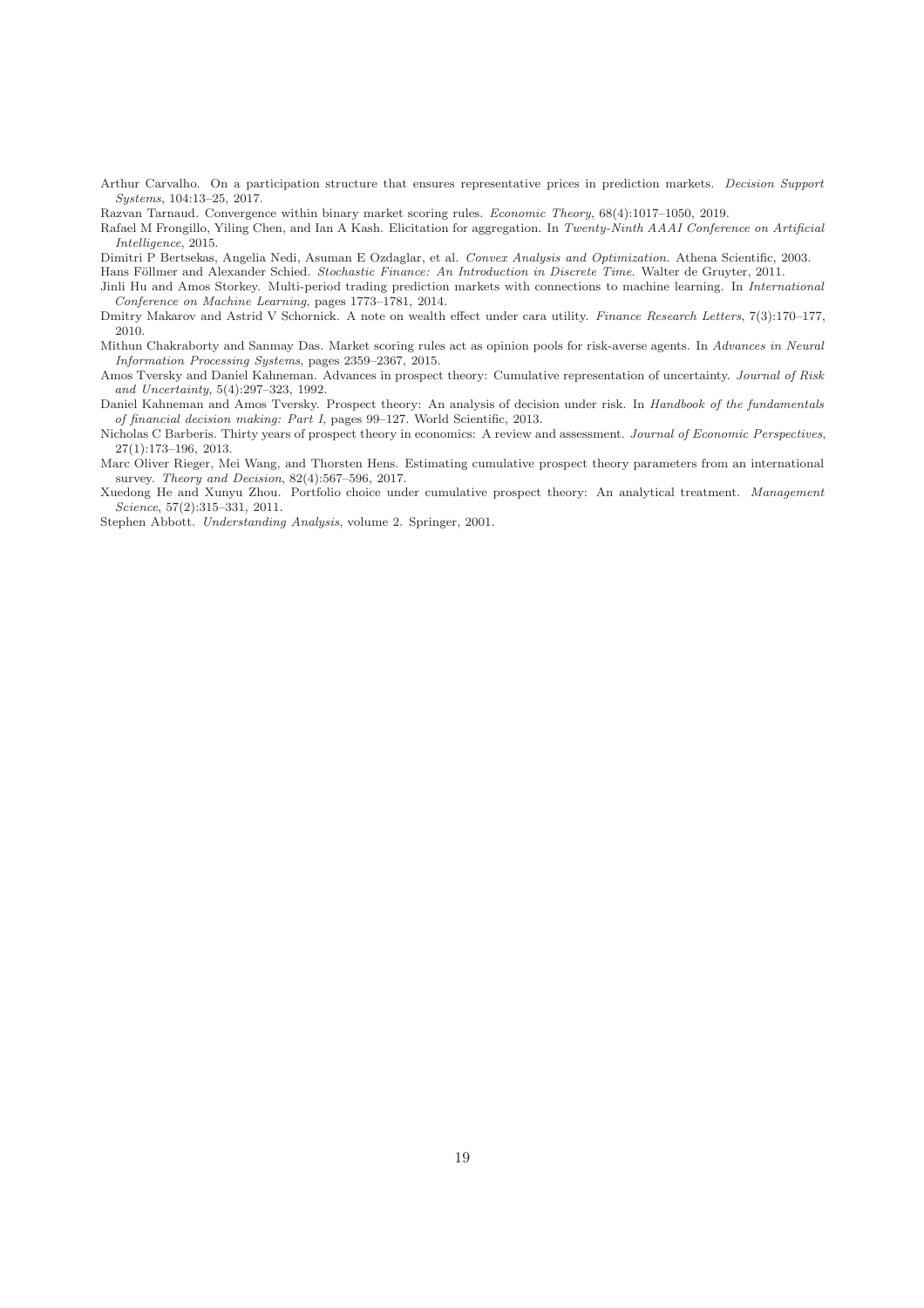Arthur Carvalho. On a participation structure that ensures representative prices in prediction markets. *Decision Support Systems*, 104:13–25, 2017.

Razvan Tarnaud. Convergence within binary market scoring rules. *Economic Theory*, 68(4):1017–1050, 2019.

Rafael M Frongillo, Yiling Chen, and Ian A Kash. Elicitation for aggregation. In *Twenty-Ninth AAAI Conference on Artificial Intelligence*, 2015.

Dimitri P Bertsekas, Angelia Nedi, Asuman E Ozdaglar, et al. *Convex Analysis and Optimization*. Athena Scientific, 2003.

Hans Föllmer and Alexander Schied. *Stochastic Finance: An Introduction in Discrete Time*. Walter de Gruyter, 2011.

Jinli Hu and Amos Storkey. Multi-period trading prediction markets with connections to machine learning. In *International Conference on Machine Learning*, pages 1773–1781, 2014.

Dmitry Makarov and Astrid V Schornick. A note on wealth effect under cara utility. *Finance Research Letters*, 7(3):170–177, 2010.

Mithun Chakraborty and Sanmay Das. Market scoring rules act as opinion pools for risk-averse agents. In *Advances in Neural Information Processing Systems*, pages 2359–2367, 2015.

Amos Tversky and Daniel Kahneman. Advances in prospect theory: Cumulative representation of uncertainty. *Journal of Risk and Uncertainty*, 5(4):297–323, 1992.

Daniel Kahneman and Amos Tversky. Prospect theory: An analysis of decision under risk. In *Handbook of the fundamentals of financial decision making: Part I*, pages 99–127. World Scientific, 2013.

Nicholas C Barberis. Thirty years of prospect theory in economics: A review and assessment. *Journal of Economic Perspectives*, 27(1):173–196, 2013.

Marc Oliver Rieger, Mei Wang, and Thorsten Hens. Estimating cumulative prospect theory parameters from an international survey. *Theory and Decision*, 82(4):567–596, 2017.

Xuedong He and Xunyu Zhou. Portfolio choice under cumulative prospect theory: An analytical treatment. *Management Science*, 57(2):315–331, 2011.

Stephen Abbott. *Understanding Analysis*, volume 2. Springer, 2001.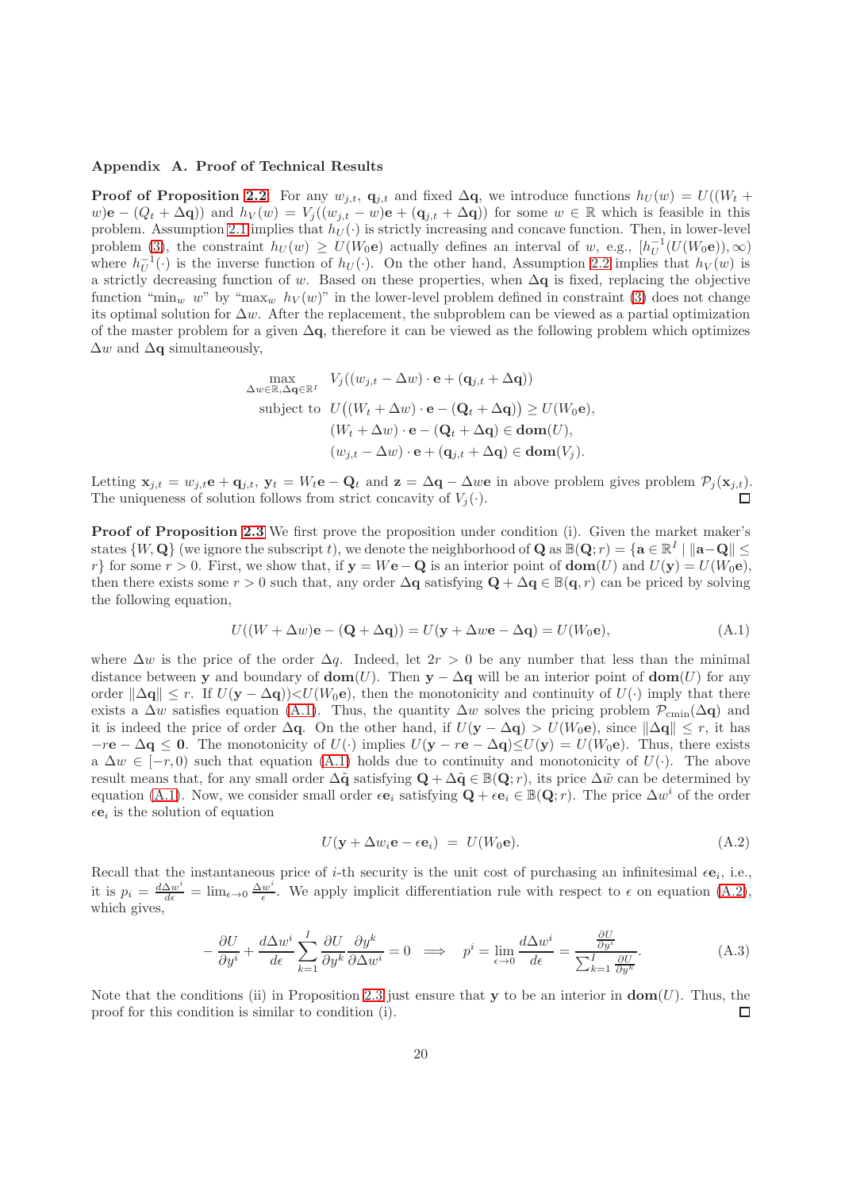## Appendix A. Proof of Technical Results

**Proof of Proposition 2.2** For any $w_{j,t}$, $\mathbf{q}_{j,t}$ and fixed $\Delta\mathbf{q}$, we introduce functions $h_U(w) = U((W_t + w)\mathbf{e} - (Q_t + \Delta\mathbf{q}))$ and $h_V(w) = V_j((w_{j,t} - w)\mathbf{e} + (\mathbf{q}_{j,t} + \Delta\mathbf{q}))$ for some $w \in \mathbb{R}$ which is feasible in this problem. Assumption 2.1 implies that $h_U(\cdot)$ is strictly increasing and concave function. Then, in lower-level problem (3), the constraint $h_U(w) \geq U(W_0\mathbf{e})$ actually defines an interval of $w$, e.g., $[h_U^{-1}(U(W_0\mathbf{e})), \infty)$ where $h_U^{-1}(\cdot)$ is the inverse function of $h_U(\cdot)$. On the other hand, Assumption 2.2 implies that $h_V(w)$ is a strictly decreasing function of $w$. Based on these properties, when $\Delta\mathbf{q}$ is fixed, replacing the objective function "$\min_w\ w$" by "$\max_w\ h_V(w)$" in the lower-level problem defined in constraint (3) does not change its optimal solution for $\Delta w$. After the replacement, the subproblem can be viewed as a partial optimization of the master problem for a given $\Delta\mathbf{q}$, therefore it can be viewed as the following problem which optimizes $\Delta w$ and $\Delta\mathbf{q}$ simultaneously,

$$
\begin{aligned}
\max_{\Delta w \in \mathbb{R}, \Delta\mathbf{q} \in \mathbb{R}^I} \quad & V_j((w_{j,t} - \Delta w)\cdot\mathbf{e} + (\mathbf{q}_{j,t} + \Delta\mathbf{q})) \\
\text{subject to} \quad & U\big((W_t + \Delta w)\cdot\mathbf{e} - (\mathbf{Q}_t + \Delta\mathbf{q})\big) \geq U(W_0\mathbf{e}), \\
& (W_t + \Delta w)\cdot\mathbf{e} - (\mathbf{Q}_t + \Delta\mathbf{q}) \in \mathbf{dom}(U), \\
& (w_{j,t} - \Delta w)\cdot\mathbf{e} + (\mathbf{q}_{j,t} + \Delta\mathbf{q}) \in \mathbf{dom}(V_j).
\end{aligned}
$$

Letting $\mathbf{x}_{j,t} = w_{j,t}\mathbf{e} + \mathbf{q}_{j,t}$, $\mathbf{y}_t = W_t\mathbf{e} - \mathbf{Q}_t$ and $\mathbf{z} = \Delta\mathbf{q} - \Delta w\mathbf{e}$ in above problem gives problem $\mathcal{P}_j(\mathbf{x}_{j,t})$. The uniqueness of solution follows from strict concavity of $V_j(\cdot)$. ☐

**Proof of Proposition 2.3** We first prove the proposition under condition (i). Given the market maker's states $\{W, \mathbf{Q}\}$ (we ignore the subscript $t$), we denote the neighborhood of $\mathbf{Q}$ as $\mathbb{B}(\mathbf{Q}; r) = \{\mathbf{a} \in \mathbb{R}^I \mid \|\mathbf{a} - \mathbf{Q}\| \leq r\}$ for some $r > 0$. First, we show that, if $\mathbf{y} = W\mathbf{e} - \mathbf{Q}$ is an interior point of $\mathbf{dom}(U)$ and $U(\mathbf{y}) = U(W_0\mathbf{e})$, then there exists some $r > 0$ such that, any order $\Delta\mathbf{q}$ satisfying $\mathbf{Q} + \Delta\mathbf{q} \in \mathbb{B}(\mathbf{q}, r)$ can be priced by solving the following equation,

$$
U((W + \Delta w)\mathbf{e} - (\mathbf{Q} + \Delta\mathbf{q})) = U(\mathbf{y} + \Delta w\mathbf{e} - \Delta\mathbf{q}) = U(W_0\mathbf{e}), \tag{A.1}
$$

where $\Delta w$ is the price of the order $\Delta q$. Indeed, let $2r > 0$ be any number that less than the minimal distance between $\mathbf{y}$ and boundary of $\mathbf{dom}(U)$. Then $\mathbf{y} - \Delta\mathbf{q}$ will be an interior point of $\mathbf{dom}(U)$ for any order $\|\Delta\mathbf{q}\| \leq r$. If $U(\mathbf{y} - \Delta\mathbf{q}) < U(W_0\mathbf{e})$, then the monotonicity and continuity of $U(\cdot)$ imply that there exists a $\Delta w$ satisfies equation (A.1). Thus, the quantity $\Delta w$ solves the pricing problem $\mathcal{P}_{\text{cmin}}(\Delta\mathbf{q})$ and it is indeed the price of order $\Delta\mathbf{q}$. On the other hand, if $U(\mathbf{y} - \Delta\mathbf{q}) > U(W_0\mathbf{e})$, since $\|\Delta\mathbf{q}\| \leq r$, it has $-r\mathbf{e} - \Delta\mathbf{q} \leq \mathbf{0}$. The monotonicity of $U(\cdot)$ implies $U(\mathbf{y} - r\mathbf{e} - \Delta\mathbf{q}) \leq U(\mathbf{y}) = U(W_0\mathbf{e})$. Thus, there exists a $\Delta w \in [-r, 0)$ such that equation (A.1) holds due to continuity and monotonicity of $U(\cdot)$. The above result means that, for any small order $\Delta\tilde{\mathbf{q}}$ satisfying $\mathbf{Q} + \Delta\tilde{\mathbf{q}} \in \mathbb{B}(\mathbf{Q}; r)$, its price $\Delta\tilde{w}$ can be determined by equation (A.1). Now, we consider small order $\epsilon\mathbf{e}_i$ satisfying $\mathbf{Q} + \epsilon\mathbf{e}_i \in \mathbb{B}(\mathbf{Q}; r)$. The price $\Delta w^i$ of the order $\epsilon\mathbf{e}_i$ is the solution of equation

$$
U(\mathbf{y} + \Delta w_i\mathbf{e} - \epsilon\mathbf{e}_i) \; = \; U(W_0\mathbf{e}). \tag{A.2}
$$

Recall that the instantaneous price of $i$-th security is the unit cost of purchasing an infinitesimal $\epsilon\mathbf{e}_i$, i.e., it is $p_i = \frac{d\Delta w^i}{d\epsilon} = \lim_{\epsilon\to 0}\frac{\Delta w^i}{\epsilon}$. We apply implicit differentiation rule with respect to $\epsilon$ on equation (A.2), which gives,

$$
-\frac{\partial U}{\partial y^i} + \frac{d\Delta w^i}{d\epsilon}\sum_{k=1}^{I}\frac{\partial U}{\partial y^k}\frac{\partial y^k}{\partial \Delta w^i} = 0 \quad \Longrightarrow \quad p^i = \lim_{\epsilon\to 0}\frac{d\Delta w^i}{d\epsilon} = \frac{\frac{\partial U}{\partial y^i}}{\sum_{k=1}^{I}\frac{\partial U}{\partial y^k}}. \tag{A.3}
$$

Note that the conditions (ii) in Proposition 2.3 just ensure that $\mathbf{y}$ to be an interior in $\mathbf{dom}(U)$. Thus, the proof for this condition is similar to condition (i). ☐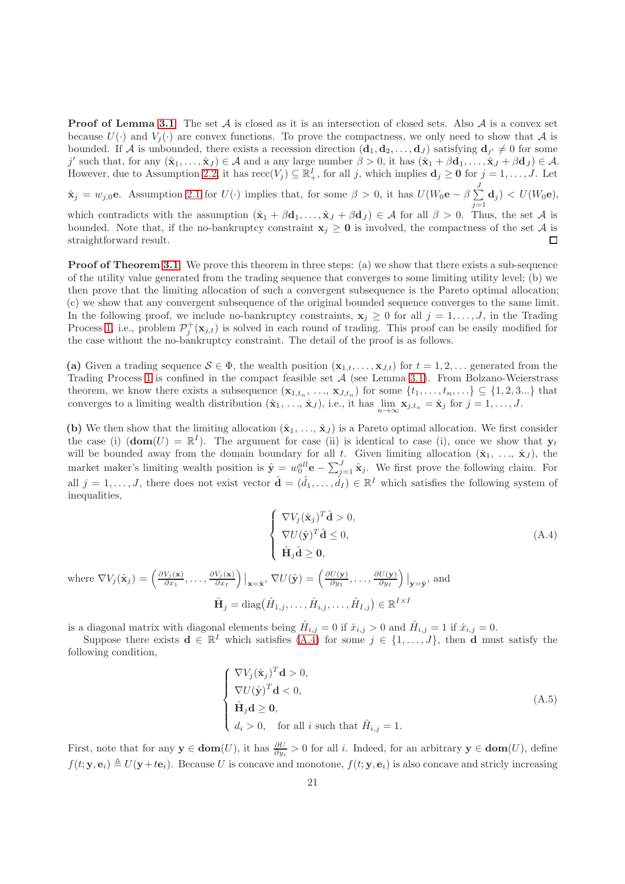**Proof of Lemma 3.1** The set $\mathcal{A}$ is closed as it is an intersection of closed sets. Also $\mathcal{A}$ is a convex set because $U(\cdot)$ and $V_j(\cdot)$ are convex functions. To prove the compactness, we only need to show that $\mathcal{A}$ is bounded. If $\mathcal{A}$ is unbounded, there exists a recession direction $(\mathbf{d}_1, \mathbf{d}_2, \ldots, \mathbf{d}_J)$ satisfying $\mathbf{d}_{j'} \neq 0$ for some $j'$ such that, for any $(\hat{\mathbf{x}}_1, \ldots, \hat{\mathbf{x}}_J) \in \mathcal{A}$ and a any large number $\beta > 0$, it has $(\hat{\mathbf{x}}_1 + \beta \mathbf{d}_1, \ldots, \hat{\mathbf{x}}_J + \beta \mathbf{d}_J) \in \mathcal{A}$. However, due to Assumption 2.2, it has $\text{recc}(V_j) \subseteq \mathbb{R}^I_+$, for all $j$, which implies $\mathbf{d}_j \geq \mathbf{0}$ for $j = 1, \ldots, J$. Let $\hat{\mathbf{x}}_j = w_{j,0}\mathbf{e}$. Assumption 2.1 for $U(\cdot)$ implies that, for some $\beta > 0$, it has $U(W_0\mathbf{e} - \beta \sum_{j=1}^{J} \mathbf{d}_j) < U(W_0\mathbf{e})$, which contradicts with the assumption $(\hat{\mathbf{x}}_1 + \beta \mathbf{d}_1, \ldots, \hat{\mathbf{x}}_J + \beta \mathbf{d}_J) \in \mathcal{A}$ for all $\beta > 0$. Thus, the set $\mathcal{A}$ is bounded. Note that, if the no-bankruptcy constraint $\mathbf{x}_j \geq \mathbf{0}$ is involved, the compactness of the set $\mathcal{A}$ is straightforward result. ◻

**Proof of Theorem 3.1** We prove this theorem in three steps: (a) we show that there exists a sub-sequence of the utility value generated from the trading sequence that converges to some limiting utility level; (b) we then prove that the limiting allocation of such a convergent subsequence is the Pareto optimal allocation; (c) we show that any convergent subsequence of the original bounded sequence converges to the same limit. In the following proof, we include no-bankruptcy constraints, $\mathbf{x}_j \geq 0$ for all $j = 1, \ldots, J$, in the Trading Process 1, i.e., problem $\mathcal{P}^+_j(\mathbf{x}_{j,t})$ is solved in each round of trading. This proof can be easily modified for the case without the no-bankruptcy constraint. The detail of the proof is as follows.

**(a)** Given a trading sequence $\mathcal{S} \in \Phi$, the wealth position $(\mathbf{x}_{1,t}, \ldots, \mathbf{x}_{J,t})$ for $t = 1, 2, \ldots$ generated from the Trading Process 1 is confined in the compact feasible set $\mathcal{A}$ (see Lemma 3.1). From Bolzano-Weierstrass theorem, we know there exists a subsequence $(\mathbf{x}_{1,t_n}, \ldots, \mathbf{x}_{J,t_n})$ for some $\{t_1, \ldots, t_n, \ldots\} \subseteq \{1, 2, 3 \ldots\}$ that converges to a limiting wealth distribution $(\hat{\mathbf{x}}_1, \ldots, \hat{\mathbf{x}}_J)$, i.e., it has $\lim_{n\to\infty} \mathbf{x}_{j,t_n} = \hat{\mathbf{x}}_j$ for $j = 1, \ldots, J$.

**(b)** We then show that the limiting allocation $(\hat{\mathbf{x}}_1, \ldots, \hat{\mathbf{x}}_J)$ is a Pareto optimal allocation. We first consider the case (i) ($\mathbf{dom}(U) = \mathbb{R}^I$). The argument for case (ii) is identical to case (i), once we show that $\mathbf{y}_t$ will be bounded away from the domain boundary for all $t$. Given limiting allocation $(\hat{\mathbf{x}}_1, \ldots, \hat{\mathbf{x}}_J)$, the market maker's limiting wealth position is $\hat{\mathbf{y}} = w_0^{all}\mathbf{e} - \sum_{j=1}^{J} \hat{\mathbf{x}}_j$. We first prove the following claim. For all $j = 1, \ldots, J$, there does not exist vector $\hat{\mathbf{d}} = (\hat{d}_1, \ldots, \hat{d}_I) \in \mathbb{R}^I$ which satisfies the following system of inequalities,

$$
\begin{cases}
\nabla V_j(\hat{\mathbf{x}}_j)^T \hat{\mathbf{d}} > 0, \\
\nabla U(\hat{\mathbf{y}})^T \hat{\mathbf{d}} \leq 0, \\
\hat{\mathbf{H}}_j \hat{\mathbf{d}} \geq \mathbf{0},
\end{cases}
\tag{A.4}
$$

where $\nabla V_j(\hat{\mathbf{x}}_j) = \left( \frac{\partial V_j(\mathbf{x})}{\partial x_1}, \ldots, \frac{\partial V_j(\mathbf{x})}{\partial x_I} \right) \big|_{\mathbf{x}=\hat{\mathbf{x}}}$, $\nabla U(\hat{\mathbf{y}}) = \left( \frac{\partial U(\mathbf{y})}{\partial y_1}, \ldots, \frac{\partial U(\mathbf{y})}{\partial y_I} \right) \big|_{\mathbf{y}=\hat{\mathbf{y}}}$, and

$$
\hat{\mathbf{H}}_j = \text{diag}\big(\hat{H}_{1,j}, \ldots, \hat{H}_{i,j}, \ldots, \hat{H}_{I,j}\big) \in \mathbb{R}^{I\times I}
$$

is a diagonal matrix with diagonal elements being $\hat{H}_{i,j} = 0$ if $\hat{x}_{i,j} > 0$ and $\hat{H}_{i,j} = 1$ if $\hat{x}_{i,j} = 0$.

Suppose there exists $\mathbf{d} \in \mathbb{R}^I$ which satisfies (A.4) for some $j \in \{1, \ldots, J\}$, then $\mathbf{d}$ must satisfy the following condition,

$$
\begin{cases}
\nabla V_j(\hat{\mathbf{x}}_j)^T \mathbf{d} > 0, \\
\nabla U(\hat{\mathbf{y}})^T \mathbf{d} < 0, \\
\hat{\mathbf{H}}_j \mathbf{d} \geq \mathbf{0}, \\
d_i > 0, \quad \text{for all } i \text{ such that } \hat{H}_{i,j} = 1.
\end{cases}
\tag{A.5}
$$

First, note that for any $\mathbf{y} \in \mathbf{dom}(U)$, it has $\frac{\partial U}{\partial y_i} > 0$ for all $i$. Indeed, for an arbitrary $\mathbf{y} \in \mathbf{dom}(U)$, define $f(t; \mathbf{y}, \mathbf{e}_i) \triangleq U(\mathbf{y} + t\mathbf{e}_i)$. Because $U$ is concave and monotone, $f(t; \mathbf{y}, \mathbf{e}_i)$ is also concave and stricly increasing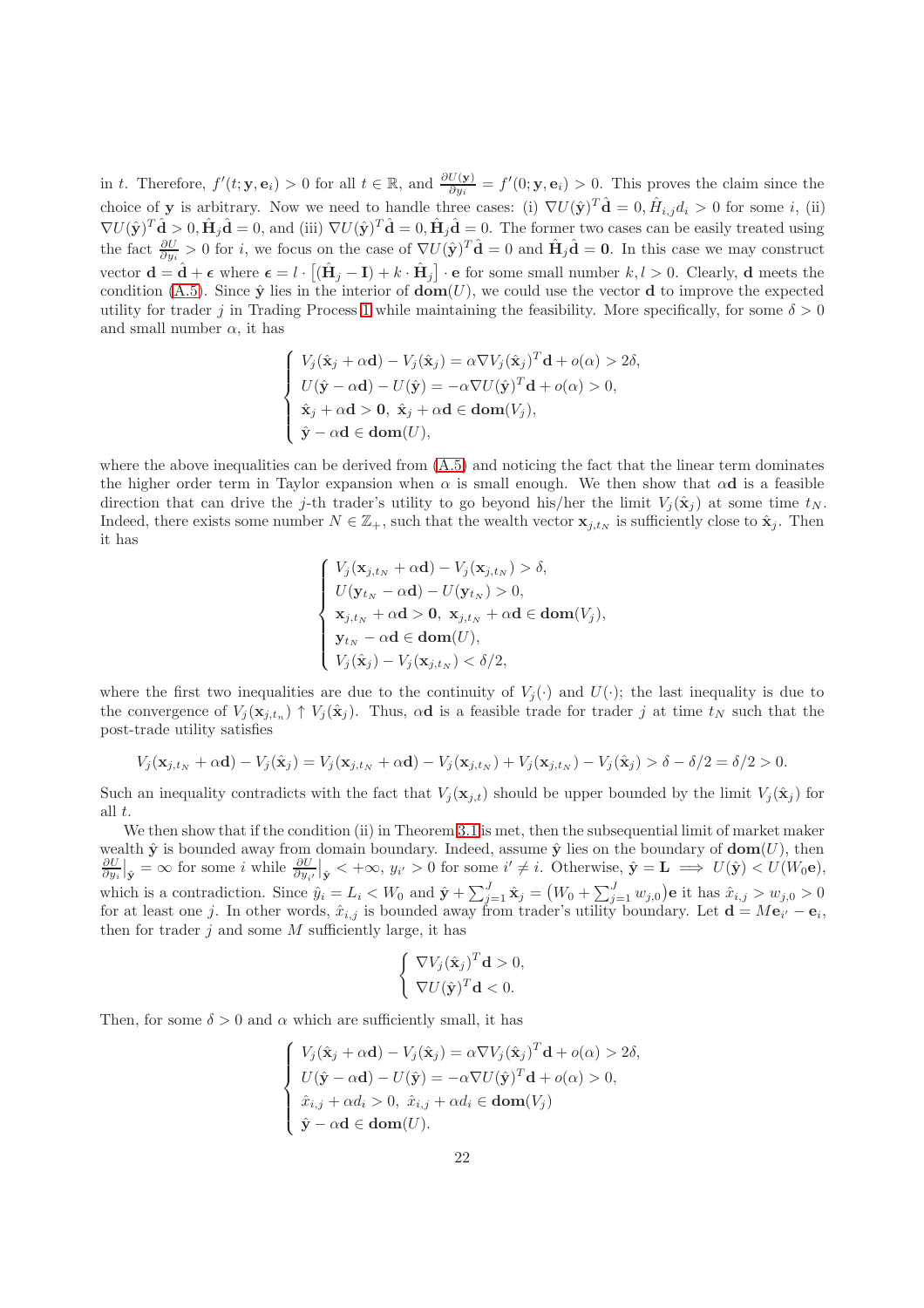in $t$. Therefore, $f'(t; \mathbf{y}, \mathbf{e}_i) > 0$ for all $t \in \mathbb{R}$, and $\frac{\partial U(\mathbf{y})}{\partial y_i} = f'(0; \mathbf{y}, \mathbf{e}_i) > 0$. This proves the claim since the choice of $\mathbf{y}$ is arbitrary. Now we need to handle three cases: (i) $\nabla U(\hat{\mathbf{y}})^T \hat{\mathbf{d}} = 0, \hat{H}_{i,j} d_i > 0$ for some $i$, (ii) $\nabla U(\hat{\mathbf{y}})^T \hat{\mathbf{d}} > 0, \hat{\mathbf{H}}_j \hat{\mathbf{d}} = 0$, and (iii) $\nabla U(\hat{\mathbf{y}})^T \hat{\mathbf{d}} = 0, \hat{\mathbf{H}}_j \hat{\mathbf{d}} = 0$. The former two cases can be easily treated using the fact $\frac{\partial U}{\partial y_i} > 0$ for $i$, we focus on the case of $\nabla U(\hat{\mathbf{y}})^T \hat{\mathbf{d}} = 0$ and $\hat{\mathbf{H}}_j \hat{\mathbf{d}} = \mathbf{0}$. In this case we may construct vector $\mathbf{d} = \hat{\mathbf{d}} + \boldsymbol{\epsilon}$ where $\boldsymbol{\epsilon} = l \cdot \left[ (\hat{\mathbf{H}}_j - \mathbf{I}) + k \cdot \hat{\mathbf{H}}_j \right] \cdot \mathbf{e}$ for some small number $k, l > 0$. Clearly, $\mathbf{d}$ meets the condition (A.5). Since $\hat{\mathbf{y}}$ lies in the interior of $\mathbf{dom}(U)$, we could use the vector $\mathbf{d}$ to improve the expected utility for trader $j$ in Trading Process 1 while maintaining the feasibility. More specifically, for some $\delta > 0$ and small number $\alpha$, it has

$$
\begin{cases}
V_j(\hat{\mathbf{x}}_j + \alpha \mathbf{d}) - V_j(\hat{\mathbf{x}}_j) = \alpha \nabla V_j(\hat{\mathbf{x}}_j)^T \mathbf{d} + o(\alpha) > 2\delta, \\
U(\hat{\mathbf{y}} - \alpha \mathbf{d}) - U(\hat{\mathbf{y}}) = -\alpha \nabla U(\hat{\mathbf{y}})^T \mathbf{d} + o(\alpha) > 0, \\
\hat{\mathbf{x}}_j + \alpha \mathbf{d} > \mathbf{0}, \ \hat{\mathbf{x}}_j + \alpha \mathbf{d} \in \mathbf{dom}(V_j), \\
\hat{\mathbf{y}} - \alpha \mathbf{d} \in \mathbf{dom}(U),
\end{cases}
$$

where the above inequalities can be derived from (A.5) and noticing the fact that the linear term dominates the higher order term in Taylor expansion when $\alpha$ is small enough. We then show that $\alpha \mathbf{d}$ is a feasible direction that can drive the $j$-th trader's utility to go beyond his/her the limit $V_j(\hat{\mathbf{x}}_j)$ at some time $t_N$. Indeed, there exists some number $N \in \mathbb{Z}_+$, such that the wealth vector $\mathbf{x}_{j,t_N}$ is sufficiently close to $\hat{\mathbf{x}}_j$. Then it has

$$
\begin{cases}
V_j(\mathbf{x}_{j,t_N} + \alpha \mathbf{d}) - V_j(\mathbf{x}_{j,t_N}) > \delta, \\
U(\mathbf{y}_{t_N} - \alpha \mathbf{d}) - U(\mathbf{y}_{t_N}) > 0, \\
\mathbf{x}_{j,t_N} + \alpha \mathbf{d} > \mathbf{0}, \ \mathbf{x}_{j,t_N} + \alpha \mathbf{d} \in \mathbf{dom}(V_j), \\
\mathbf{y}_{t_N} - \alpha \mathbf{d} \in \mathbf{dom}(U), \\
V_j(\hat{\mathbf{x}}_j) - V_j(\mathbf{x}_{j,t_N}) < \delta/2,
\end{cases}
$$

where the first two inequalities are due to the continuity of $V_j(\cdot)$ and $U(\cdot)$; the last inequality is due to the convergence of $V_j(\mathbf{x}_{j,t_n}) \uparrow V_j(\hat{\mathbf{x}}_j)$. Thus, $\alpha \mathbf{d}$ is a feasible trade for trader $j$ at time $t_N$ such that the post-trade utility satisfies

$$
V_j(\mathbf{x}_{j,t_N} + \alpha \mathbf{d}) - V_j(\hat{\mathbf{x}}_j) = V_j(\mathbf{x}_{j,t_N} + \alpha \mathbf{d}) - V_j(\mathbf{x}_{j,t_N}) + V_j(\mathbf{x}_{j,t_N}) - V_j(\hat{\mathbf{x}}_j) > \delta - \delta/2 = \delta/2 > 0.
$$

Such an inequality contradicts with the fact that $V_j(\mathbf{x}_{j,t})$ should be upper bounded by the limit $V_j(\hat{\mathbf{x}}_j)$ for all $t$.

We then show that if the condition (ii) in Theorem 3.1 is met, then the subsequential limit of market maker wealth $\hat{\mathbf{y}}$ is bounded away from domain boundary. Indeed, assume $\hat{\mathbf{y}}$ lies on the boundary of $\mathbf{dom}(U)$, then $\frac{\partial U}{\partial y_i}\big|_{\hat{\mathbf{y}}} = \infty$ for some $i$ while $\frac{\partial U}{\partial y_{i'}}\big|_{\hat{\mathbf{y}}} < +\infty$, $y_{i'} > 0$ for some $i' \neq i$. Otherwise, $\hat{\mathbf{y}} = \mathbf{L} \implies U(\hat{\mathbf{y}}) < U(W_0 \mathbf{e})$, which is a contradiction. Since $\hat{y}_i = L_i < W_0$ and $\hat{\mathbf{y}} + \sum_{j=1}^J \hat{\mathbf{x}}_j = \big(W_0 + \sum_{j=1}^J w_{j,0}\big)\mathbf{e}$ it has $\hat{x}_{i,j} > w_{j,0} > 0$ for at least one $j$. In other words, $\hat{x}_{i,j}$ is bounded away from trader's utility boundary. Let $\mathbf{d} = M\mathbf{e}_{i'} - \mathbf{e}_i$, then for trader $j$ and some $M$ sufficiently large, it has

$$
\begin{cases}
\nabla V_j(\hat{\mathbf{x}}_j)^T \mathbf{d} > 0, \\
\nabla U(\hat{\mathbf{y}})^T \mathbf{d} < 0.
\end{cases}
$$

Then, for some $\delta > 0$ and $\alpha$ which are sufficiently small, it has

$$
\begin{cases}
V_j(\hat{\mathbf{x}}_j + \alpha \mathbf{d}) - V_j(\hat{\mathbf{x}}_j) = \alpha \nabla V_j(\hat{\mathbf{x}}_j)^T \mathbf{d} + o(\alpha) > 2\delta, \\
U(\hat{\mathbf{y}} - \alpha \mathbf{d}) - U(\hat{\mathbf{y}}) = -\alpha \nabla U(\hat{\mathbf{y}})^T \mathbf{d} + o(\alpha) > 0, \\
\hat{x}_{i,j} + \alpha d_i > 0, \ \hat{x}_{i,j} + \alpha d_i \in \mathbf{dom}(V_j) \\
\hat{\mathbf{y}} - \alpha \mathbf{d} \in \mathbf{dom}(U).
\end{cases}
$$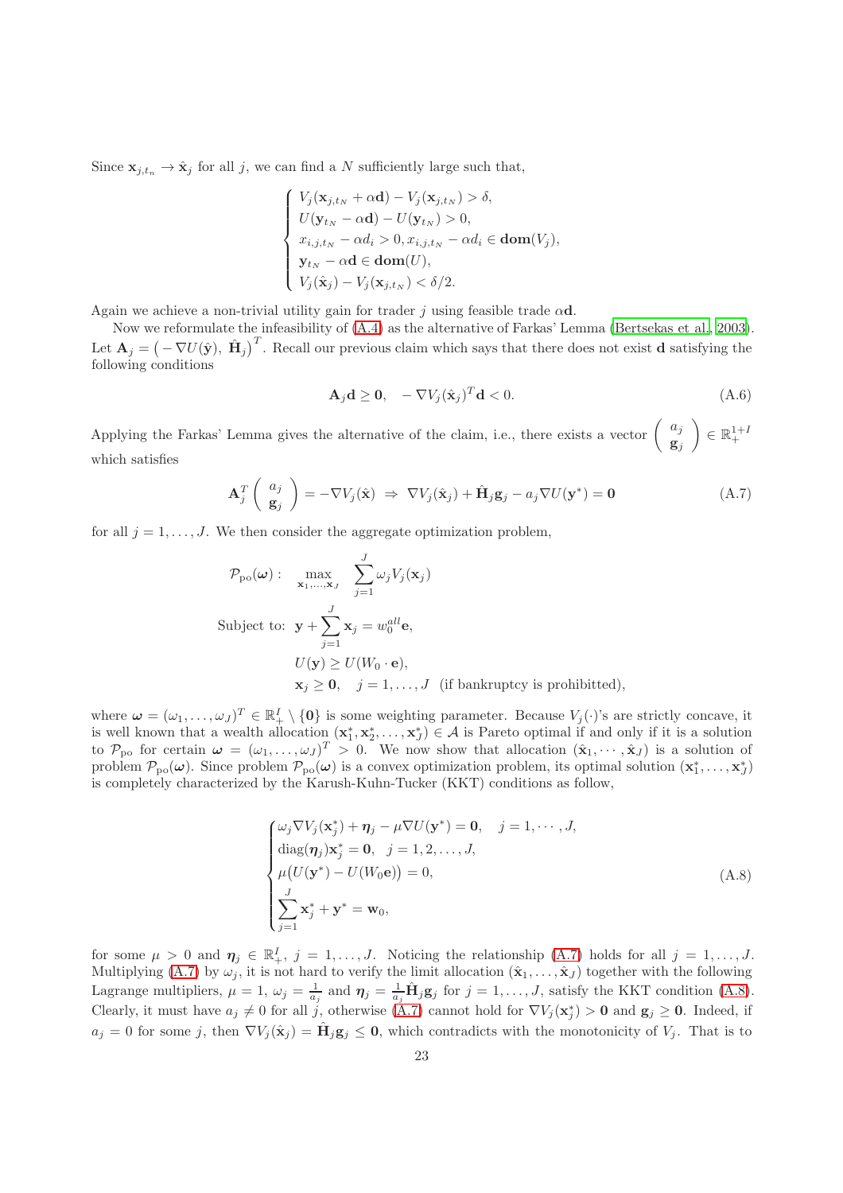Since $\mathbf{x}_{j,t_n} \to \hat{\mathbf{x}}_j$ for all $j$, we can find a $N$ sufficiently large such that,

$$
\begin{cases}
V_j(\mathbf{x}_{j,t_N} + \alpha \mathbf{d}) - V_j(\mathbf{x}_{j,t_N}) > \delta, \\
U(\mathbf{y}_{t_N} - \alpha \mathbf{d}) - U(\mathbf{y}_{t_N}) > 0, \\
x_{i,j,t_N} - \alpha d_i > 0, x_{i,j,t_N} - \alpha d_i \in \mathbf{dom}(V_j), \\
\mathbf{y}_{t_N} - \alpha \mathbf{d} \in \mathbf{dom}(U), \\
V_j(\hat{\mathbf{x}}_j) - V_j(\mathbf{x}_{j,t_N}) < \delta/2.
\end{cases}
$$

Again we achieve a non-trivial utility gain for trader $j$ using feasible trade $\alpha \mathbf{d}$.

Now we reformulate the infeasibility of (A.4) as the alternative of Farkas' Lemma (Bertsekas et al., 2003). Let $\mathbf{A}_j = \big( -\nabla U(\hat{\mathbf{y}}),\ \hat{\mathbf{H}}_j \big)^T$. Recall our previous claim which says that there does not exist $\mathbf{d}$ satisfying the following conditions

$$
\mathbf{A}_j \mathbf{d} \geq \mathbf{0}, \quad -\nabla V_j(\hat{\mathbf{x}}_j)^T \mathbf{d} < 0. \tag{A.6}
$$

Applying the Farkas' Lemma gives the alternative of the claim, i.e., there exists a vector $\begin{pmatrix} a_j \\ \mathbf{g}_j \end{pmatrix} \in \mathbb{R}_+^{1+I}$ which satisfies

$$
\mathbf{A}_j^T \begin{pmatrix} a_j \\ \mathbf{g}_j \end{pmatrix} = -\nabla V_j(\hat{\mathbf{x}}) \ \Rightarrow \ \nabla V_j(\hat{\mathbf{x}}_j) + \hat{\mathbf{H}}_j \mathbf{g}_j - a_j \nabla U(\mathbf{y}^*) = \mathbf{0} \tag{A.7}
$$

for all $j = 1, \ldots, J$. We then consider the aggregate optimization problem,

$$
\begin{aligned}
\mathcal{P}_{\text{po}}(\boldsymbol{\omega}): \quad & \max_{\mathbf{x}_1, \ldots, \mathbf{x}_J} \ \sum_{j=1}^{J} \omega_j V_j(\mathbf{x}_j) \\
\text{Subject to: } & \mathbf{y} + \sum_{j=1}^{J} \mathbf{x}_j = w_0^{all} \mathbf{e}, \\
& U(\mathbf{y}) \geq U(W_0 \cdot \mathbf{e}), \\
& \mathbf{x}_j \geq \mathbf{0}, \quad j = 1, \ldots, J \ \ \text{(if bankruptcy is prohibitted)},
\end{aligned}
$$

where $\boldsymbol{\omega} = (\omega_1, \ldots, \omega_J)^T \in \mathbb{R}_+^I \setminus \{\mathbf{0}\}$ is some weighting parameter. Because $V_j(\cdot)$'s are strictly concave, it is well known that a wealth allocation $(\mathbf{x}_1^*, \mathbf{x}_2^*, \ldots, \mathbf{x}_J^*) \in \mathcal{A}$ is Pareto optimal if and only if it is a solution to $\mathcal{P}_{\text{po}}$ for certain $\boldsymbol{\omega} = (\omega_1, \ldots, \omega_J)^T > 0$. We now show that allocation $(\hat{\mathbf{x}}_1, \cdots, \hat{\mathbf{x}}_J)$ is a solution of problem $\mathcal{P}_{\text{po}}(\boldsymbol{\omega})$. Since problem $\mathcal{P}_{\text{po}}(\boldsymbol{\omega})$ is a convex optimization problem, its optimal solution $(\mathbf{x}_1^*, \ldots, \mathbf{x}_J^*)$ is completely characterized by the Karush-Kuhn-Tucker (KKT) conditions as follow,

$$
\begin{cases}
\omega_j \nabla V_j(\mathbf{x}_j^*) + \boldsymbol{\eta}_j - \mu \nabla U(\mathbf{y}^*) = \mathbf{0}, \quad j = 1, \cdots, J, \\
\text{diag}(\boldsymbol{\eta}_j) \mathbf{x}_j^* = \mathbf{0}, \quad j = 1, 2, \ldots, J, \\
\mu \big( U(\mathbf{y}^*) - U(W_0 \mathbf{e}) \big) = 0, \\
\displaystyle\sum_{j=1}^{J} \mathbf{x}_j^* + \mathbf{y}^* = \mathbf{w}_0,
\end{cases} \tag{A.8}
$$

for some $\mu > 0$ and $\boldsymbol{\eta}_j \in \mathbb{R}_+^I$, $j = 1, \ldots, J$. Noticing the relationship (A.7) holds for all $j = 1, \ldots, J$. Multiplying (A.7) by $\omega_j$, it is not hard to verify the limit allocation $(\hat{\mathbf{x}}_1, \ldots, \hat{\mathbf{x}}_J)$ together with the following Lagrange multipliers, $\mu = 1$, $\omega_j = \frac{1}{a_j}$ and $\boldsymbol{\eta}_j = \frac{1}{a_j} \hat{\mathbf{H}}_j \mathbf{g}_j$ for $j = 1, \ldots, J$, satisfy the KKT condition (A.8). Clearly, it must have $a_j \neq 0$ for all $j$, otherwise (A.7) cannot hold for $\nabla V_j(\mathbf{x}_j^*) > \mathbf{0}$ and $\mathbf{g}_j \geq \mathbf{0}$. Indeed, if $a_j = 0$ for some $j$, then $\nabla V_j(\hat{\mathbf{x}}_j) = \hat{\mathbf{H}}_j \mathbf{g}_j \leq \mathbf{0}$, which contradicts with the monotonicity of $V_j$. That is to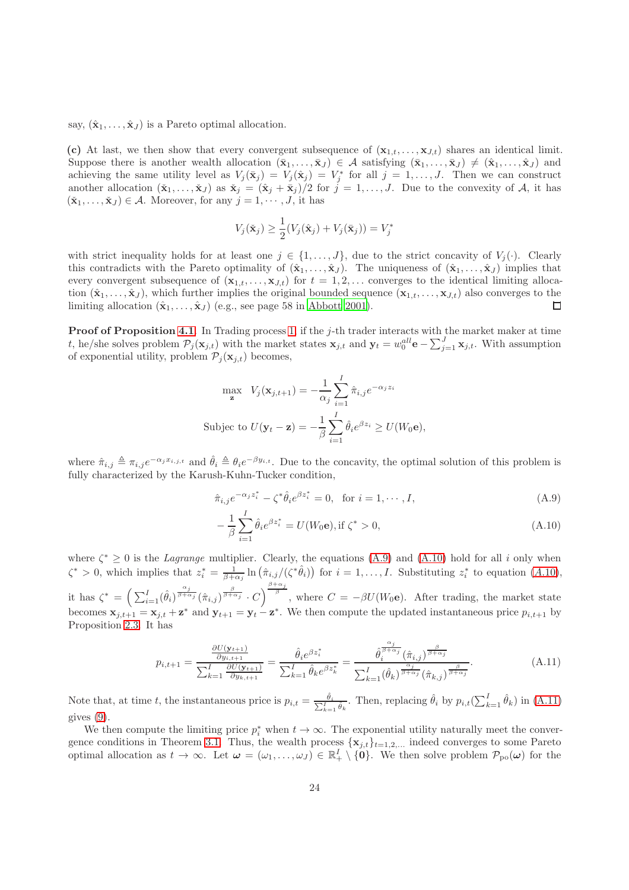say, $(\hat{\mathbf{x}}_1, \ldots, \hat{\mathbf{x}}_J)$ is a Pareto optimal allocation.

**(c)** At last, we then show that every convergent subsequence of $(\mathbf{x}_{1,t}, \ldots, \mathbf{x}_{J,t})$ shares an identical limit. Suppose there is another wealth allocation $(\bar{\mathbf{x}}_1, \ldots, \bar{\mathbf{x}}_J) \in \mathcal{A}$ satisfying $(\bar{\mathbf{x}}_1, \ldots, \bar{\mathbf{x}}_J) \neq (\hat{\mathbf{x}}_1, \ldots, \hat{\mathbf{x}}_J)$ and achieving the same utility level as $V_j(\bar{\mathbf{x}}_j) = V_j(\hat{\mathbf{x}}_j) = V_j^*$ for all $j = 1, \ldots, J$. Then we can construct another allocation $(\check{\mathbf{x}}_1, \ldots, \check{\mathbf{x}}_J)$ as $\check{\mathbf{x}}_j = (\hat{\mathbf{x}}_j + \bar{\mathbf{x}}_j)/2$ for $j = 1, \ldots, J$. Due to the convexity of $\mathcal{A}$, it has $(\check{\mathbf{x}}_1, \ldots, \check{\mathbf{x}}_J) \in \mathcal{A}$. Moreover, for any $j = 1, \cdots, J$, it has

$$V_j(\check{\mathbf{x}}_j) \geq \frac{1}{2}(V_j(\hat{\mathbf{x}}_j) + V_j(\bar{\mathbf{x}}_j)) = V_j^*$$

with strict inequality holds for at least one $j \in \{1, \ldots, J\}$, due to the strict concavity of $V_j(\cdot)$. Clearly this contradicts with the Pareto optimality of $(\hat{\mathbf{x}}_1, \ldots, \hat{\mathbf{x}}_J)$. The uniqueness of $(\hat{\mathbf{x}}_1, \ldots, \hat{\mathbf{x}}_J)$ implies that every convergent subsequence of $(\mathbf{x}_{1,t}, \ldots, \mathbf{x}_{J,t})$ for $t = 1, 2, \ldots$ converges to the identical limiting allocation $(\hat{\mathbf{x}}_1, \ldots, \hat{\mathbf{x}}_J)$, which further implies the original bounded sequence $(\mathbf{x}_{1,t}, \ldots, \mathbf{x}_{J,t})$ also converges to the limiting allocation $(\hat{\mathbf{x}}_1, \ldots, \hat{\mathbf{x}}_J)$ (e.g., see page 58 in Abbott 2001). ☐

**Proof of Proposition 4.1** In Trading process 1, if the $j$-th trader interacts with the market maker at time $t$, he/she solves problem $\mathcal{P}_j(\mathbf{x}_{j,t})$ with the market states $\mathbf{x}_{j,t}$ and $\mathbf{y}_t = w_0^{all}\mathbf{e} - \sum_{j=1}^{J} \mathbf{x}_{j,t}$. With assumption of exponential utility, problem $\mathcal{P}_j(\mathbf{x}_{j,t})$ becomes,

$$\max_{\mathbf{z}} \quad V_j(\mathbf{x}_{j,t+1}) = -\frac{1}{\alpha_j}\sum_{i=1}^{I} \hat{\pi}_{i,j} e^{-\alpha_j z_i}$$

$$\text{Subjec to } U(\mathbf{y}_t - \mathbf{z}) = -\frac{1}{\beta}\sum_{i=1}^{I} \hat{\theta}_i e^{\beta z_i} \geq U(W_0\mathbf{e}),$$

where $\hat{\pi}_{i,j} \triangleq \pi_{i,j} e^{-\alpha_j x_{i,j,t}}$ and $\hat{\theta}_i \triangleq \theta_i e^{-\beta y_{i,t}}$. Due to the concavity, the optimal solution of this problem is fully characterized by the Karush-Kuhn-Tucker condition,

$$\hat{\pi}_{i,j} e^{-\alpha_j z_i^*} - \zeta^* \hat{\theta}_i e^{\beta z_i^*} = 0, \quad \text{for } i = 1, \cdots, I, \tag{A.9}$$

$$-\frac{1}{\beta}\sum_{i=1}^{I} \hat{\theta}_i e^{\beta z_i^*} = U(W_0\mathbf{e}), \text{if } \zeta^* > 0, \tag{A.10}$$

where $\zeta^* \geq 0$ is the *Lagrange* multiplier. Clearly, the equations (A.9) and (A.10) hold for all $i$ only when $\zeta^* > 0$, which implies that $z_i^* = \frac{1}{\beta+\alpha_j}\ln\left(\hat{\pi}_{i,j}/(\zeta^*\hat{\theta}_i)\right)$ for $i = 1, \ldots, I$. Substituting $z_i^*$ to equation (A.10), it has $\zeta^* = \left(\sum_{i=1}^{I} (\hat{\theta}_i)^{\frac{\alpha_j}{\beta+\alpha_j}} (\hat{\pi}_{i,j})^{\frac{\beta}{\beta+\alpha_j}} \cdot C\right)^{\frac{\beta+\alpha_j}{\beta}}$, where $C = -\beta U(W_0\mathbf{e})$. After trading, the market state becomes $\mathbf{x}_{j,t+1} = \mathbf{x}_{j,t} + \mathbf{z}^*$ and $\mathbf{y}_{t+1} = \mathbf{y}_t - \mathbf{z}^*$. We then compute the updated instantaneous price $p_{i,t+1}$ by Proposition 2.3. It has

$$p_{i,t+1} = \frac{\frac{\partial U(\mathbf{y}_{t+1})}{\partial y_{i,t+1}}}{\sum_{k=1}^{I} \frac{\partial U(\mathbf{y}_{t+1})}{\partial y_{k,t+1}}} = \frac{\hat{\theta}_i e^{\beta z_i^*}}{\sum_{k=1}^{I} \hat{\theta}_k e^{\beta z_k^*}} = \frac{\hat{\theta}_i^{\frac{\alpha_j}{\beta+\alpha_j}} (\hat{\pi}_{i,j})^{\frac{\beta}{\beta+\alpha_j}}}{\sum_{k=1}^{I} (\hat{\theta}_k)^{\frac{\alpha_j}{\beta+\alpha_j}} (\hat{\pi}_{k,j})^{\frac{\beta}{\beta+\alpha_j}}}. \tag{A.11}$$

Note that, at time $t$, the instantaneous price is $p_{i,t} = \frac{\hat{\theta}_i}{\sum_{k=1}^{I} \hat{\theta}_k}$. Then, replacing $\hat{\theta}_i$ by $p_{i,t}(\sum_{k=1}^{I} \hat{\theta}_k)$ in (A.11) gives (9).

We then compute the limiting price $p_i^*$ when $t \to \infty$. The exponential utility naturally meet the convergence conditions in Theorem 3.1. Thus, the wealth process $\{\mathbf{x}_{j,t}\}_{t=1,2,\ldots}$ indeed converges to some Pareto optimal allocation as $t \to \infty$. Let $\boldsymbol{\omega} = (\omega_1, \ldots, \omega_J) \in \mathbb{R}_+^I \setminus \{\mathbf{0}\}$. We then solve problem $\mathcal{P}_{\text{po}}(\boldsymbol{\omega})$ for the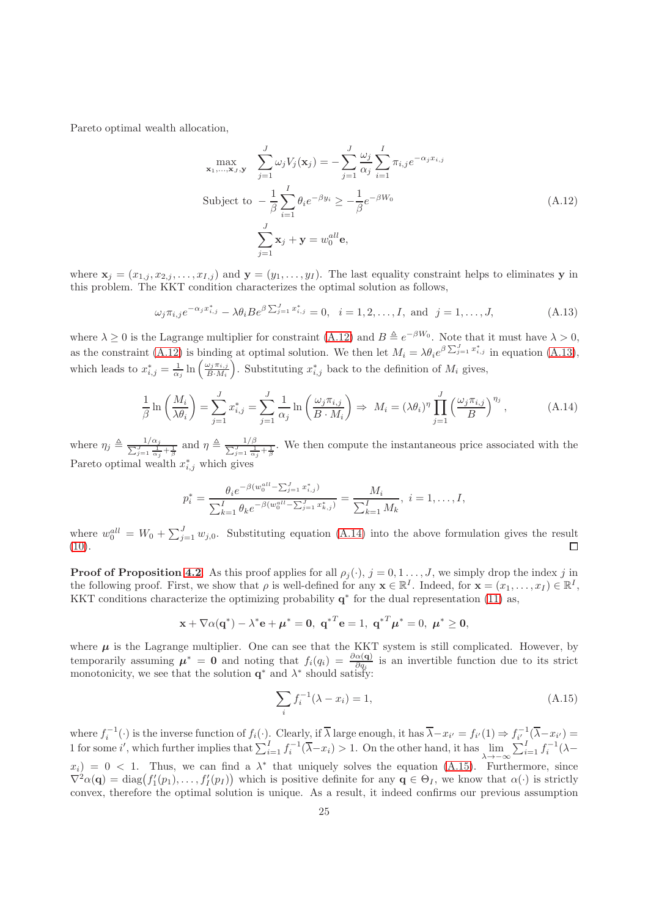Pareto optimal wealth allocation,

$$
\begin{aligned}
\max_{\mathbf{x}_1,\ldots,\mathbf{x}_J,\mathbf{y}} \quad & \sum_{j=1}^{J} \omega_j V_j(\mathbf{x}_j) = -\sum_{j=1}^{J} \frac{\omega_j}{\alpha_j} \sum_{i=1}^{I} \pi_{i,j} e^{-\alpha_j x_{i,j}} \\
\text{Subject to} \quad & -\frac{1}{\beta}\sum_{i=1}^{I} \theta_i e^{-\beta y_i} \geq -\frac{1}{\beta} e^{-\beta W_0} \\
& \sum_{j=1}^{J} \mathbf{x}_j + \mathbf{y} = w_0^{all}\mathbf{e},
\end{aligned}
\tag{A.12}
$$

where $\mathbf{x}_j = (x_{1,j}, x_{2,j}, \ldots, x_{I,j})$ and $\mathbf{y} = (y_1, \ldots, y_I)$. The last equality constraint helps to eliminates $\mathbf{y}$ in this problem. The KKT condition characterizes the optimal solution as follows,

$$
\omega_j \pi_{i,j} e^{-\alpha_j x^*_{i,j}} - \lambda \theta_i B e^{\beta \sum_{j=1}^{J} x^*_{i,j}} = 0, \quad i = 1, 2, \ldots, I, \text{ and } \quad j = 1, \ldots, J, \tag{A.13}
$$

where $\lambda \geq 0$ is the Lagrange multiplier for constraint (A.12) and $B \triangleq e^{-\beta W_0}$. Note that it must have $\lambda > 0$, as the constraint (A.12) is binding at optimal solution. We then let $M_i = \lambda \theta_i e^{\beta \sum_{j=1}^{J} x^*_{i,j}}$ in equation (A.13), which leads to $x^*_{i,j} = \frac{1}{\alpha_j} \ln\left(\frac{\omega_j \pi_{i,j}}{B \cdot M_i}\right)$. Substituting $x^*_{i,j}$ back to the definition of $M_i$ gives,

$$
\frac{1}{\beta}\ln\left(\frac{M_i}{\lambda\theta_i}\right) = \sum_{j=1}^{J} x^*_{i,j} = \sum_{j=1}^{J} \frac{1}{\alpha_j}\ln\left(\frac{\omega_j \pi_{i,j}}{B \cdot M_i}\right) \Rightarrow M_i = (\lambda\theta_i)^{\eta} \prod_{j=1}^{J} \left(\frac{\omega_j \pi_{i,j}}{B}\right)^{\eta_j}, \tag{A.14}
$$

where $\eta_j \triangleq \frac{1/\alpha_j}{\sum_{j=1}^{J}\frac{1}{\alpha_j} + \frac{1}{\beta}}$ and $\eta \triangleq \frac{1/\beta}{\sum_{j=1}^{J}\frac{1}{\alpha_j} + \frac{1}{\beta}}$. We then compute the instantaneous price associated with the Pareto optimal wealth $x^*_{i,j}$ which gives

$$
p^*_i = \frac{\theta_i e^{-\beta(w_0^{all} - \sum_{j=1}^{J} x^*_{i,j})}}{\sum_{k=1}^{I} \theta_k e^{-\beta(w_0^{all} - \sum_{j=1}^{J} x^*_{k,j})}} = \frac{M_i}{\sum_{k=1}^{I} M_k}, \ i = 1, \ldots, I,
$$

where $w_0^{all} = W_0 + \sum_{j=1}^{J} w_{j,0}$. Substituting equation (A.14) into the above formulation gives the result (10). □

**Proof of Proposition 4.2** As this proof applies for all $\rho_j(\cdot)$, $j = 0, 1 \ldots, J$, we simply drop the index $j$ in the following proof. First, we show that $\rho$ is well-defined for any $\mathbf{x} \in \mathbb{R}^I$. Indeed, for $\mathbf{x} = (x_1, \ldots, x_I) \in \mathbb{R}^I$, KKT conditions characterize the optimizing probability $\mathbf{q}^*$ for the dual representation (11) as,

$$
\mathbf{x} + \nabla\alpha(\mathbf{q}^*) - \lambda^*\mathbf{e} + \boldsymbol{\mu}^* = \mathbf{0}, \ {\mathbf{q}^*}^T\mathbf{e} = 1, \ {\mathbf{q}^*}^T\boldsymbol{\mu}^* = 0, \ \boldsymbol{\mu}^* \geq \mathbf{0},
$$

where $\boldsymbol{\mu}$ is the Lagrange multiplier. One can see that the KKT system is still complicated. However, by temporarily assuming $\boldsymbol{\mu}^* = \mathbf{0}$ and noting that $f_i(q_i) = \frac{\partial\alpha(\mathbf{q})}{\partial q_i}$ is an invertible function due to its strict monotonicity, we see that the solution $\mathbf{q}^*$ and $\lambda^*$ should satisfy:

$$
\sum_i f_i^{-1}(\lambda - x_i) = 1, \tag{A.15}
$$

where $f_i^{-1}(\cdot)$ is the inverse function of $f_i(\cdot)$. Clearly, if $\overline{\lambda}$ large enough, it has $\overline{\lambda} - x_{i'} = f_{i'}(1) \Rightarrow f_{i'}^{-1}(\overline{\lambda} - x_{i'}) = 1$ for some $i'$, which further implies that $\sum_{i=1}^{I} f_i^{-1}(\overline{\lambda} - x_i) > 1$. On the other hand, it has $\lim_{\lambda \to -\infty} \sum_{i=1}^{I} f_i^{-1}(\lambda - x_i) = 0 < 1$. Thus, we can find a $\lambda^*$ that uniquely solves the equation (A.15). Furthermore, since $\nabla^2\alpha(\mathbf{q}) = \text{diag}\big(f_1'(p_1), \ldots, f_I'(p_I)\big)$ which is positive definite for any $\mathbf{q} \in \Theta_I$, we know that $\alpha(\cdot)$ is strictly convex, therefore the optimal solution is unique. As a result, it indeed confirms our previous assumption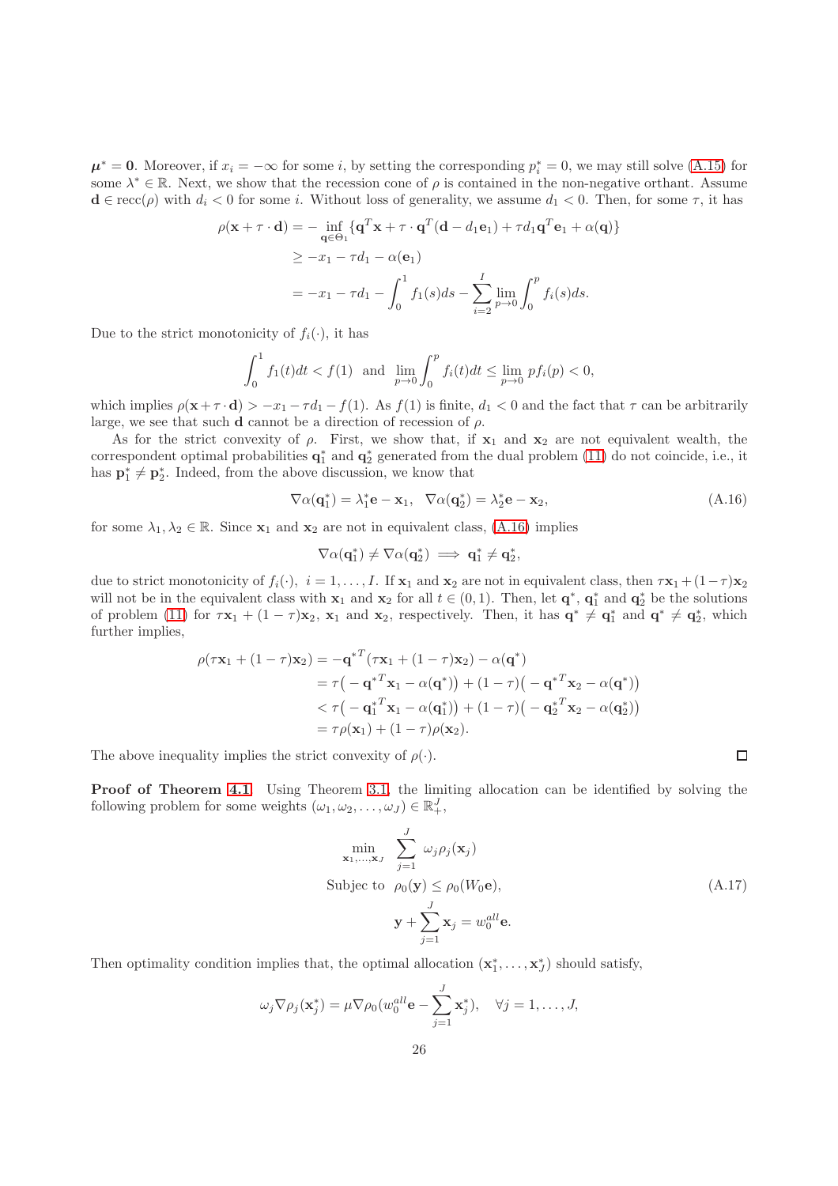$\boldsymbol{\mu}^* = \mathbf{0}$. Moreover, if $x_i = -\infty$ for some $i$, by setting the corresponding $p_i^* = 0$, we may still solve (A.15) for some $\lambda^* \in \mathbb{R}$. Next, we show that the recession cone of $\rho$ is contained in the non-negative orthant. Assume $\mathbf{d} \in \text{recc}(\rho)$ with $d_i < 0$ for some $i$. Without loss of generality, we assume $d_1 < 0$. Then, for some $\tau$, it has

$$
\begin{aligned}
\rho(\mathbf{x} + \tau \cdot \mathbf{d}) &= -\inf_{\mathbf{q} \in \Theta_1} \{\mathbf{q}^T \mathbf{x} + \tau \cdot \mathbf{q}^T(\mathbf{d} - d_1 \mathbf{e}_1) + \tau d_1 \mathbf{q}^T \mathbf{e}_1 + \alpha(\mathbf{q})\} \\
&\geq -x_1 - \tau d_1 - \alpha(\mathbf{e}_1) \\
&= -x_1 - \tau d_1 - \int_0^1 f_1(s) ds - \sum_{i=2}^{I} \lim_{p \to 0} \int_0^p f_i(s) ds.
\end{aligned}
$$

Due to the strict monotonicity of $f_i(\cdot)$, it has

$$
\int_0^1 f_1(t) dt < f(1) \quad \text{and} \quad \lim_{p \to 0} \int_0^p f_i(t) dt \leq \lim_{p \to 0} p f_i(p) < 0,
$$

which implies $\rho(\mathbf{x} + \tau \cdot \mathbf{d}) > -x_1 - \tau d_1 - f(1)$. As $f(1)$ is finite, $d_1 < 0$ and the fact that $\tau$ can be arbitrarily large, we see that such $\mathbf{d}$ cannot be a direction of recession of $\rho$.

As for the strict convexity of $\rho$. First, we show that, if $\mathbf{x}_1$ and $\mathbf{x}_2$ are not equivalent wealth, the correspondent optimal probabilities $\mathbf{q}_1^*$ and $\mathbf{q}_2^*$ generated from the dual problem (11) do not coincide, i.e., it has $\mathbf{p}_1^* \neq \mathbf{p}_2^*$. Indeed, from the above discussion, we know that

$$
\nabla \alpha(\mathbf{q}_1^*) = \lambda_1^* \mathbf{e} - \mathbf{x}_1, \quad \nabla \alpha(\mathbf{q}_2^*) = \lambda_2^* \mathbf{e} - \mathbf{x}_2, \tag{A.16}
$$

for some $\lambda_1, \lambda_2 \in \mathbb{R}$. Since $\mathbf{x}_1$ and $\mathbf{x}_2$ are not in equivalent class, (A.16) implies

$$
\nabla \alpha(\mathbf{q}_1^*) \neq \nabla \alpha(\mathbf{q}_2^*) \implies \mathbf{q}_1^* \neq \mathbf{q}_2^*,
$$

due to strict monotonicity of $f_i(\cdot)$, $i = 1, \ldots, I$. If $\mathbf{x}_1$ and $\mathbf{x}_2$ are not in equivalent class, then $\tau \mathbf{x}_1 + (1-\tau)\mathbf{x}_2$ will not be in the equivalent class with $\mathbf{x}_1$ and $\mathbf{x}_2$ for all $t \in (0, 1)$. Then, let $\mathbf{q}^*$, $\mathbf{q}_1^*$ and $\mathbf{q}_2^*$ be the solutions of problem (11) for $\tau \mathbf{x}_1 + (1-\tau)\mathbf{x}_2$, $\mathbf{x}_1$ and $\mathbf{x}_2$, respectively. Then, it has $\mathbf{q}^* \neq \mathbf{q}_1^*$ and $\mathbf{q}^* \neq \mathbf{q}_2^*$, which further implies,

$$
\begin{aligned}
\rho(\tau \mathbf{x}_1 + (1-\tau)\mathbf{x}_2) &= -{\mathbf{q}^*}^T(\tau \mathbf{x}_1 + (1-\tau)\mathbf{x}_2) - \alpha(\mathbf{q}^*) \\
&= \tau\big(-{\mathbf{q}^*}^T \mathbf{x}_1 - \alpha(\mathbf{q}^*)\big) + (1-\tau)\big(-{\mathbf{q}^*}^T \mathbf{x}_2 - \alpha(\mathbf{q}^*)\big) \\
&< \tau\big(-{\mathbf{q}_1^*}^T \mathbf{x}_1 - \alpha(\mathbf{q}_1^*)\big) + (1-\tau)\big(-{\mathbf{q}_2^*}^T \mathbf{x}_2 - \alpha(\mathbf{q}_2^*)\big) \\
&= \tau \rho(\mathbf{x}_1) + (1-\tau)\rho(\mathbf{x}_2).
\end{aligned}
$$

The above inequality implies the strict convexity of $\rho(\cdot)$. $\square$

**Proof of Theorem 4.1** Using Theorem 3.1, the limiting allocation can be identified by solving the following problem for some weights $(\omega_1, \omega_2, \ldots, \omega_J) \in \mathbb{R}_+^J$,

$$
\begin{aligned}
\min_{\mathbf{x}_1, \ldots, \mathbf{x}_J} \quad & \sum_{j=1}^{J} \omega_j \rho_j(\mathbf{x}_j) \\
\text{Subject to} \quad & \rho_0(\mathbf{y}) \leq \rho_0(W_0 \mathbf{e}), \\
& \mathbf{y} + \sum_{j=1}^{J} \mathbf{x}_j = w_0^{all} \mathbf{e}.
\end{aligned} \tag{A.17}
$$

Then optimality condition implies that, the optimal allocation $(\mathbf{x}_1^*, \ldots, \mathbf{x}_J^*)$ should satisfy,

$$
\omega_j \nabla \rho_j(\mathbf{x}_j^*) = \mu \nabla \rho_0(w_0^{all} \mathbf{e} - \sum_{j=1}^{J} \mathbf{x}_j^*), \quad \forall j = 1, \ldots, J,
$$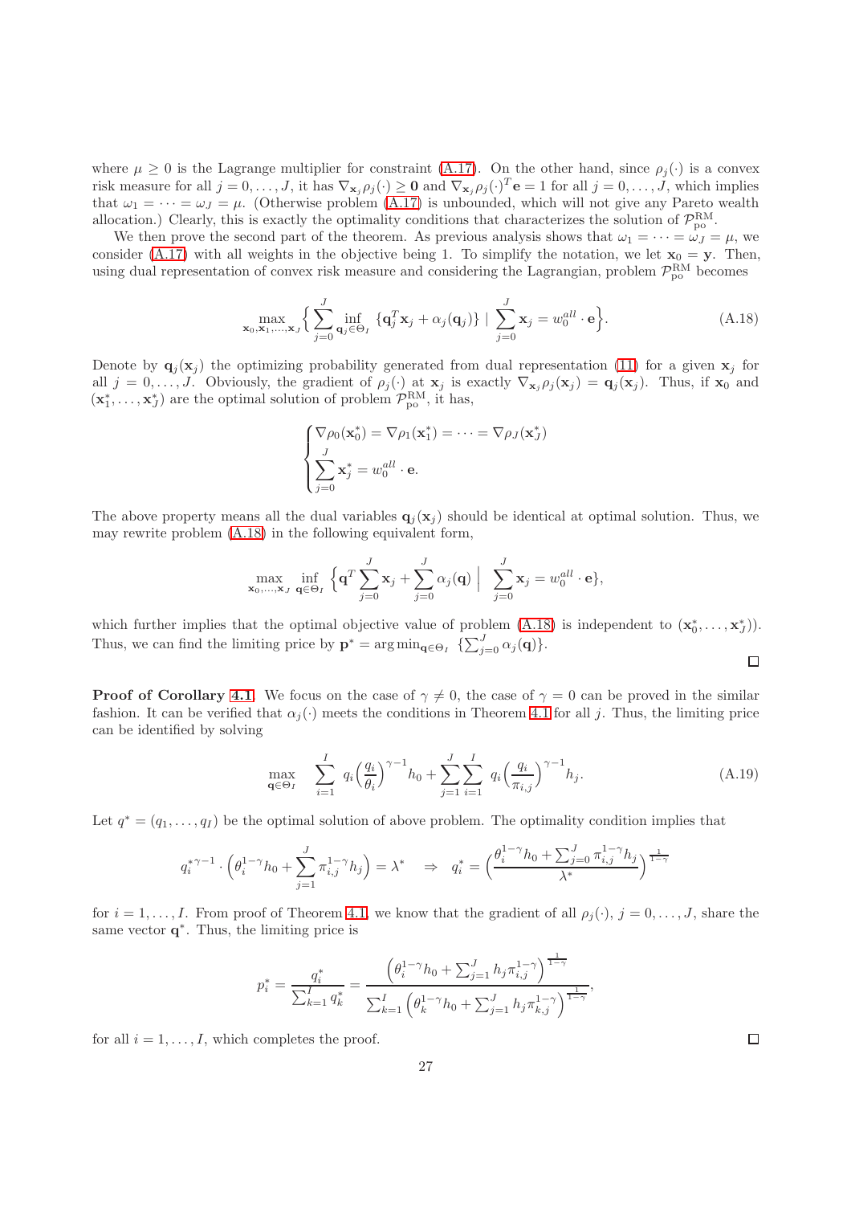where $\mu \geq 0$ is the Lagrange multiplier for constraint (A.17). On the other hand, since $\rho_j(\cdot)$ is a convex risk measure for all $j = 0, \ldots, J$, it has $\nabla_{\mathbf{x}_j} \rho_j(\cdot) \geq \mathbf{0}$ and $\nabla_{\mathbf{x}_j} \rho_j(\cdot)^T \mathbf{e} = 1$ for all $j = 0, \ldots, J$, which implies that $\omega_1 = \cdots = \omega_J = \mu$. (Otherwise problem (A.17) is unbounded, which will not give any Pareto wealth allocation.) Clearly, this is exactly the optimality conditions that characterizes the solution of $\mathcal{P}_{\text{po}}^{\text{RM}}$.

We then prove the second part of the theorem. As previous analysis shows that $\omega_1 = \cdots = \omega_J = \mu$, we consider (A.17) with all weights in the objective being 1. To simplify the notation, we let $\mathbf{x}_0 = \mathbf{y}$. Then, using dual representation of convex risk measure and considering the Lagrangian, problem $\mathcal{P}_{\text{po}}^{\text{RM}}$ becomes

$$\max_{\mathbf{x}_0, \mathbf{x}_1, \ldots, \mathbf{x}_J} \Big\{ \sum_{j=0}^{J} \inf_{\mathbf{q}_j \in \Theta_I} \{\mathbf{q}_j^T \mathbf{x}_j + \alpha_j(\mathbf{q}_j)\} \mid \sum_{j=0}^{J} \mathbf{x}_j = w_0^{all} \cdot \mathbf{e} \Big\}. \tag{A.18}$$

Denote by $\mathbf{q}_j(\mathbf{x}_j)$ the optimizing probability generated from dual representation (11) for a given $\mathbf{x}_j$ for all $j = 0, \ldots, J$. Obviously, the gradient of $\rho_j(\cdot)$ at $\mathbf{x}_j$ is exactly $\nabla_{\mathbf{x}_j} \rho_j(\mathbf{x}_j) = \mathbf{q}_j(\mathbf{x}_j)$. Thus, if $\mathbf{x}_0$ and $(\mathbf{x}_1^*, \ldots, \mathbf{x}_J^*)$ are the optimal solution of problem $\mathcal{P}_{\text{po}}^{\text{RM}}$, it has,

$$\begin{cases} \nabla \rho_0(\mathbf{x}_0^*) = \nabla \rho_1(\mathbf{x}_1^*) = \cdots = \nabla \rho_J(\mathbf{x}_J^*) \\ \displaystyle\sum_{j=0}^{J} \mathbf{x}_j^* = w_0^{all} \cdot \mathbf{e}. \end{cases}$$

The above property means all the dual variables $\mathbf{q}_j(\mathbf{x}_j)$ should be identical at optimal solution. Thus, we may rewrite problem (A.18) in the following equivalent form,

$$\max_{\mathbf{x}_0, \ldots, \mathbf{x}_J} \inf_{\mathbf{q} \in \Theta_I} \Big\{ \mathbf{q}^T \sum_{j=0}^{J} \mathbf{x}_j + \sum_{j=0}^{J} \alpha_j(\mathbf{q}) \;\Big|\; \sum_{j=0}^{J} \mathbf{x}_j = w_0^{all} \cdot \mathbf{e} \},$$

which further implies that the optimal objective value of problem (A.18) is independent to $(\mathbf{x}_0^*, \ldots, \mathbf{x}_J^*)$). Thus, we can find the limiting price by $\mathbf{p}^* = \arg\min_{\mathbf{q} \in \Theta_I} \{\sum_{j=0}^{J} \alpha_j(\mathbf{q})\}$.

$\square$

**Proof of Corollary 4.1** We focus on the case of $\gamma \neq 0$, the case of $\gamma = 0$ can be proved in the similar fashion. It can be verified that $\alpha_j(\cdot)$ meets the conditions in Theorem 4.1 for all $j$. Thus, the limiting price can be identified by solving

$$\max_{\mathbf{q} \in \Theta_I} \quad \sum_{i=1}^{I} q_i \Big(\frac{q_i}{\theta_i}\Big)^{\gamma - 1} h_0 + \sum_{j=1}^{J} \sum_{i=1}^{I} q_i \Big(\frac{q_i}{\pi_{i,j}}\Big)^{\gamma - 1} h_j. \tag{A.19}$$

Let $q^* = (q_1, \ldots, q_I)$ be the optimal solution of above problem. The optimality condition implies that

$$q_i^{*\gamma-1} \cdot \Big(\theta_i^{1-\gamma} h_0 + \sum_{j=1}^{J} \pi_{i,j}^{1-\gamma} h_j\Big) = \lambda^* \quad \Rightarrow \quad q_i^* = \Big(\frac{\theta_i^{1-\gamma} h_0 + \sum_{j=0}^{J} \pi_{i,j}^{1-\gamma} h_j}{\lambda^*}\Big)^{\frac{1}{1-\gamma}}$$

for $i = 1, \ldots, I$. From proof of Theorem 4.1, we know that the gradient of all $\rho_j(\cdot)$, $j = 0, \ldots, J$, share the same vector $\mathbf{q}^*$. Thus, the limiting price is

$$p_i^* = \frac{q_i^*}{\sum_{k=1}^{I} q_k^*} = \frac{\Big(\theta_i^{1-\gamma} h_0 + \sum_{j=1}^{J} h_j \pi_{i,j}^{1-\gamma}\Big)^{\frac{1}{1-\gamma}}}{\sum_{k=1}^{I} \Big(\theta_k^{1-\gamma} h_0 + \sum_{j=1}^{J} h_j \pi_{k,j}^{1-\gamma}\Big)^{\frac{1}{1-\gamma}}},$$

for all $i = 1, \ldots, I$, which completes the proof.

$\square$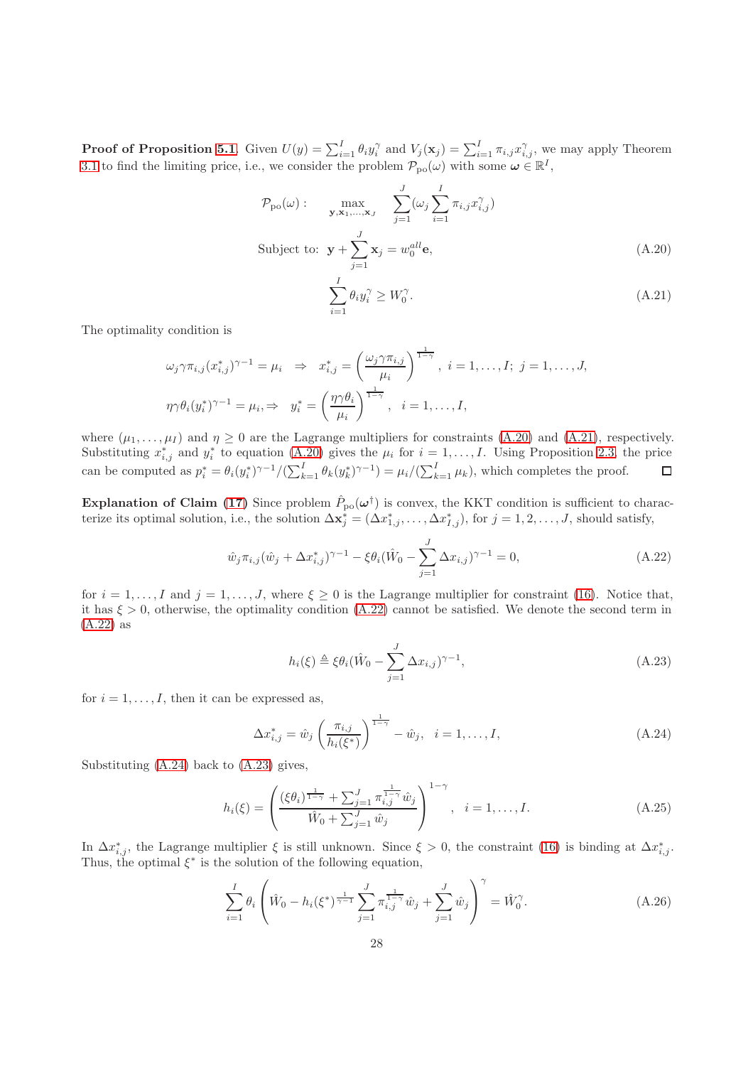**Proof of Proposition 5.1.** Given $U(y) = \sum_{i=1}^{I} \theta_i y_i^\gamma$ and $V_j(\mathbf{x}_j) = \sum_{i=1}^{I} \pi_{i,j} x_{i,j}^\gamma$, we may apply Theorem 3.1 to find the limiting price, i.e., we consider the problem $\mathcal{P}_{\rm po}(\omega)$ with some $\boldsymbol{\omega} \in \mathbb{R}^I$,

$$
\mathcal{P}_{\rm po}(\omega): \quad \max_{\mathbf{y},\mathbf{x}_1,\ldots,\mathbf{x}_J} \quad \sum_{j=1}^{J} (\omega_j \sum_{i=1}^{I} \pi_{i,j} x_{i,j}^\gamma)
$$

$$
\text{Subject to: } \mathbf{y} + \sum_{j=1}^{J} \mathbf{x}_j = w_0^{all} \mathbf{e}, \tag{A.20}
$$

$$
\sum_{i=1}^{I} \theta_i y_i^\gamma \geq W_0^\gamma. \tag{A.21}
$$

The optimality condition is

$$
\omega_j \gamma \pi_{i,j} (x_{i,j}^*)^{\gamma-1} = \mu_i \quad \Rightarrow \quad x_{i,j}^* = \left( \frac{\omega_j \gamma \pi_{i,j}}{\mu_i} \right)^{\frac{1}{1-\gamma}}, \; i = 1, \ldots, I; \; j = 1, \ldots, J,
$$

$$
\eta \gamma \theta_i (y_i^*)^{\gamma-1} = \mu_i, \Rightarrow \quad y_i^* = \left( \frac{\eta \gamma \theta_i}{\mu_i} \right)^{\frac{1}{1-\gamma}}, \quad i = 1, \ldots, I,
$$

where $(\mu_1, \ldots, \mu_I)$ and $\eta \geq 0$ are the Lagrange multipliers for constraints (A.20) and (A.21), respectively. Substituting $x_{i,j}^*$ and $y_i^*$ to equation (A.20) gives the $\mu_i$ for $i = 1, \ldots, I$. Using Proposition 2.3, the price can be computed as $p_i^* = \theta_i (y_i^*)^{\gamma-1} / (\sum_{k=1}^{I} \theta_k (y_k^*)^{\gamma-1}) = \mu_i / (\sum_{k=1}^{I} \mu_k)$, which completes the proof. $\square$

**Explanation of Claim (17)** Since problem $\hat{P}_{\rm po}(\boldsymbol{\omega}^\dagger)$ is convex, the KKT condition is sufficient to characterize its optimal solution, i.e., the solution $\Delta \mathbf{x}_j^* = (\Delta x_{1,j}^*, \ldots, \Delta x_{I,j}^*)$, for $j = 1, 2, \ldots, J$, should satisfy,

$$
\hat{w}_j \pi_{i,j} (\hat{w}_j + \Delta x_{i,j}^*)^{\gamma-1} - \xi \theta_i (\hat{W}_0 - \sum_{j=1}^{J} \Delta x_{i,j})^{\gamma-1} = 0, \tag{A.22}
$$

for $i = 1, \ldots, I$ and $j = 1, \ldots, J$, where $\xi \geq 0$ is the Lagrange multiplier for constraint (16). Notice that, it has $\xi > 0$, otherwise, the optimality condition (A.22) cannot be satisfied. We denote the second term in (A.22) as

$$
h_i(\xi) \triangleq \xi \theta_i (\hat{W}_0 - \sum_{j=1}^{J} \Delta x_{i,j})^{\gamma-1}, \tag{A.23}
$$

for $i = 1, \ldots, I$, then it can be expressed as,

$$
\Delta x_{i,j}^* = \hat{w}_j \left( \frac{\pi_{i,j}}{h_i(\xi^*)} \right)^{\frac{1}{1-\gamma}} - \hat{w}_j, \quad i = 1, \ldots, I, \tag{A.24}
$$

Substituting (A.24) back to (A.23) gives,

$$
h_i(\xi) = \left( \frac{(\xi \theta_i)^{\frac{1}{1-\gamma}} + \sum_{j=1}^{J} \pi_{i,j}^{\frac{1}{1-\gamma}} \hat{w}_j}{\hat{W}_0 + \sum_{j=1}^{J} \hat{w}_j} \right)^{1-\gamma}, \quad i = 1, \ldots, I. \tag{A.25}
$$

In $\Delta x_{i,j}^*$, the Lagrange multiplier $\xi$ is still unknown. Since $\xi > 0$, the constraint (16) is binding at $\Delta x_{i,j}^*$. Thus, the optimal $\xi^*$ is the solution of the following equation,

$$
\sum_{i=1}^{I} \theta_i \left( \hat{W}_0 - h_i(\xi^*)^{\frac{1}{\gamma-1}} \sum_{j=1}^{J} \pi_{i,j}^{\frac{1}{1-\gamma}} \hat{w}_j + \sum_{j=1}^{J} \hat{w}_j \right)^\gamma = \hat{W}_0^\gamma. \tag{A.26}
$$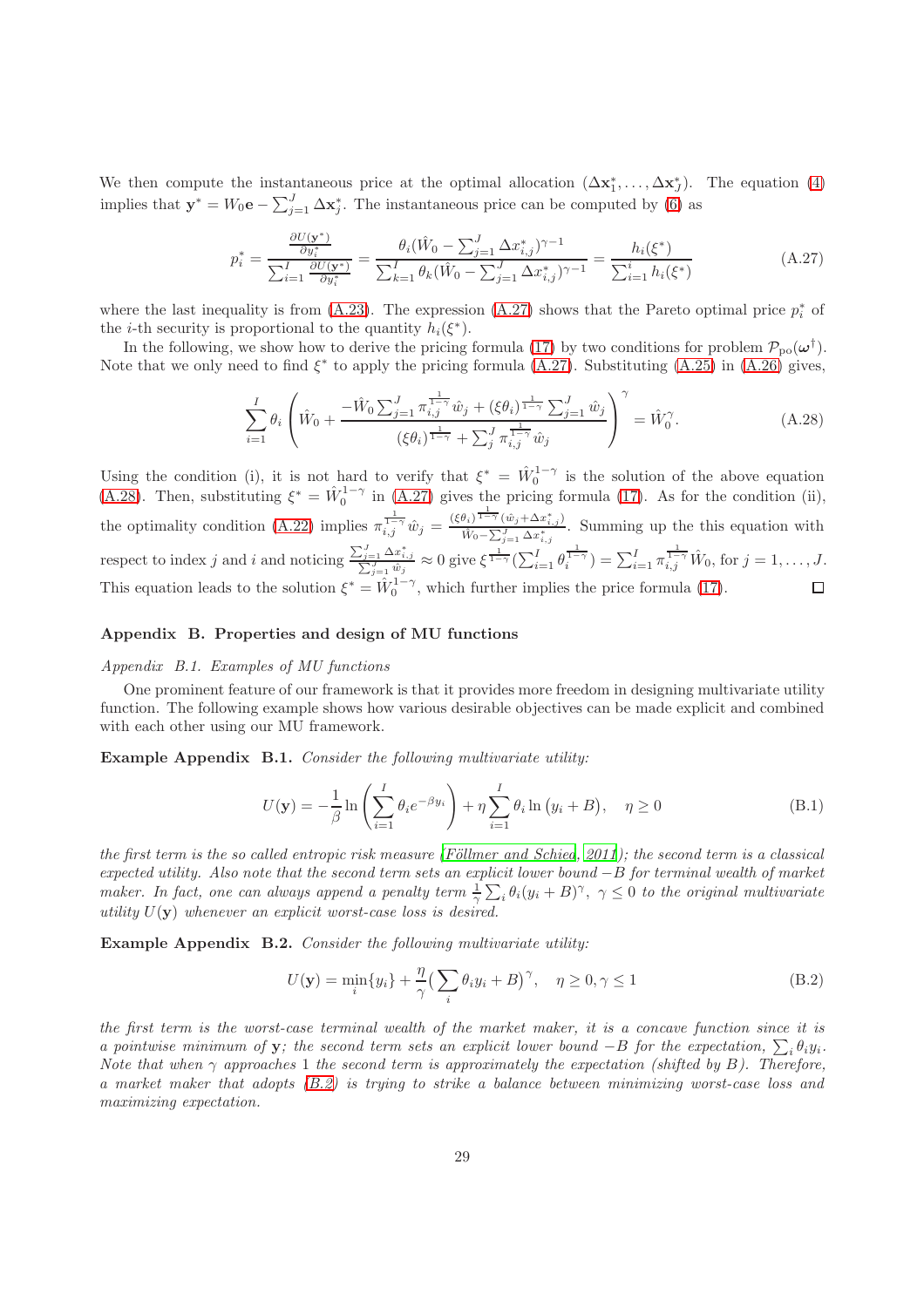We then compute the instantaneous price at the optimal allocation $(\Delta\mathbf{x}_1^*, \ldots, \Delta\mathbf{x}_J^*)$. The equation (4) implies that $\mathbf{y}^* = W_0\mathbf{e} - \sum_{j=1}^J \Delta\mathbf{x}_j^*$. The instantaneous price can be computed by (6) as

$$
p_i^* = \frac{\frac{\partial U(\mathbf{y}^*)}{\partial y_i^*}}{\sum_{i=1}^I \frac{\partial U(\mathbf{y}^*)}{\partial y_i^*}} = \frac{\theta_i(\hat{W}_0 - \sum_{j=1}^J \Delta x_{i,j}^*)^{\gamma-1}}{\sum_{k=1}^I \theta_k(\hat{W}_0 - \sum_{j=1}^J \Delta x_{i,j}^*)^{\gamma-1}} = \frac{h_i(\xi^*)}{\sum_{i=1}^i h_i(\xi^*)} \tag{A.27}
$$

where the last inequality is from (A.23). The expression (A.27) shows that the Pareto optimal price $p_i^*$ of the $i$-th security is proportional to the quantity $h_i(\xi^*)$.

In the following, we show how to derive the pricing formula (17) by two conditions for problem $\mathcal{P}_{\text{po}}(\boldsymbol{\omega}^\dagger)$. Note that we only need to find $\xi^*$ to apply the pricing formula (A.27). Substituting (A.25) in (A.26) gives,

$$
\sum_{i=1}^I \theta_i \left( \hat{W}_0 + \frac{-\hat{W}_0 \sum_{j=1}^J \pi_{i,j}^{\frac{1}{1-\gamma}} \hat{w}_j + (\xi\theta_i)^{\frac{1}{1-\gamma}} \sum_{j=1}^J \hat{w}_j}{(\xi\theta_i)^{\frac{1}{1-\gamma}} + \sum_j^J \pi_{i,j}^{\frac{1}{1-\gamma}} \hat{w}_j} \right)^\gamma = \hat{W}_0^\gamma. \tag{A.28}
$$

Using the condition (i), it is not hard to verify that $\xi^* = \hat{W}_0^{1-\gamma}$ is the solution of the above equation (A.28). Then, substituting $\xi^* = \hat{W}_0^{1-\gamma}$ in (A.27) gives the pricing formula (17). As for the condition (ii), the optimality condition (A.22) implies $\pi_{i,j}^{\frac{1}{1-\gamma}} \hat{w}_j = \frac{(\xi\theta_i)^{\frac{1}{1-\gamma}}(\hat{w}_j + \Delta x_{i,j}^*)}{\hat{W}_0 - \sum_{j=1}^J \Delta x_{i,j}^*}$. Summing up the this equation with respect to index $j$ and $i$ and noticing $\frac{\sum_{j=1}^J \Delta x_{i,j}^*}{\sum_{j=1}^J \hat{w}_j} \approx 0$ give $\xi^{\frac{1}{1-\gamma}}(\sum_{i=1}^I \theta_i^{\frac{1}{1-\gamma}}) = \sum_{i=1}^I \pi_{i,j}^{\frac{1}{1-\gamma}} \hat{W}_0$, for $j = 1, \ldots, J$. This equation leads to the solution $\xi^* = \hat{W}_0^{1-\gamma}$, which further implies the price formula (17). □

## Appendix B. Properties and design of MU functions

### Appendix B.1. Examples of MU functions

One prominent feature of our framework is that it provides more freedom in designing multivariate utility function. The following example shows how various desirable objectives can be made explicit and combined with each other using our MU framework.

**Example Appendix B.1.** *Consider the following multivariate utility:*

$$
U(\mathbf{y}) = -\frac{1}{\beta} \ln \left( \sum_{i=1}^I \theta_i e^{-\beta y_i} \right) + \eta \sum_{i=1}^I \theta_i \ln (y_i + B), \quad \eta \geq 0 \tag{B.1}
$$

*the first term is the so called entropic risk measure (Föllmer and Schied, 2011); the second term is a classical expected utility. Also note that the second term sets an explicit lower bound $-B$ for terminal wealth of market maker. In fact, one can always append a penalty term $\frac{1}{\gamma}\sum_i \theta_i(y_i + B)^\gamma$, $\gamma \leq 0$ to the original multivariate utility $U(\mathbf{y})$ whenever an explicit worst-case loss is desired.*

**Example Appendix B.2.** *Consider the following multivariate utility:*

$$
U(\mathbf{y}) = \min_i \{y_i\} + \frac{\eta}{\gamma} \big( \sum_i \theta_i y_i + B \big)^\gamma, \quad \eta \geq 0, \gamma \leq 1 \tag{B.2}
$$

*the first term is the worst-case terminal wealth of the market maker, it is a concave function since it is a pointwise minimum of $\mathbf{y}$; the second term sets an explicit lower bound $-B$ for the expectation, $\sum_i \theta_i y_i$. Note that when $\gamma$ approaches 1 the second term is approximately the expectation (shifted by $B$). Therefore, a market maker that adopts (B.2) is trying to strike a balance between minimizing worst-case loss and maximizing expectation.*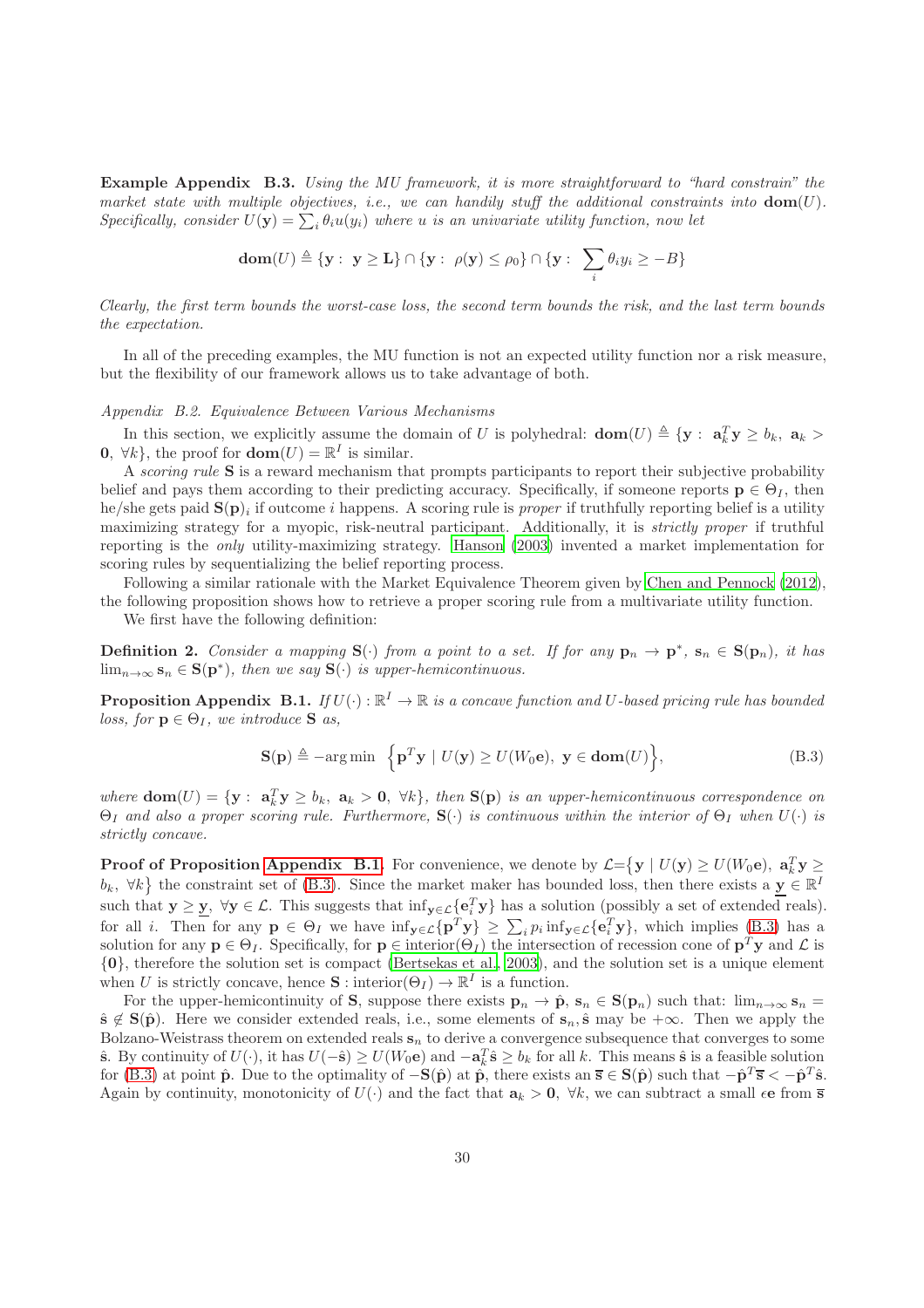**Example Appendix B.3.** *Using the MU framework, it is more straightforward to "hard constrain" the market state with multiple objectives, i.e., we can handily stuff the additional constraints into* $\mathbf{dom}(U)$*. Specifically, consider* $U(\mathbf{y}) = \sum_i \theta_i u(y_i)$ *where* $u$ *is an univariate utility function, now let*

$$\mathbf{dom}(U) \triangleq \{\mathbf{y} :\ \mathbf{y} \geq \mathbf{L}\} \cap \{\mathbf{y} :\ \rho(\mathbf{y}) \leq \rho_0\} \cap \{\mathbf{y} :\ \sum_i \theta_i y_i \geq -B\}$$

*Clearly, the first term bounds the worst-case loss, the second term bounds the risk, and the last term bounds the expectation.*

In all of the preceding examples, the MU function is not an expected utility function nor a risk measure, but the flexibility of our framework allows us to take advantage of both.

*Appendix B.2. Equivalence Between Various Mechanisms*

In this section, we explicitly assume the domain of $U$ is polyhedral: $\mathbf{dom}(U) \triangleq \{\mathbf{y} :\ \mathbf{a}_k^T\mathbf{y} \geq b_k,\ \mathbf{a}_k > \mathbf{0},\ \forall k\}$, the proof for $\mathbf{dom}(U) = \mathbb{R}^I$ is similar.

A *scoring rule* $\mathbf{S}$ is a reward mechanism that prompts participants to report their subjective probability belief and pays them according to their predicting accuracy. Specifically, if someone reports $\mathbf{p} \in \Theta_I$, then he/she gets paid $\mathbf{S}(\mathbf{p})_i$ if outcome $i$ happens. A scoring rule is *proper* if truthfully reporting belief is a utility maximizing strategy for a myopic, risk-neutral participant. Additionally, it is *strictly proper* if truthful reporting is the *only* utility-maximizing strategy. Hanson (2003) invented a market implementation for scoring rules by sequentializing the belief reporting process.

Following a similar rationale with the Market Equivalence Theorem given by Chen and Pennock (2012), the following proposition shows how to retrieve a proper scoring rule from a multivariate utility function.

We first have the following definition:

**Definition 2.** *Consider a mapping* $\mathbf{S}(\cdot)$ *from a point to a set. If for any* $\mathbf{p}_n \to \mathbf{p}^*$*,* $\mathbf{s}_n \in \mathbf{S}(\mathbf{p}_n)$*, it has* $\lim_{n\to\infty} \mathbf{s}_n \in \mathbf{S}(\mathbf{p}^*)$*, then we say* $\mathbf{S}(\cdot)$ *is upper-hemicontinuous.*

**Proposition Appendix B.1.** *If* $U(\cdot) : \mathbb{R}^I \to \mathbb{R}$ *is a concave function and* $U$*-based pricing rule has bounded loss, for* $\mathbf{p} \in \Theta_I$*, we introduce* $\mathbf{S}$ *as,*

$$\mathbf{S}(\mathbf{p}) \triangleq -\arg\min\ \Big\{\mathbf{p}^T\mathbf{y} \mid U(\mathbf{y}) \geq U(W_0\mathbf{e}),\ \mathbf{y} \in \mathbf{dom}(U)\Big\}, \tag{B.3}$$

*where* $\mathbf{dom}(U) = \{\mathbf{y} :\ \mathbf{a}_k^T\mathbf{y} \geq b_k,\ \mathbf{a}_k > \mathbf{0},\ \forall k\}$*, then* $\mathbf{S}(\mathbf{p})$ *is an upper-hemicontinuous correspondence on* $\Theta_I$ *and also a proper scoring rule. Furthermore,* $\mathbf{S}(\cdot)$ *is continuous within the interior of* $\Theta_I$ *when* $U(\cdot)$ *is strictly concave.*

**Proof of Proposition Appendix B.1.** For convenience, we denote by $\mathcal{L}=\big\{\mathbf{y} \mid U(\mathbf{y}) \geq U(W_0\mathbf{e}),\ \mathbf{a}_k^T\mathbf{y} \geq b_k,\ \forall k\big\}$ the constraint set of (B.3). Since the market maker has bounded loss, then there exists a $\underline{\mathbf{y}} \in \mathbb{R}^I$ such that $\mathbf{y} \geq \underline{\mathbf{y}},\ \forall \mathbf{y} \in \mathcal{L}$. This suggests that $\inf_{\mathbf{y}\in\mathcal{L}}\{\mathbf{e}_i^T\mathbf{y}\}$ has a solution (possibly a set of extended reals). for all $i$. Then for any $\mathbf{p} \in \Theta_I$ we have $\inf_{\mathbf{y}\in\mathcal{L}}\{\mathbf{p}^T\mathbf{y}\} \geq \sum_i p_i \inf_{\mathbf{y}\in\mathcal{L}}\{\mathbf{e}_i^T\mathbf{y}\}$, which implies (B.3) has a solution for any $\mathbf{p} \in \Theta_I$. Specifically, for $\mathbf{p} \in \text{interior}(\Theta_I)$ the intersection of recession cone of $\mathbf{p}^T\mathbf{y}$ and $\mathcal{L}$ is $\{\mathbf{0}\}$, therefore the solution set is compact (Bertsekas et al., 2003), and the solution set is a unique element when $U$ is strictly concave, hence $\mathbf{S} : \text{interior}(\Theta_I) \to \mathbb{R}^I$ is a function.

For the upper-hemicontinuity of $\mathbf{S}$, suppose there exists $\mathbf{p}_n \to \hat{\mathbf{p}}$, $\mathbf{s}_n \in \mathbf{S}(\mathbf{p}_n)$ such that: $\lim_{n\to\infty} \mathbf{s}_n = \hat{\mathbf{s}} \notin \mathbf{S}(\hat{\mathbf{p}})$. Here we consider extended reals, i.e., some elements of $\mathbf{s}_n, \hat{\mathbf{s}}$ may be $+\infty$. Then we apply the Bolzano-Weistrass theorem on extended reals $\mathbf{s}_n$ to derive a convergence subsequence that converges to some $\hat{\mathbf{s}}$. By continuity of $U(\cdot)$, it has $U(-\hat{\mathbf{s}}) \geq U(W_0\mathbf{e})$ and $-\mathbf{a}_k^T\hat{\mathbf{s}} \geq b_k$ for all $k$. This means $\hat{\mathbf{s}}$ is a feasible solution for (B.3) at point $\hat{\mathbf{p}}$. Due to the optimality of $-\mathbf{S}(\hat{\mathbf{p}})$ at $\hat{\mathbf{p}}$, there exists an $\overline{\mathbf{s}} \in \mathbf{S}(\hat{\mathbf{p}})$ such that $-\hat{\mathbf{p}}^T\overline{\mathbf{s}} < -\hat{\mathbf{p}}^T\hat{\mathbf{s}}$. Again by continuity, monotonicity of $U(\cdot)$ and the fact that $\mathbf{a}_k > \mathbf{0},\ \forall k$, we can subtract a small $\epsilon\mathbf{e}$ from $\overline{\mathbf{s}}$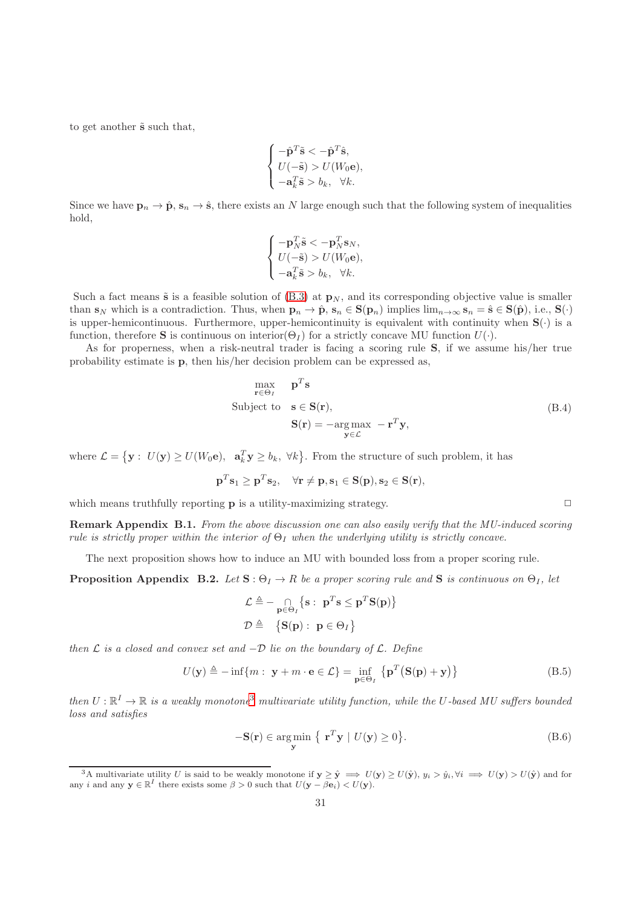to get another $\tilde{\mathbf{s}}$ such that,

$$
\begin{cases}
-\hat{\mathbf{p}}^T\tilde{\mathbf{s}} < -\hat{\mathbf{p}}^T\hat{\mathbf{s}}, \\
U(-\tilde{\mathbf{s}}) > U(W_0\mathbf{e}), \\
-\mathbf{a}_k^T\tilde{\mathbf{s}} > b_k, \quad \forall k.
\end{cases}
$$

Since we have $\mathbf{p}_n \to \hat{\mathbf{p}}$, $\mathbf{s}_n \to \hat{\mathbf{s}}$, there exists an $N$ large enough such that the following system of inequalities hold,

$$
\begin{cases}
-\mathbf{p}_N^T\tilde{\mathbf{s}} < -\mathbf{p}_N^T\mathbf{s}_N, \\
U(-\tilde{\mathbf{s}}) > U(W_0\mathbf{e}), \\
-\mathbf{a}_k^T\tilde{\mathbf{s}} > b_k, \quad \forall k.
\end{cases}
$$

Such a fact means $\tilde{\mathbf{s}}$ is a feasible solution of (B.3) at $\mathbf{p}_N$, and its corresponding objective value is smaller than $\mathbf{s}_N$ which is a contradiction. Thus, when $\mathbf{p}_n \to \hat{\mathbf{p}}$, $\mathbf{s}_n \in \mathbf{S}(\mathbf{p}_n)$ implies $\lim_{n\to\infty} \mathbf{s}_n = \hat{\mathbf{s}} \in \mathbf{S}(\hat{\mathbf{p}})$, i.e., $\mathbf{S}(\cdot)$ is upper-hemicontinuous. Furthermore, upper-hemicontinuity is equivalent with continuity when $\mathbf{S}(\cdot)$ is a function, therefore $\mathbf{S}$ is continuous on interior($\Theta_I$) for a strictly concave MU function $U(\cdot)$.

As for properness, when a risk-neutral trader is facing a scoring rule $\mathbf{S}$, if we assume his/her true probability estimate is $\mathbf{p}$, then his/her decision problem can be expressed as,

$$
\begin{aligned}
\max_{\mathbf{r}\in\Theta_I} \quad & \mathbf{p}^T\mathbf{s} \\
\text{Subject to} \quad & \mathbf{s} \in \mathbf{S}(\mathbf{r}), \\
& \mathbf{S}(\mathbf{r}) = -\arg\max_{\mathbf{y}\in\mathcal{L}} \ -\mathbf{r}^T\mathbf{y},
\end{aligned}
\tag{B.4}
$$

where $\mathcal{L} = \{\mathbf{y} : \ U(\mathbf{y}) \geq U(W_0\mathbf{e}), \ \ \mathbf{a}_k^T\mathbf{y} \geq b_k, \ \forall k\}$. From the structure of such problem, it has

$$
\mathbf{p}^T\mathbf{s}_1 \geq \mathbf{p}^T\mathbf{s}_2, \quad \forall \mathbf{r} \neq \mathbf{p}, \mathbf{s}_1 \in \mathbf{S}(\mathbf{p}), \mathbf{s}_2 \in \mathbf{S}(\mathbf{r}),
$$

which means truthfully reporting $\mathbf{p}$ is a utility-maximizing strategy. □

**Remark Appendix B.1.** *From the above discussion one can also easily verify that the MU-induced scoring rule is strictly proper within the interior of $\Theta_I$ when the underlying utility is strictly concave.*

The next proposition shows how to induce an MU with bounded loss from a proper scoring rule.

**Proposition Appendix B.2.** *Let $\mathbf{S} : \Theta_I \to R$ be a proper scoring rule and $\mathbf{S}$ is continuous on $\Theta_I$, let*

$$
\begin{aligned}
\mathcal{L} &\triangleq -\bigcap_{\mathbf{p}\in\Theta_I} \{\mathbf{s} : \ \mathbf{p}^T\mathbf{s} \leq \mathbf{p}^T\mathbf{S}(\mathbf{p})\} \\
\mathcal{D} &\triangleq \ \ \{\mathbf{S}(\mathbf{p}) : \ \mathbf{p} \in \Theta_I\}
\end{aligned}
$$

*then $\mathcal{L}$ is a closed and convex set and $-\mathcal{D}$ lie on the boundary of $\mathcal{L}$. Define*

$$
U(\mathbf{y}) \triangleq -\inf\{m : \ \mathbf{y} + m \cdot \mathbf{e} \in \mathcal{L}\} = \inf_{\mathbf{p}\in\Theta_I} \{\mathbf{p}^T(\mathbf{S}(\mathbf{p}) + \mathbf{y})\}
\tag{B.5}
$$

*then $U : \mathbb{R}^I \to \mathbb{R}$ is a weakly monotone[3] multivariate utility function, while the $U$-based MU suffers bounded loss and satisfies*

$$
-\mathbf{S}(\mathbf{r}) \in \arg\min_{\mathbf{y}} \{ \ \mathbf{r}^T\mathbf{y} \mid U(\mathbf{y}) \geq 0\}.
\tag{B.6}
$$

[3] A multivariate utility $U$ is said to be weakly monotone if $\mathbf{y} \geq \hat{\mathbf{y}} \implies U(\mathbf{y}) \geq U(\hat{\mathbf{y}})$, $y_i > \hat{y}_i, \forall i \implies U(\mathbf{y}) > U(\hat{\mathbf{y}})$ and for any $i$ and any $\mathbf{y} \in \mathbb{R}^I$ there exists some $\beta > 0$ such that $U(\mathbf{y} - \beta\mathbf{e}_i) < U(\mathbf{y})$.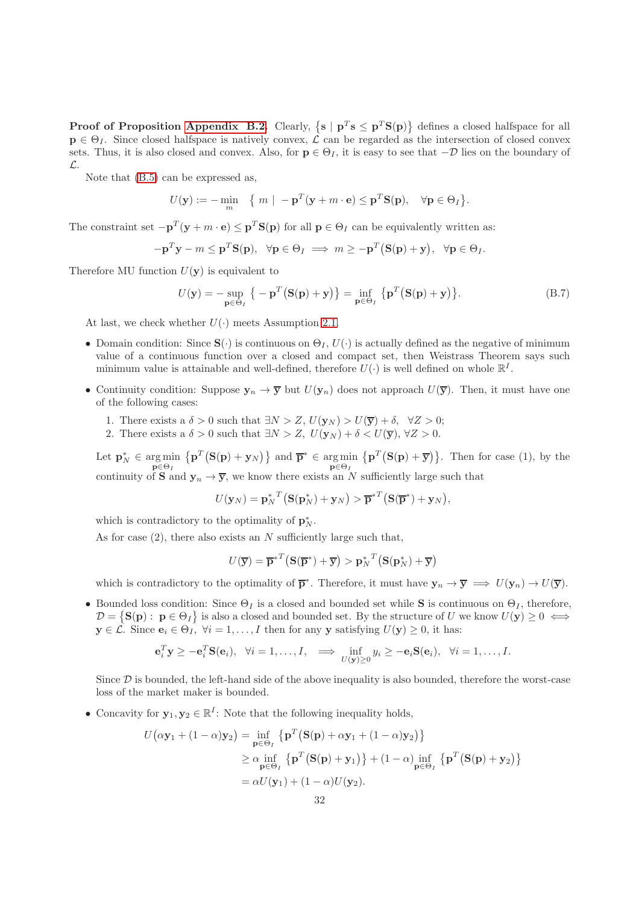**Proof of Proposition Appendix B.2.** Clearly, $\{\mathbf{s} \mid \mathbf{p}^T\mathbf{s} \leq \mathbf{p}^T\mathbf{S}(\mathbf{p})\}$ defines a closed halfspace for all $\mathbf{p} \in \Theta_I$. Since closed halfspace is natively convex, $\mathcal{L}$ can be regarded as the intersection of closed convex sets. Thus, it is also closed and convex. Also, for $\mathbf{p} \in \Theta_I$, it is easy to see that $-\mathcal{D}$ lies on the boundary of $\mathcal{L}$.

Note that (B.5) can be expressed as,

$$U(\mathbf{y}) := -\min_{m} \quad \{ \, m \mid -\mathbf{p}^T(\mathbf{y} + m \cdot \mathbf{e}) \leq \mathbf{p}^T\mathbf{S}(\mathbf{p}), \quad \forall \mathbf{p} \in \Theta_I \}.$$

The constraint set $-\mathbf{p}^T(\mathbf{y} + m \cdot \mathbf{e}) \leq \mathbf{p}^T\mathbf{S}(\mathbf{p})$ for all $\mathbf{p} \in \Theta_I$ can be equivalently written as:

$$-\mathbf{p}^T\mathbf{y} - m \leq \mathbf{p}^T\mathbf{S}(\mathbf{p}), \ \ \forall \mathbf{p} \in \Theta_I \implies m \geq -\mathbf{p}^T\big(\mathbf{S}(\mathbf{p}) + \mathbf{y}\big), \ \ \forall \mathbf{p} \in \Theta_I.$$

Therefore MU function $U(\mathbf{y})$ is equivalent to

$$U(\mathbf{y}) = -\sup_{\mathbf{p} \in \Theta_I} \big\{ -\mathbf{p}^T\big(\mathbf{S}(\mathbf{p}) + \mathbf{y}\big) \big\} = \inf_{\mathbf{p} \in \Theta_I} \big\{ \mathbf{p}^T\big(\mathbf{S}(\mathbf{p}) + \mathbf{y}\big) \big\}. \tag{B.7}$$

At last, we check whether $U(\cdot)$ meets Assumption 2.1.

- Domain condition: Since $\mathbf{S}(\cdot)$ is continuous on $\Theta_I$, $U(\cdot)$ is actually defined as the negative of minimum value of a continuous function over a closed and compact set, then Weistrass Theorem says such minimum value is attainable and well-defined, therefore $U(\cdot)$ is well defined on whole $\mathbb{R}^I$.
- Continuity condition: Suppose $\mathbf{y}_n \to \overline{\mathbf{y}}$ but $U(\mathbf{y}_n)$ does not approach $U(\overline{\mathbf{y}})$. Then, it must have one of the following cases:

  1. There exists a $\delta > 0$ such that $\exists N > Z$, $U(\mathbf{y}_N) > U(\overline{\mathbf{y}}) + \delta$, $\ \forall Z > 0$;
  2. There exists a $\delta > 0$ such that $\exists N > Z$, $U(\mathbf{y}_N) + \delta < U(\overline{\mathbf{y}})$, $\forall Z > 0$.

  Let $\mathbf{p}_N^* \in \arg\min_{\mathbf{p} \in \Theta_I} \big\{\mathbf{p}^T\big(\mathbf{S}(\mathbf{p}) + \mathbf{y}_N\big)\big\}$ and $\overline{\mathbf{p}}^* \in \arg\min_{\mathbf{p} \in \Theta_I} \big\{\mathbf{p}^T\big(\mathbf{S}(\mathbf{p}) + \overline{\mathbf{y}}\big)\big\}$. Then for case (1), by the continuity of $\mathbf{S}$ and $\mathbf{y}_n \to \overline{\mathbf{y}}$, we know there exists an $N$ sufficiently large such that

  $$U(\mathbf{y}_N) = {\mathbf{p}_N^*}^T\big(\mathbf{S}(\mathbf{p}_N^*) + \mathbf{y}_N\big) > {\overline{\mathbf{p}}^*}^T\big(\mathbf{S}(\overline{\mathbf{p}}^*) + \mathbf{y}_N\big),$$

  which is contradictory to the optimality of $\mathbf{p}_N^*$.

  As for case (2), there also exists an $N$ sufficiently large such that,

  $$U(\overline{\mathbf{y}}) = {\overline{\mathbf{p}}^*}^T\big(\mathbf{S}(\overline{\mathbf{p}}^*) + \overline{\mathbf{y}}\big) > {\mathbf{p}_N^*}^T\big(\mathbf{S}(\mathbf{p}_N^*) + \overline{\mathbf{y}}\big)$$

  which is contradictory to the optimality of $\overline{\mathbf{p}}^*$. Therefore, it must have $\mathbf{y}_n \to \overline{\mathbf{y}} \implies U(\mathbf{y}_n) \to U(\overline{\mathbf{y}})$.
- Bounded loss condition: Since $\Theta_I$ is a closed and bounded set while $\mathbf{S}$ is continuous on $\Theta_I$, therefore, $\mathcal{D} = \big\{\mathbf{S}(\mathbf{p}) : \ \mathbf{p} \in \Theta_I\big\}$ is also a closed and bounded set. By the structure of $U$ we know $U(\mathbf{y}) \geq 0 \iff \mathbf{y} \in \mathcal{L}$. Since $\mathbf{e}_i \in \Theta_I$, $\ \forall i = 1, \ldots, I$ then for any $\mathbf{y}$ satisfying $U(\mathbf{y}) \geq 0$, it has:

  $$\mathbf{e}_i^T\mathbf{y} \geq -\mathbf{e}_i^T\mathbf{S}(\mathbf{e}_i), \ \ \forall i = 1, \ldots, I, \ \ \implies \inf_{U(\mathbf{y}) \geq 0} y_i \geq -\mathbf{e}_i\mathbf{S}(\mathbf{e}_i), \ \ \forall i = 1, \ldots, I.$$

  Since $\mathcal{D}$ is bounded, the left-hand side of the above inequality is also bounded, therefore the worst-case loss of the market maker is bounded.
- Concavity for $\mathbf{y}_1, \mathbf{y}_2 \in \mathbb{R}^I$: Note that the following inequality holds,

  $$\begin{aligned} U\big(\alpha\mathbf{y}_1 + (1-\alpha)\mathbf{y}_2\big) &= \inf_{\mathbf{p} \in \Theta_I} \big\{\mathbf{p}^T\big(\mathbf{S}(\mathbf{p}) + \alpha\mathbf{y}_1 + (1-\alpha)\mathbf{y}_2\big)\big\} \\ &\geq \alpha \inf_{\mathbf{p} \in \Theta_I} \big\{\mathbf{p}^T\big(\mathbf{S}(\mathbf{p}) + \mathbf{y}_1\big)\big\} + (1-\alpha) \inf_{\mathbf{p} \in \Theta_I} \big\{\mathbf{p}^T\big(\mathbf{S}(\mathbf{p}) + \mathbf{y}_2\big)\big\} \\ &= \alpha U(\mathbf{y}_1) + (1-\alpha)U(\mathbf{y}_2). \end{aligned}$$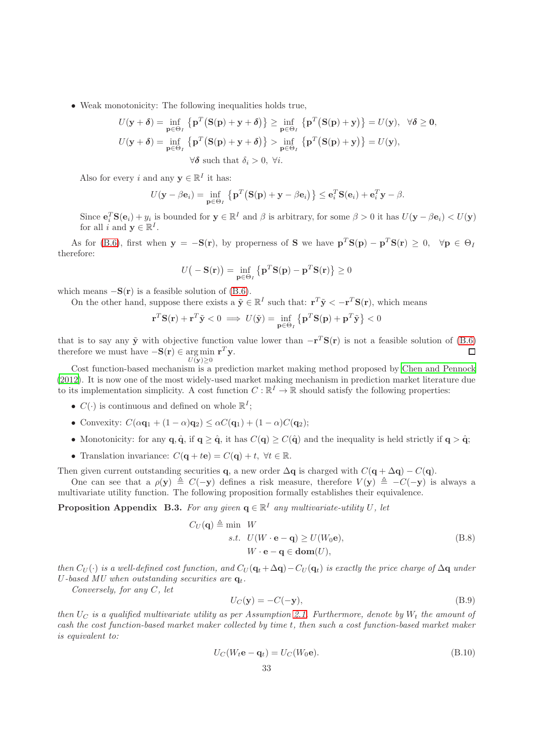- Weak monotonicity: The following inequalities holds true,

$$U(\mathbf{y}+\boldsymbol{\delta}) = \inf_{\mathbf{p}\in\Theta_I} \left\{\mathbf{p}^T\big(\mathbf{S}(\mathbf{p})+\mathbf{y}+\boldsymbol{\delta}\big)\right\} \geq \inf_{\mathbf{p}\in\Theta_I} \left\{\mathbf{p}^T\big(\mathbf{S}(\mathbf{p})+\mathbf{y}\big)\right\} = U(\mathbf{y}), \quad \forall \boldsymbol{\delta} \geq \mathbf{0},$$

$$U(\mathbf{y}+\boldsymbol{\delta}) = \inf_{\mathbf{p}\in\Theta_I} \left\{\mathbf{p}^T\big(\mathbf{S}(\mathbf{p})+\mathbf{y}+\boldsymbol{\delta}\big)\right\} > \inf_{\mathbf{p}\in\Theta_I} \left\{\mathbf{p}^T\big(\mathbf{S}(\mathbf{p})+\mathbf{y}\big)\right\} = U(\mathbf{y}),$$

$$\forall \boldsymbol{\delta} \text{ such that } \delta_i > 0, \ \forall i.$$

Also for every $i$ and any $\mathbf{y} \in \mathbb{R}^I$ it has:

$$U(\mathbf{y}-\beta\mathbf{e}_i) = \inf_{\mathbf{p}\in\Theta_I} \left\{\mathbf{p}^T\big(\mathbf{S}(\mathbf{p})+\mathbf{y}-\beta\mathbf{e}_i\big)\right\} \leq \mathbf{e}_i^T\mathbf{S}(\mathbf{e}_i) + \mathbf{e}_i^T\mathbf{y} - \beta.$$

Since $\mathbf{e}_i^T\mathbf{S}(\mathbf{e}_i) + y_i$ is bounded for $\mathbf{y} \in \mathbb{R}^I$ and $\beta$ is arbitrary, for some $\beta > 0$ it has $U(\mathbf{y}-\beta\mathbf{e}_i) < U(\mathbf{y})$ for all $i$ and $\mathbf{y} \in \mathbb{R}^I$.

As for (B.6), first when $\mathbf{y} = -\mathbf{S}(\mathbf{r})$, by properness of $\mathbf{S}$ we have $\mathbf{p}^T\mathbf{S}(\mathbf{p}) - \mathbf{p}^T\mathbf{S}(\mathbf{r}) \geq 0, \ \ \forall \mathbf{p} \in \Theta_I$ therefore:

$$U\big(-\mathbf{S}(\mathbf{r})\big) = \inf_{\mathbf{p}\in\Theta_I} \left\{\mathbf{p}^T\mathbf{S}(\mathbf{p}) - \mathbf{p}^T\mathbf{S}(\mathbf{r})\right\} \geq 0$$

which means $-\mathbf{S}(\mathbf{r})$ is a feasible solution of (B.6).

On the other hand, suppose there exists a $\tilde{\mathbf{y}} \in \mathbb{R}^I$ such that: $\mathbf{r}^T\tilde{\mathbf{y}} < -\mathbf{r}^T\mathbf{S}(\mathbf{r})$, which means

$$\mathbf{r}^T\mathbf{S}(\mathbf{r}) + \mathbf{r}^T\tilde{\mathbf{y}} < 0 \implies U(\tilde{\mathbf{y}}) = \inf_{\mathbf{p}\in\Theta_I} \left\{\mathbf{p}^T\mathbf{S}(\mathbf{p}) + \mathbf{p}^T\tilde{\mathbf{y}}\right\} < 0$$

that is to say any $\tilde{\mathbf{y}}$ with objective function value lower than $-\mathbf{r}^T\mathbf{S}(\mathbf{r})$ is not a feasible solution of (B.6) therefore we must have $-\mathbf{S}(\mathbf{r}) \in \underset{U(\mathbf{y})\geq 0}{\arg\min}\ \mathbf{r}^T\mathbf{y}$. □

Cost function-based mechanism is a prediction market making method proposed by Chen and Pennock (2012). It is now one of the most widely-used market making mechanism in prediction market literature due to its implementation simplicity. A cost function $C : \mathbb{R}^I \to \mathbb{R}$ should satisfy the following properties:

- $C(\cdot)$ is continuous and defined on whole $\mathbb{R}^I$;
- Convexity: $C(\alpha\mathbf{q}_1 + (1-\alpha)\mathbf{q}_2) \leq \alpha C(\mathbf{q}_1) + (1-\alpha)C(\mathbf{q}_2)$;
- Monotonicity: for any $\mathbf{q}, \hat{\mathbf{q}}$, if $\mathbf{q} \geq \hat{\mathbf{q}}$, it has $C(\mathbf{q}) \geq C(\hat{\mathbf{q}})$ and the inequality is held strictly if $\mathbf{q} > \hat{\mathbf{q}}$;
- Translation invariance: $C(\mathbf{q} + t\mathbf{e}) = C(\mathbf{q}) + t, \ \forall t \in \mathbb{R}$.

Then given current outstanding securities $\mathbf{q}$, a new order $\Delta\mathbf{q}$ is charged with $C(\mathbf{q}+\Delta\mathbf{q}) - C(\mathbf{q})$.

One can see that a $\rho(\mathbf{y}) \triangleq C(-\mathbf{y})$ defines a risk measure, therefore $V(\mathbf{y}) \triangleq -C(-\mathbf{y})$ is always a multivariate utility function. The following proposition formally establishes their equivalence.

**Proposition Appendix B.3.** *For any given $\mathbf{q} \in \mathbb{R}^I$ any multivariate-utility $U$, let*

$$\begin{aligned} C_U(\mathbf{q}) \triangleq \min \ \ & W \\ s.t. \ \ & U(W\cdot\mathbf{e} - \mathbf{q}) \geq U(W_0\mathbf{e}), \\ & W\cdot\mathbf{e} - \mathbf{q} \in \mathbf{dom}(U), \end{aligned} \tag{B.8}$$

*then $C_U(\cdot)$ is a well-defined cost function, and $C_U(\mathbf{q}_t + \Delta\mathbf{q}) - C_U(\mathbf{q}_t)$ is exactly the price charge of $\Delta\mathbf{q}$ under $U$-based MU when outstanding securities are $\mathbf{q}_t$.*

*Conversely, for any $C$, let*

$$U_C(\mathbf{y}) = -C(-\mathbf{y}), \tag{B.9}$$

*then $U_C$ is a qualified multivariate utility as per Assumption 2.1. Furthermore, denote by $W_t$ the amount of cash the cost function-based market maker collected by time $t$, then such a cost function-based market maker is equivalent to:*

$$U_C(W_t\mathbf{e} - \mathbf{q}_t) = U_C(W_0\mathbf{e}). \tag{B.10}$$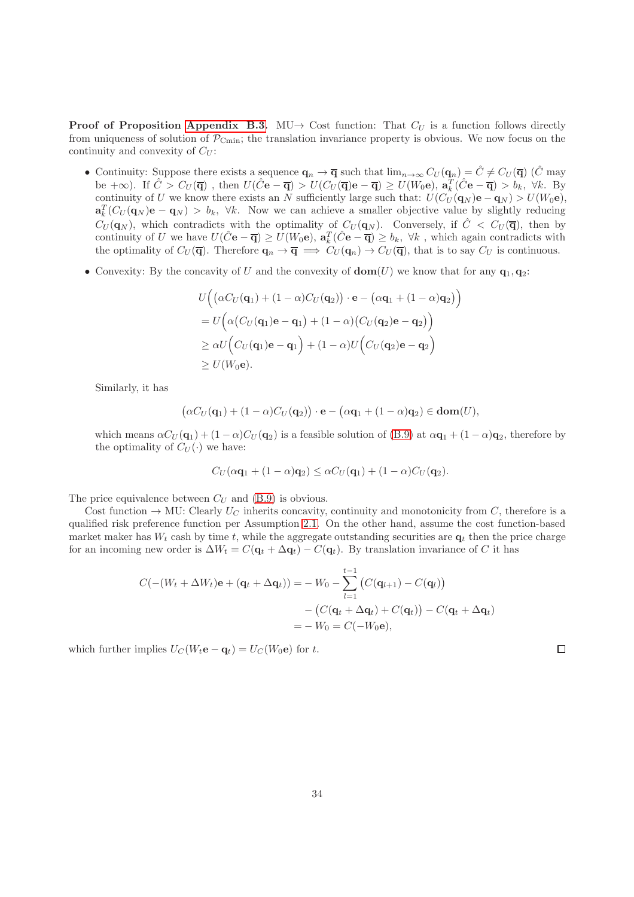**Proof of Proposition Appendix B.3.** MU→ Cost function: That $C_U$ is a function follows directly from uniqueness of solution of $\mathcal{P}_{\text{Cmin}}$; the translation invariance property is obvious. We now focus on the continuity and convexity of $C_U$:

- Continuity: Suppose there exists a sequence $\mathbf{q}_n \to \overline{\mathbf{q}}$ such that $\lim_{n\to\infty} C_U(\mathbf{q}_n) = \hat{C} \neq C_U(\overline{\mathbf{q}})$ ($\hat{C}$ may be $+\infty$). If $\hat{C} > C_U(\overline{\mathbf{q}})$ , then $U(\hat{C}\mathbf{e} - \overline{\mathbf{q}}) > U(C_U(\overline{\mathbf{q}})\mathbf{e} - \overline{\mathbf{q}}) \geq U(W_0\mathbf{e})$, $\mathbf{a}_k^T(\hat{C}\mathbf{e} - \overline{\mathbf{q}}) > b_k, \ \forall k$. By continuity of $U$ we know there exists an $N$ sufficiently large such that: $U(C_U(\mathbf{q}_N)\mathbf{e} - \mathbf{q}_N) > U(W_0\mathbf{e})$, $\mathbf{a}_k^T(C_U(\mathbf{q}_N)\mathbf{e} - \mathbf{q}_N) > b_k, \ \forall k$. Now we can achieve a smaller objective value by slightly reducing $C_U(\mathbf{q}_N)$, which contradicts with the optimality of $C_U(\mathbf{q}_N)$. Conversely, if $\hat{C} < C_U(\overline{\mathbf{q}})$, then by continuity of $U$ we have $U(\hat{C}\mathbf{e} - \overline{\mathbf{q}}) \geq U(W_0\mathbf{e})$, $\mathbf{a}_k^T(\hat{C}\mathbf{e} - \overline{\mathbf{q}}) \geq b_k, \ \forall k$ , which again contradicts with the optimality of $C_U(\overline{\mathbf{q}})$. Therefore $\mathbf{q}_n \to \overline{\mathbf{q}} \implies C_U(\mathbf{q}_n) \to C_U(\overline{\mathbf{q}})$, that is to say $C_U$ is continuous.

- Convexity: By the concavity of $U$ and the convexity of $\mathbf{dom}(U)$ we know that for any $\mathbf{q}_1, \mathbf{q}_2$:

$$
\begin{aligned}
&U\Big(\big(\alpha C_U(\mathbf{q}_1) + (1-\alpha)C_U(\mathbf{q}_2)\big)\cdot \mathbf{e} - \big(\alpha \mathbf{q}_1 + (1-\alpha)\mathbf{q}_2\big)\Big) \\
&= U\Big(\alpha\big(C_U(\mathbf{q}_1)\mathbf{e} - \mathbf{q}_1\big) + (1-\alpha)\big(C_U(\mathbf{q}_2)\mathbf{e} - \mathbf{q}_2\big)\Big) \\
&\geq \alpha U\Big(C_U(\mathbf{q}_1)\mathbf{e} - \mathbf{q}_1\Big) + (1-\alpha)U\Big(C_U(\mathbf{q}_2)\mathbf{e} - \mathbf{q}_2\Big) \\
&\geq U(W_0\mathbf{e}).
\end{aligned}
$$

  Similarly, it has

$$
\big(\alpha C_U(\mathbf{q}_1) + (1-\alpha)C_U(\mathbf{q}_2)\big)\cdot \mathbf{e} - \big(\alpha \mathbf{q}_1 + (1-\alpha)\mathbf{q}_2\big) \in \mathbf{dom}(U),
$$

  which means $\alpha C_U(\mathbf{q}_1) + (1-\alpha)C_U(\mathbf{q}_2)$ is a feasible solution of (B.9) at $\alpha\mathbf{q}_1 + (1-\alpha)\mathbf{q}_2$, therefore by the optimality of $C_U(\cdot)$ we have:

$$
C_U(\alpha\mathbf{q}_1 + (1-\alpha)\mathbf{q}_2) \leq \alpha C_U(\mathbf{q}_1) + (1-\alpha)C_U(\mathbf{q}_2).
$$

The price equivalence between $C_U$ and (B.9) is obvious.

Cost function → MU: Clearly $U_C$ inherits concavity, continuity and monotonicity from $C$, therefore is a qualified risk preference function per Assumption 2.1. On the other hand, assume the cost function-based market maker has $W_t$ cash by time $t$, while the aggregate outstanding securities are $\mathbf{q}_t$ then the price charge for an incoming new order is $\Delta W_t = C(\mathbf{q}_t + \Delta\mathbf{q}_t) - C(\mathbf{q}_t)$. By translation invariance of $C$ it has

$$
\begin{aligned}
C(-(W_t + \Delta W_t)\mathbf{e} + (\mathbf{q}_t + \Delta\mathbf{q}_t)) =& - W_0 - \sum_{l=1}^{t-1}\big(C(\mathbf{q}_{l+1}) - C(\mathbf{q}_l)\big) \\
&- \big(C(\mathbf{q}_t + \Delta\mathbf{q}_t) + C(\mathbf{q}_t)\big) - C(\mathbf{q}_t + \Delta\mathbf{q}_t) \\
=& - W_0 = C(-W_0\mathbf{e}),
\end{aligned}
$$

which further implies $U_C(W_t\mathbf{e} - \mathbf{q}_t) = U_C(W_0\mathbf{e})$ for $t$. $\square$